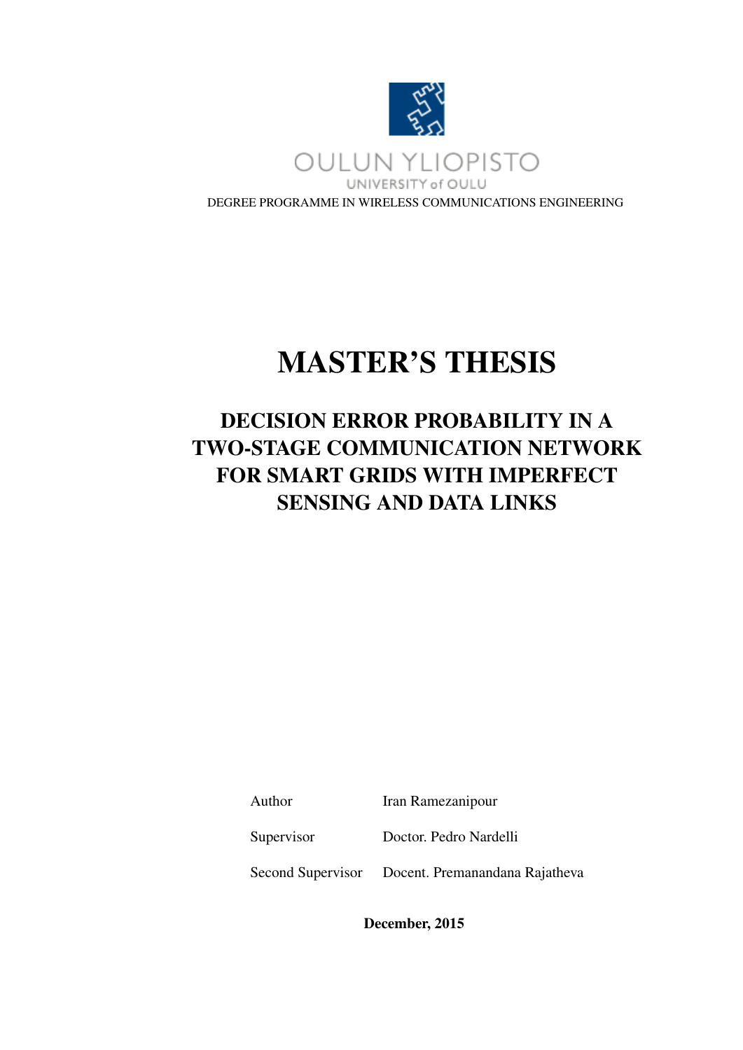OULUN YLIOPISTO

UNIVERSITY of OULU

DEGREE PROGRAMME IN WIRELESS COMMUNICATIONS ENGINEERING

# MASTER'S THESIS

## DECISION ERROR PROBABILITY IN A TWO-STAGE COMMUNICATION NETWORK FOR SMART GRIDS WITH IMPERFECT SENSING AND DATA LINKS

| | |
|---|---|
| Author | Iran Ramezanipour |
| Supervisor | Doctor. Pedro Nardelli |
| Second Supervisor | Docent. Premanandana Rajatheva |

**December, 2015**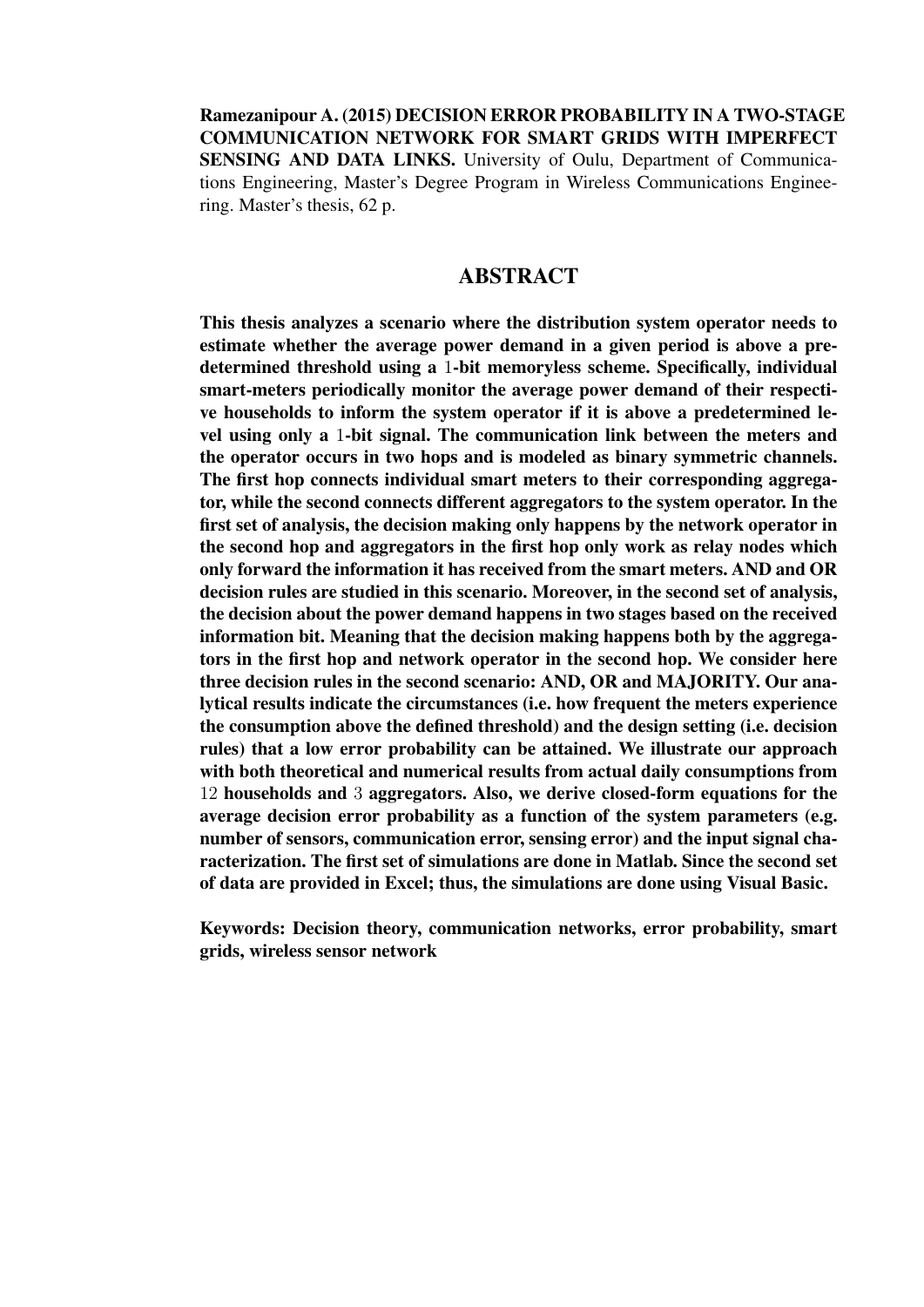**Ramezanipour A. (2015) DECISION ERROR PROBABILITY IN A TWO-STAGE COMMUNICATION NETWORK FOR SMART GRIDS WITH IMPERFECT SENSING AND DATA LINKS.** University of Oulu, Department of Communications Engineering, Master's Degree Program in Wireless Communications Engineering. Master's thesis, 62 p.

## ABSTRACT

**This thesis analyzes a scenario where the distribution system operator needs to estimate whether the average power demand in a given period is above a predetermined threshold using a 1-bit memoryless scheme. Specifically, individual smart-meters periodically monitor the average power demand of their respective households to inform the system operator if it is above a predetermined level using only a 1-bit signal. The communication link between the meters and the operator occurs in two hops and is modeled as binary symmetric channels. The first hop connects individual smart meters to their corresponding aggregator, while the second connects different aggregators to the system operator. In the first set of analysis, the decision making only happens by the network operator in the second hop and aggregators in the first hop only work as relay nodes which only forward the information it has received from the smart meters. AND and OR decision rules are studied in this scenario. Moreover, in the second set of analysis, the decision about the power demand happens in two stages based on the received information bit. Meaning that the decision making happens both by the aggregators in the first hop and network operator in the second hop. We consider here three decision rules in the second scenario: AND, OR and MAJORITY. Our analytical results indicate the circumstances (i.e. how frequent the meters experience the consumption above the defined threshold) and the design setting (i.e. decision rules) that a low error probability can be attained. We illustrate our approach with both theoretical and numerical results from actual daily consumptions from 12 households and 3 aggregators. Also, we derive closed-form equations for the average decision error probability as a function of the system parameters (e.g. number of sensors, communication error, sensing error) and the input signal characterization. The first set of simulations are done in Matlab. Since the second set of data are provided in Excel; thus, the simulations are done using Visual Basic.**

**Keywords: Decision theory, communication networks, error probability, smart grids, wireless sensor network**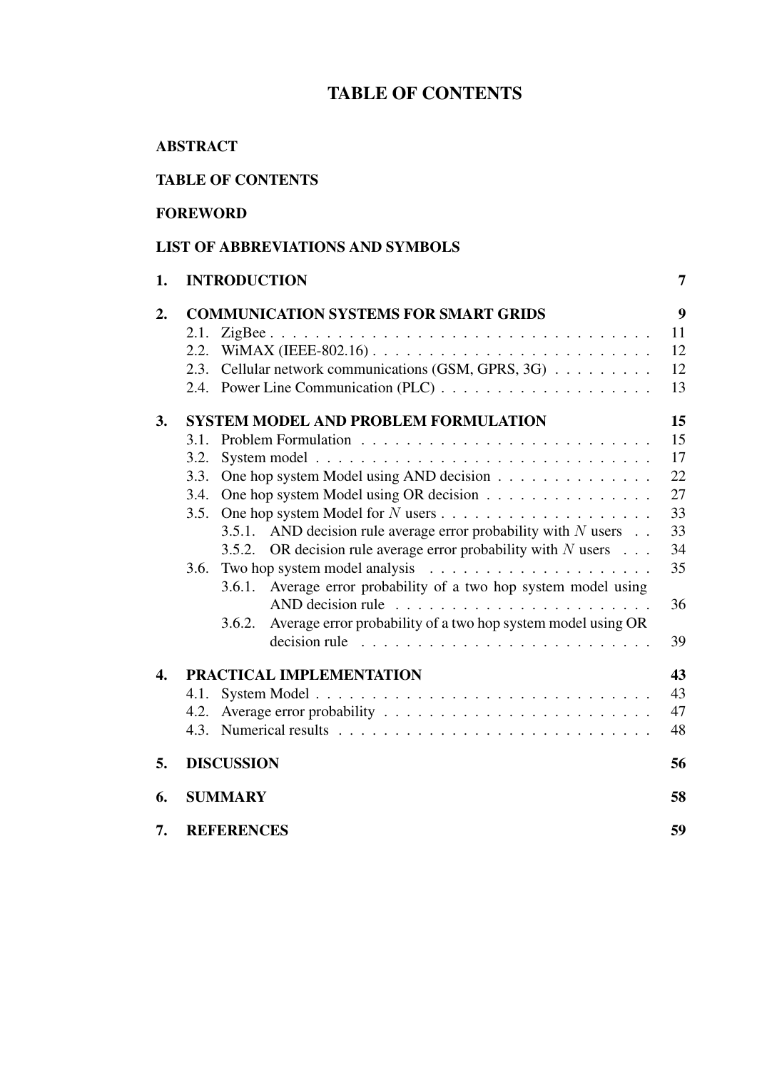# TABLE OF CONTENTS

**ABSTRACT**

**TABLE OF CONTENTS**

**FOREWORD**

**LIST OF ABBREVIATIONS AND SYMBOLS**

**1. INTRODUCTION** 7

**2. COMMUNICATION SYSTEMS FOR SMART GRIDS** 9

- 2.1. ZigBee . . . . . 11
- 2.2. WiMAX (IEEE-802.16) . . . . . 12
- 2.3. Cellular network communications (GSM, GPRS, 3G) . . . . . 12
- 2.4. Power Line Communication (PLC) . . . . . 13

**3. SYSTEM MODEL AND PROBLEM FORMULATION** 15

- 3.1. Problem Formulation . . . . . 15
- 3.2. System model . . . . . 17
- 3.3. One hop system Model using AND decision . . . . . 22
- 3.4. One hop system Model using OR decision . . . . . 27
- 3.5. One hop system Model for $N$ users . . . . . 33
  - 3.5.1. AND decision rule average error probability with $N$ users . . 33
  - 3.5.2. OR decision rule average error probability with $N$ users . . . 34
- 3.6. Two hop system model analysis . . . . . 35
  - 3.6.1. Average error probability of a two hop system model using AND decision rule . . . . . 36
  - 3.6.2. Average error probability of a two hop system model using OR decision rule . . . . . 39

**4. PRACTICAL IMPLEMENTATION** 43

- 4.1. System Model . . . . . 43
- 4.2. Average error probability . . . . . 47
- 4.3. Numerical results . . . . . 48

**5. DISCUSSION** 56

**6. SUMMARY** 58

**7. REFERENCES** 59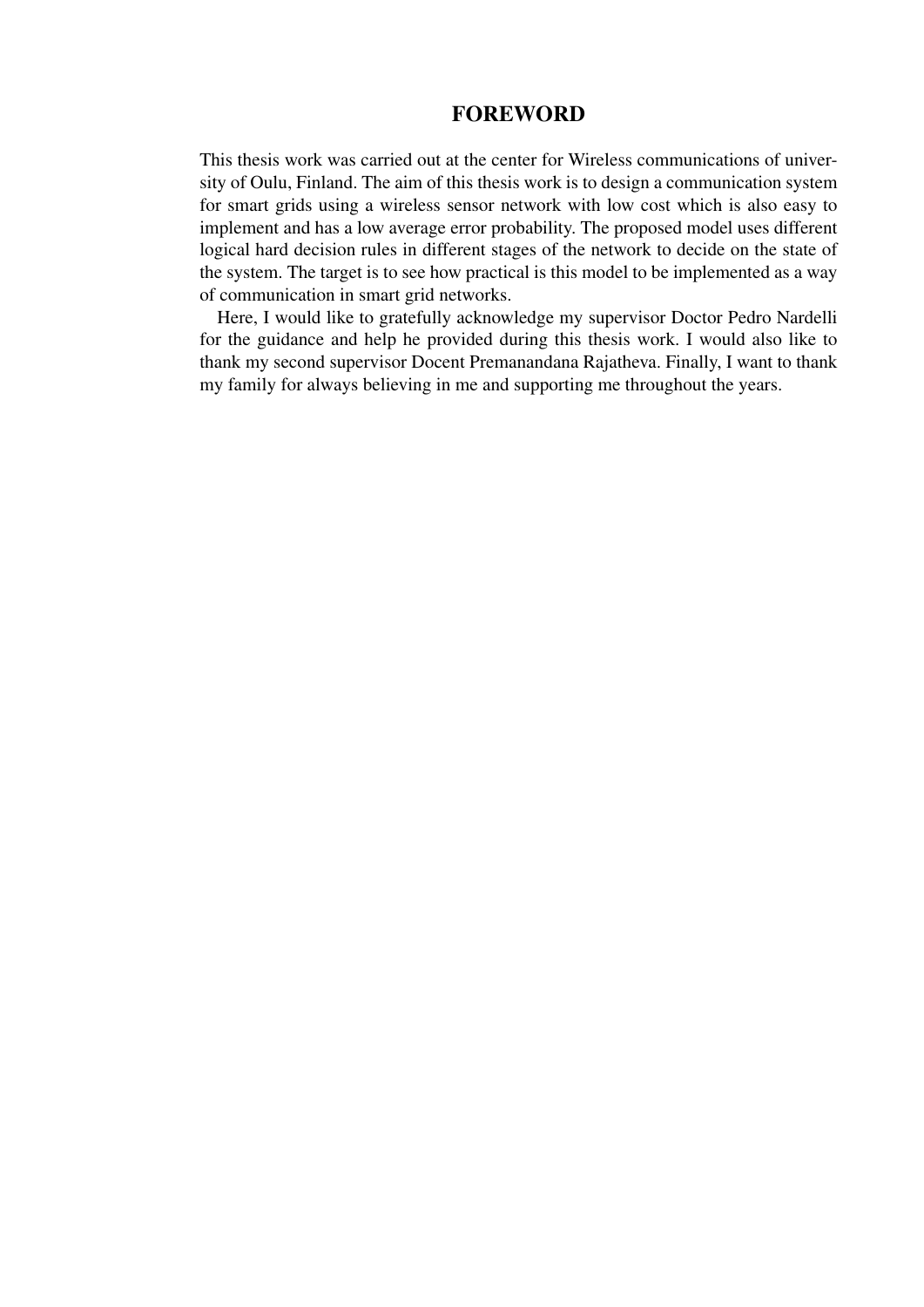# FOREWORD

This thesis work was carried out at the center for Wireless communications of university of Oulu, Finland. The aim of this thesis work is to design a communication system for smart grids using a wireless sensor network with low cost which is also easy to implement and has a low average error probability. The proposed model uses different logical hard decision rules in different stages of the network to decide on the state of the system. The target is to see how practical is this model to be implemented as a way of communication in smart grid networks.

Here, I would like to gratefully acknowledge my supervisor Doctor Pedro Nardelli for the guidance and help he provided during this thesis work. I would also like to thank my second supervisor Docent Premanandana Rajatheva. Finally, I want to thank my family for always believing in me and supporting me throughout the years.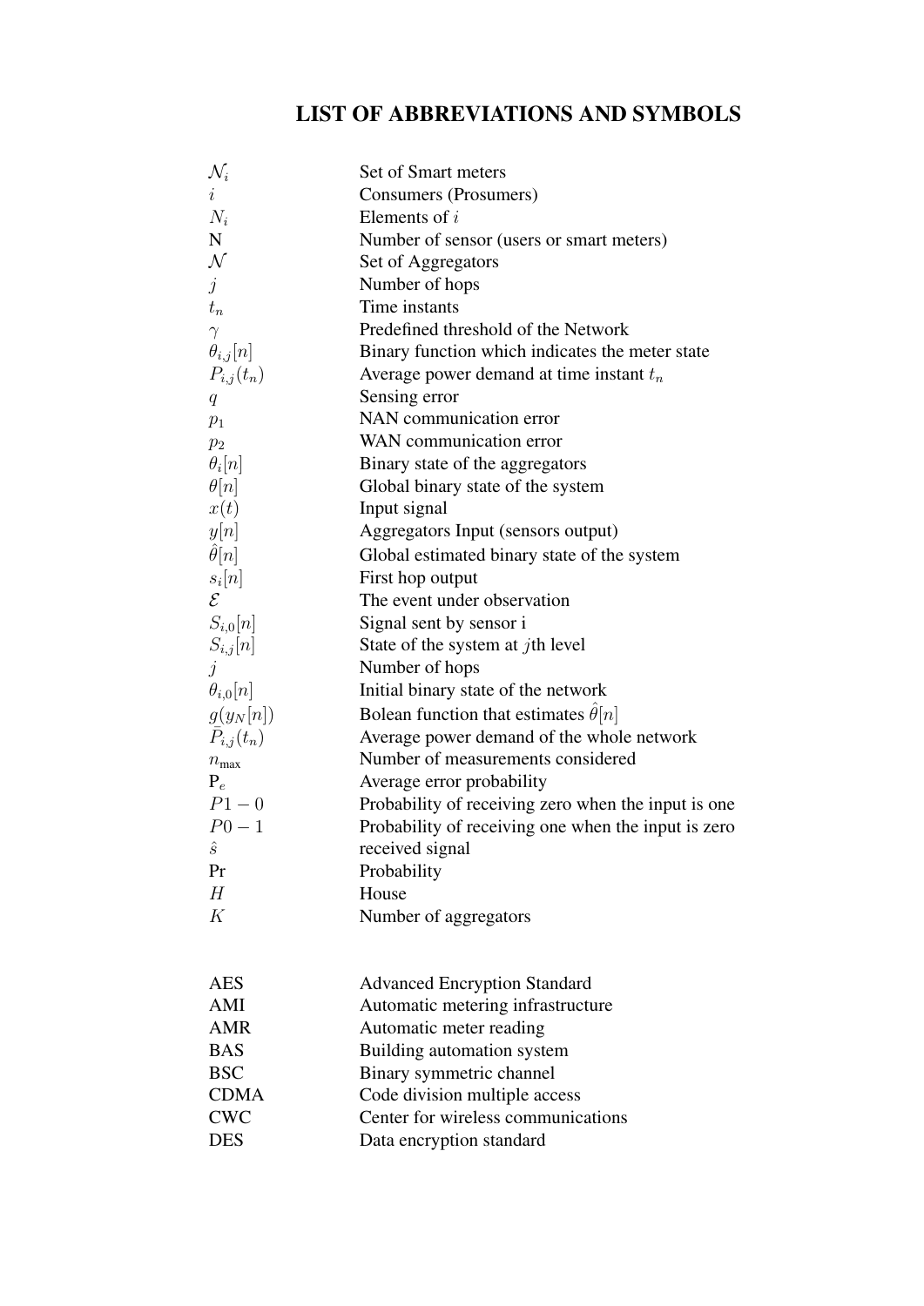# LIST OF ABBREVIATIONS AND SYMBOLS

| | |
|---|---|
| $\mathcal{N}_i$ | Set of Smart meters |
| $i$ | Consumers (Prosumers) |
| $N_i$ | Elements of $i$ |
| N | Number of sensor (users or smart meters) |
| $\mathcal{N}$ | Set of Aggregators |
| $j$ | Number of hops |
| $t_n$ | Time instants |
| $\gamma$ | Predefined threshold of the Network |
| $\theta_{i,j}[n]$ | Binary function which indicates the meter state |
| $P_{i,j}(t_n)$ | Average power demand at time instant $t_n$ |
| $q$ | Sensing error |
| $p_1$ | NAN communication error |
| $p_2$ | WAN communication error |
| $\theta_i[n]$ | Binary state of the aggregators |
| $\theta[n]$ | Global binary state of the system |
| $x(t)$ | Input signal |
| $y[n]$ | Aggregators Input (sensors output) |
| $\hat{\theta}[n]$ | Global estimated binary state of the system |
| $s_i[n]$ | First hop output |
| $\mathcal{E}$ | The event under observation |
| $S_{i,0}[n]$ | Signal sent by sensor i |
| $S_{i,j}[n]$ | State of the system at $j$th level |
| $j$ | Number of hops |
| $\theta_{i,0}[n]$ | Initial binary state of the network |
| $g(y_N[n])$ | Bolean function that estimates $\hat{\theta}[n]$ |
| $\bar{P}_{i,j}(t_n)$ | Average power demand of the whole network |
| $n_{\max}$ | Number of measurements considered |
| $\mathrm{P}_e$ | Average error probability |
| $P1-0$ | Probability of receiving zero when the input is one |
| $P0-1$ | Probability of receiving one when the input is zero |
| $\hat{s}$ | received signal |
| Pr | Probability |
| $H$ | House |
| $K$ | Number of aggregators |

| | |
|---|---|
| AES | Advanced Encryption Standard |
| AMI | Automatic metering infrastructure |
| AMR | Automatic meter reading |
| BAS | Building automation system |
| BSC | Binary symmetric channel |
| CDMA | Code division multiple access |
| CWC | Center for wireless communications |
| DES | Data encryption standard |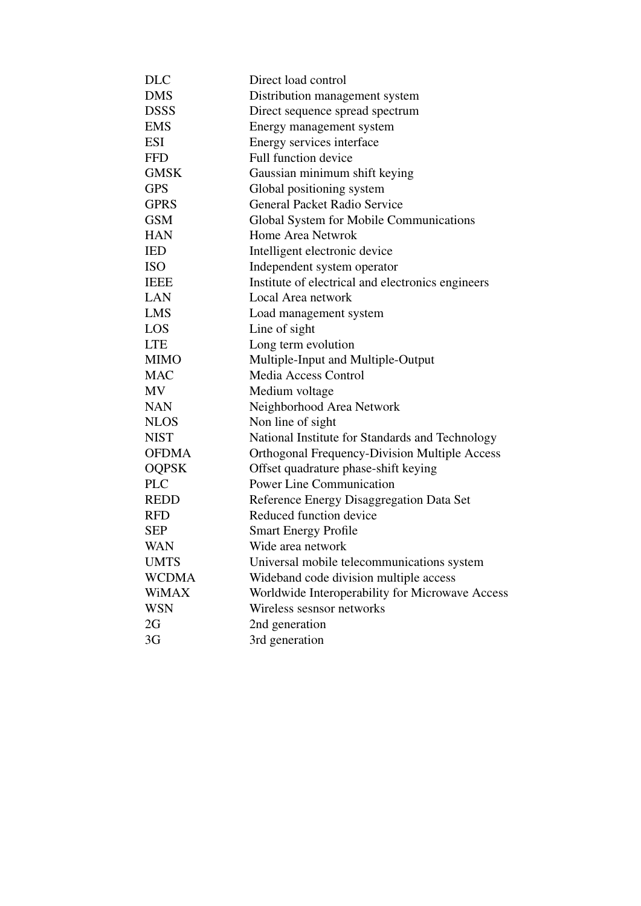| | |
|---|---|
| DLC | Direct load control |
| DMS | Distribution management system |
| DSSS | Direct sequence spread spectrum |
| EMS | Energy management system |
| ESI | Energy services interface |
| FFD | Full function device |
| GMSK | Gaussian minimum shift keying |
| GPS | Global positioning system |
| GPRS | General Packet Radio Service |
| GSM | Global System for Mobile Communications |
| HAN | Home Area Netwrok |
| IED | Intelligent electronic device |
| ISO | Independent system operator |
| IEEE | Institute of electrical and electronics engineers |
| LAN | Local Area network |
| LMS | Load management system |
| LOS | Line of sight |
| LTE | Long term evolution |
| MIMO | Multiple-Input and Multiple-Output |
| MAC | Media Access Control |
| MV | Medium voltage |
| NAN | Neighborhood Area Network |
| NLOS | Non line of sight |
| NIST | National Institute for Standards and Technology |
| OFDMA | Orthogonal Frequency-Division Multiple Access |
| OQPSK | Offset quadrature phase-shift keying |
| PLC | Power Line Communication |
| REDD | Reference Energy Disaggregation Data Set |
| RFD | Reduced function device |
| SEP | Smart Energy Profile |
| WAN | Wide area network |
| UMTS | Universal mobile telecommunications system |
| WCDMA | Wideband code division multiple access |
| WiMAX | Worldwide Interoperability for Microwave Access |
| WSN | Wireless sesnsor networks |
| 2G | 2nd generation |
| 3G | 3rd generation |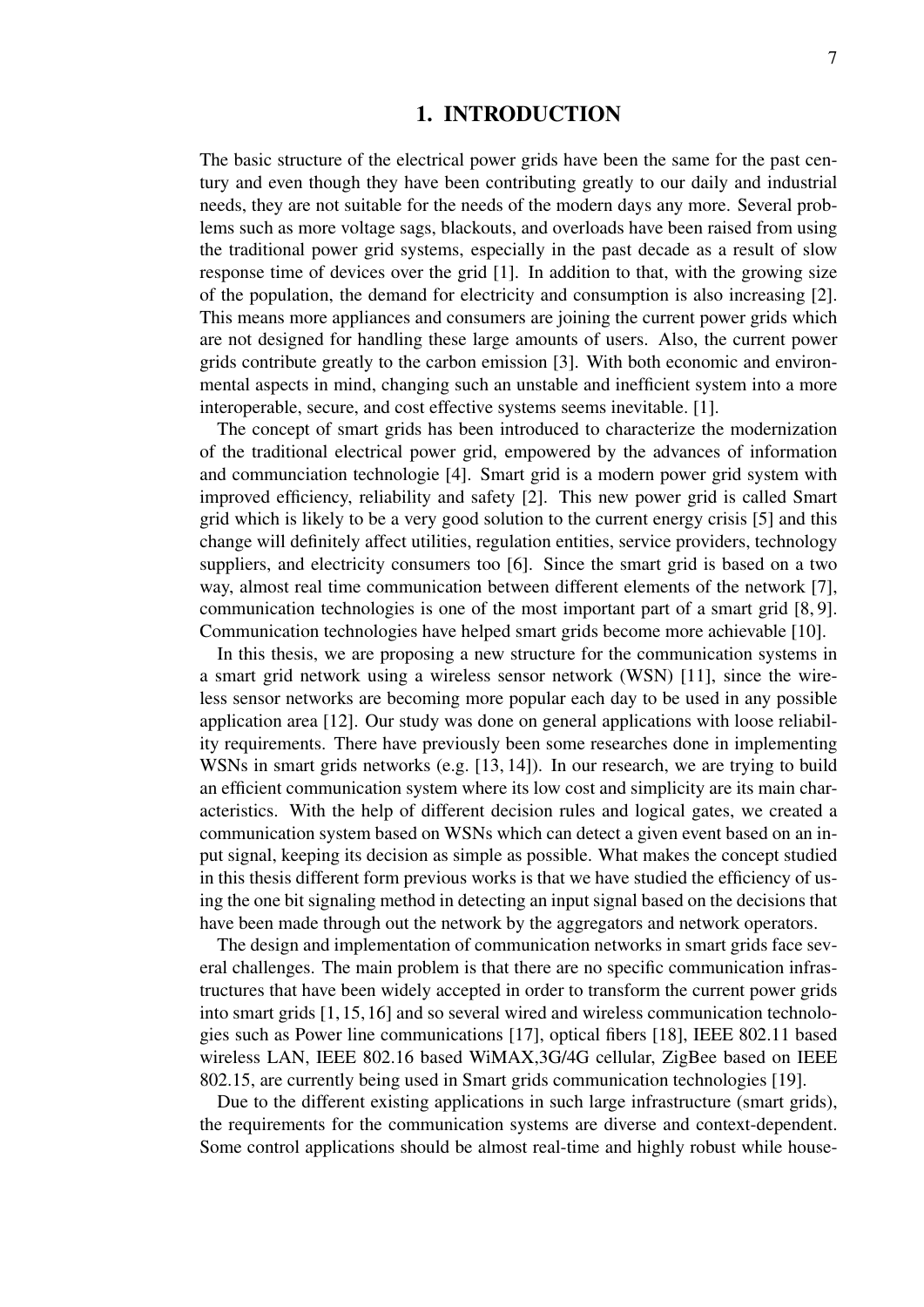# 1. INTRODUCTION

The basic structure of the electrical power grids have been the same for the past century and even though they have been contributing greatly to our daily and industrial needs, they are not suitable for the needs of the modern days any more. Several problems such as more voltage sags, blackouts, and overloads have been raised from using the traditional power grid systems, especially in the past decade as a result of slow response time of devices over the grid [1]. In addition to that, with the growing size of the population, the demand for electricity and consumption is also increasing [2]. This means more appliances and consumers are joining the current power grids which are not designed for handling these large amounts of users. Also, the current power grids contribute greatly to the carbon emission [3]. With both economic and environmental aspects in mind, changing such an unstable and inefficient system into a more interoperable, secure, and cost effective systems seems inevitable. [1].

The concept of smart grids has been introduced to characterize the modernization of the traditional electrical power grid, empowered by the advances of information and communciation technologie [4]. Smart grid is a modern power grid system with improved efficiency, reliability and safety [2]. This new power grid is called Smart grid which is likely to be a very good solution to the current energy crisis [5] and this change will definitely affect utilities, regulation entities, service providers, technology suppliers, and electricity consumers too [6]. Since the smart grid is based on a two way, almost real time communication between different elements of the network [7], communication technologies is one of the most important part of a smart grid [8, 9]. Communication technologies have helped smart grids become more achievable [10].

In this thesis, we are proposing a new structure for the communication systems in a smart grid network using a wireless sensor network (WSN) [11], since the wireless sensor networks are becoming more popular each day to be used in any possible application area [12]. Our study was done on general applications with loose reliability requirements. There have previously been some researches done in implementing WSNs in smart grids networks (e.g. [13, 14]). In our research, we are trying to build an efficient communication system where its low cost and simplicity are its main characteristics. With the help of different decision rules and logical gates, we created a communication system based on WSNs which can detect a given event based on an input signal, keeping its decision as simple as possible. What makes the concept studied in this thesis different form previous works is that we have studied the efficiency of using the one bit signaling method in detecting an input signal based on the decisions that have been made through out the network by the aggregators and network operators.

The design and implementation of communication networks in smart grids face several challenges. The main problem is that there are no specific communication infrastructures that have been widely accepted in order to transform the current power grids into smart grids [1, 15, 16] and so several wired and wireless communication technologies such as Power line communications [17], optical fibers [18], IEEE 802.11 based wireless LAN, IEEE 802.16 based WiMAX,3G/4G cellular, ZigBee based on IEEE 802.15, are currently being used in Smart grids communication technologies [19].

Due to the different existing applications in such large infrastructure (smart grids), the requirements for the communication systems are diverse and context-dependent. Some control applications should be almost real-time and highly robust while house-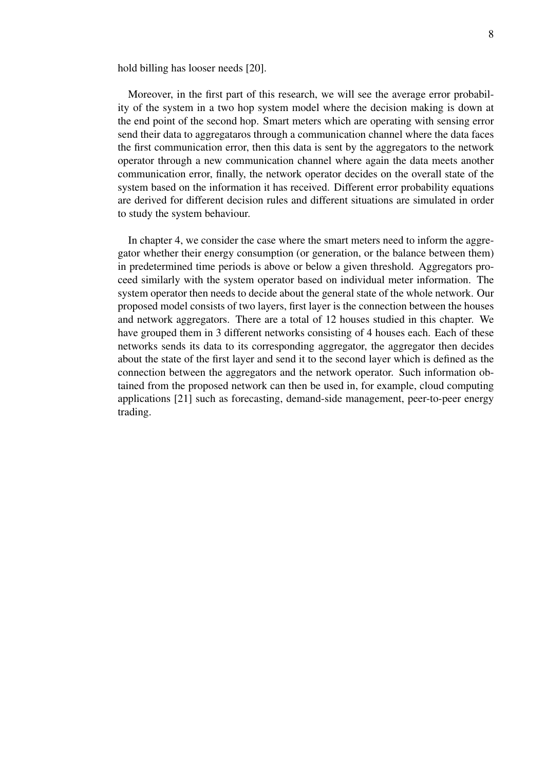hold billing has looser needs [20].

Moreover, in the first part of this research, we will see the average error probability of the system in a two hop system model where the decision making is down at the end point of the second hop. Smart meters which are operating with sensing error send their data to aggregataros through a communication channel where the data faces the first communication error, then this data is sent by the aggregators to the network operator through a new communication channel where again the data meets another communication error, finally, the network operator decides on the overall state of the system based on the information it has received. Different error probability equations are derived for different decision rules and different situations are simulated in order to study the system behaviour.

In chapter 4, we consider the case where the smart meters need to inform the aggregator whether their energy consumption (or generation, or the balance between them) in predetermined time periods is above or below a given threshold. Aggregators proceed similarly with the system operator based on individual meter information. The system operator then needs to decide about the general state of the whole network. Our proposed model consists of two layers, first layer is the connection between the houses and network aggregators. There are a total of 12 houses studied in this chapter. We have grouped them in 3 different networks consisting of 4 houses each. Each of these networks sends its data to its corresponding aggregator, the aggregator then decides about the state of the first layer and send it to the second layer which is defined as the connection between the aggregators and the network operator. Such information obtained from the proposed network can then be used in, for example, cloud computing applications [21] such as forecasting, demand-side management, peer-to-peer energy trading.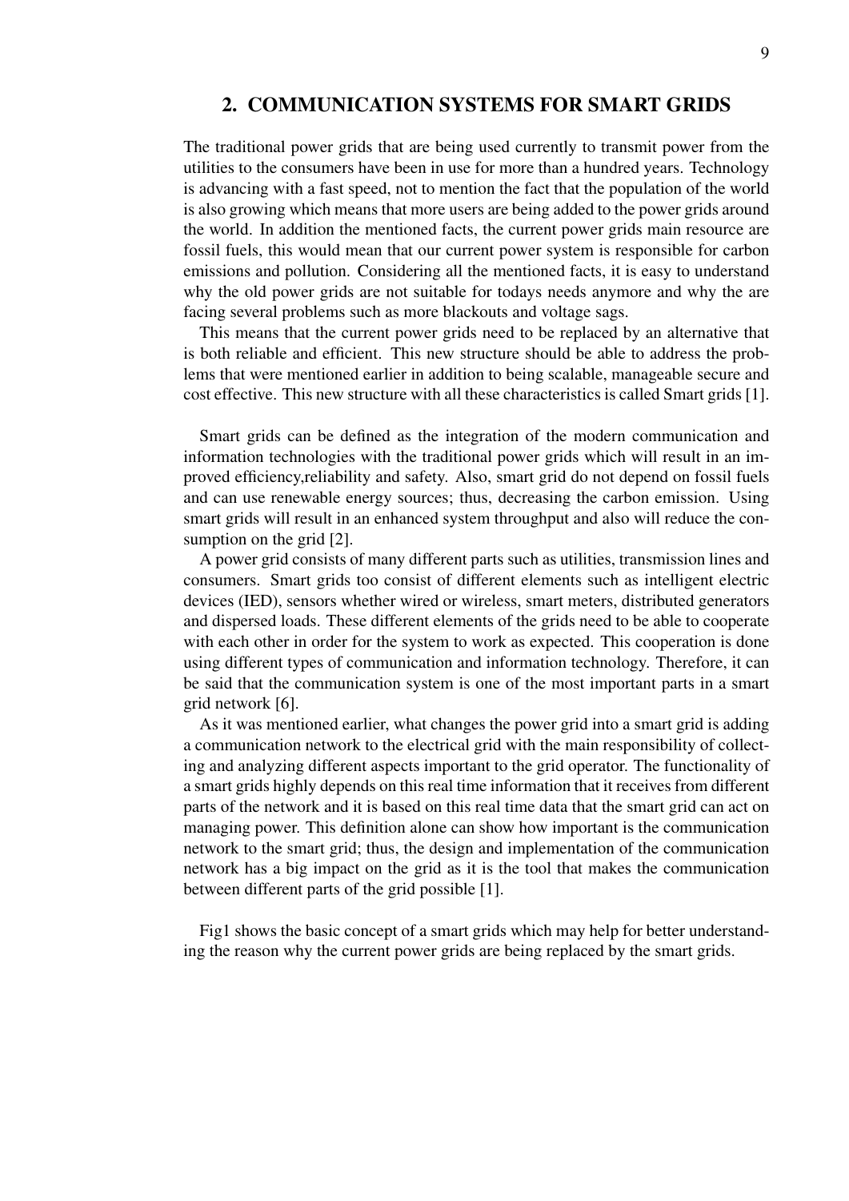# 2. COMMUNICATION SYSTEMS FOR SMART GRIDS

The traditional power grids that are being used currently to transmit power from the utilities to the consumers have been in use for more than a hundred years. Technology is advancing with a fast speed, not to mention the fact that the population of the world is also growing which means that more users are being added to the power grids around the world. In addition the mentioned facts, the current power grids main resource are fossil fuels, this would mean that our current power system is responsible for carbon emissions and pollution. Considering all the mentioned facts, it is easy to understand why the old power grids are not suitable for todays needs anymore and why the are facing several problems such as more blackouts and voltage sags.

This means that the current power grids need to be replaced by an alternative that is both reliable and efficient. This new structure should be able to address the problems that were mentioned earlier in addition to being scalable, manageable secure and cost effective. This new structure with all these characteristics is called Smart grids [1].

Smart grids can be defined as the integration of the modern communication and information technologies with the traditional power grids which will result in an improved efficiency,reliability and safety. Also, smart grid do not depend on fossil fuels and can use renewable energy sources; thus, decreasing the carbon emission. Using smart grids will result in an enhanced system throughput and also will reduce the consumption on the grid [2].

A power grid consists of many different parts such as utilities, transmission lines and consumers. Smart grids too consist of different elements such as intelligent electric devices (IED), sensors whether wired or wireless, smart meters, distributed generators and dispersed loads. These different elements of the grids need to be able to cooperate with each other in order for the system to work as expected. This cooperation is done using different types of communication and information technology. Therefore, it can be said that the communication system is one of the most important parts in a smart grid network [6].

As it was mentioned earlier, what changes the power grid into a smart grid is adding a communication network to the electrical grid with the main responsibility of collecting and analyzing different aspects important to the grid operator. The functionality of a smart grids highly depends on this real time information that it receives from different parts of the network and it is based on this real time data that the smart grid can act on managing power. This definition alone can show how important is the communication network to the smart grid; thus, the design and implementation of the communication network has a big impact on the grid as it is the tool that makes the communication between different parts of the grid possible [1].

Fig1 shows the basic concept of a smart grids which may help for better understanding the reason why the current power grids are being replaced by the smart grids.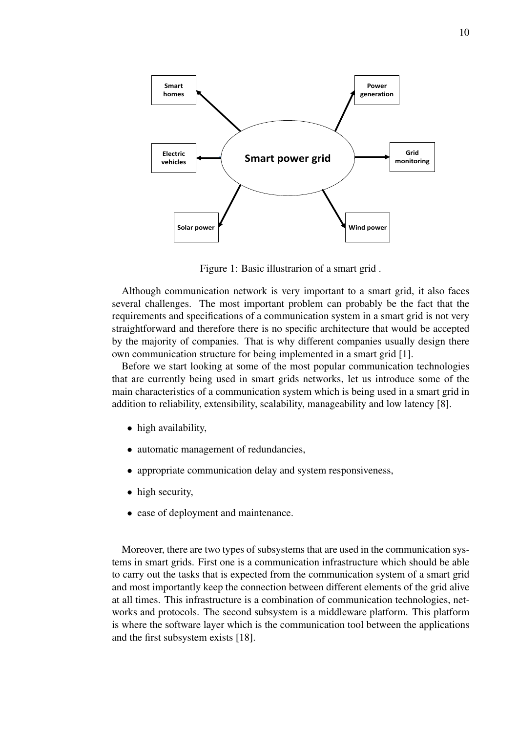Figure 1: Basic illustrarion of a smart grid .

Although communication network is very important to a smart grid, it also faces several challenges. The most important problem can probably be the fact that the requirements and specifications of a communication system in a smart grid is not very straightforward and therefore there is no specific architecture that would be accepted by the majority of companies. That is why different companies usually design there own communication structure for being implemented in a smart grid [1].

Before we start looking at some of the most popular communication technologies that are currently being used in smart grids networks, let us introduce some of the main characteristics of a communication system which is being used in a smart grid in addition to reliability, extensibility, scalability, manageability and low latency [8].

- high availability,
- automatic management of redundancies,
- appropriate communication delay and system responsiveness,
- high security,
- ease of deployment and maintenance.

Moreover, there are two types of subsystems that are used in the communication systems in smart grids. First one is a communication infrastructure which should be able to carry out the tasks that is expected from the communication system of a smart grid and most importantly keep the connection between different elements of the grid alive at all times. This infrastructure is a combination of communication technologies, networks and protocols. The second subsystem is a middleware platform. This platform is where the software layer which is the communication tool between the applications and the first subsystem exists [18].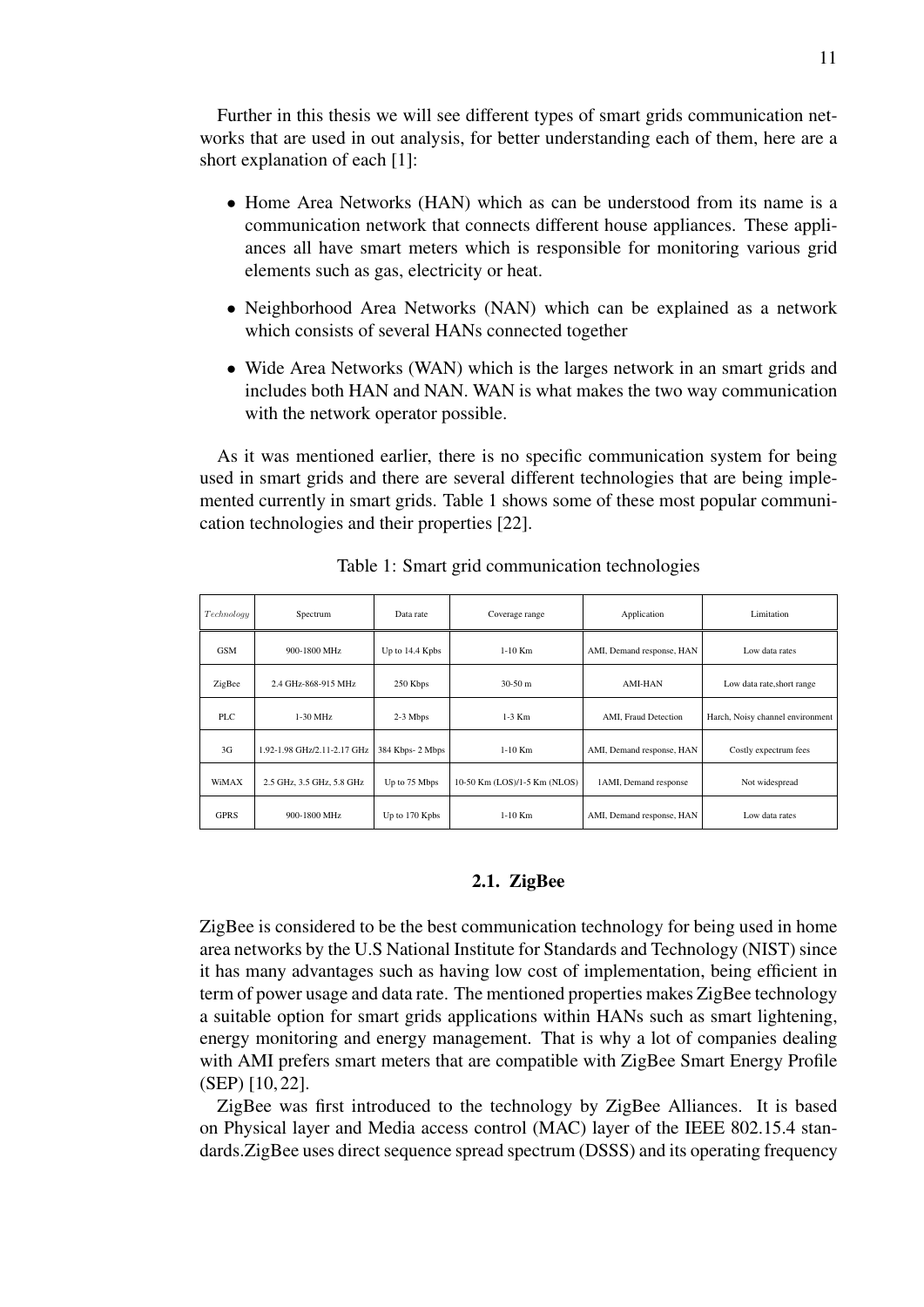Further in this thesis we will see different types of smart grids communication networks that are used in out analysis, for better understanding each of them, here are a short explanation of each [1]:

- Home Area Networks (HAN) which as can be understood from its name is a communication network that connects different house appliances. These appliances all have smart meters which is responsible for monitoring various grid elements such as gas, electricity or heat.
- Neighborhood Area Networks (NAN) which can be explained as a network which consists of several HANs connected together
- Wide Area Networks (WAN) which is the larges network in an smart grids and includes both HAN and NAN. WAN is what makes the two way communication with the network operator possible.

As it was mentioned earlier, there is no specific communication system for being used in smart grids and there are several different technologies that are being implemented currently in smart grids. Table 1 shows some of these most popular communication technologies and their properties [22].

Table 1: Smart grid communication technologies

| *Technology* | Spectrum | Data rate | Coverage range | Application | Limitation |
|---|---|---|---|---|---|
| GSM | 900-1800 MHz | Up to 14.4 Kpbs | 1-10 Km | AMI, Demand response, HAN | Low data rates |
| ZigBee | 2.4 GHz-868-915 MHz | 250 Kbps | 30-50 m | AMI-HAN | Low data rate,short range |
| PLC | 1-30 MHz | 2-3 Mbps | 1-3 Km | AMI, Fraud Detection | Harch, Noisy channel environment |
| 3G | 1.92-1.98 GHz/2.11-2.17 GHz | 384 Kbps- 2 Mbps | 1-10 Km | AMI, Demand response, HAN | Costly expectrum fees |
| WiMAX | 2.5 GHz, 3.5 GHz, 5.8 GHz | Up to 75 Mbps | 10-50 Km (LOS)/1-5 Km (NLOS) | 1AMI, Demand response | Not widespread |
| GPRS | 900-1800 MHz | Up to 170 Kpbs | 1-10 Km | AMI, Demand response, HAN | Low data rates |

## 2.1. ZigBee

ZigBee is considered to be the best communication technology for being used in home area networks by the U.S National Institute for Standards and Technology (NIST) since it has many advantages such as having low cost of implementation, being efficient in term of power usage and data rate. The mentioned properties makes ZigBee technology a suitable option for smart grids applications within HANs such as smart lightening, energy monitoring and energy management. That is why a lot of companies dealing with AMI prefers smart meters that are compatible with ZigBee Smart Energy Profile (SEP) [10, 22].

ZigBee was first introduced to the technology by ZigBee Alliances. It is based on Physical layer and Media access control (MAC) layer of the IEEE 802.15.4 standards.ZigBee uses direct sequence spread spectrum (DSSS) and its operating frequency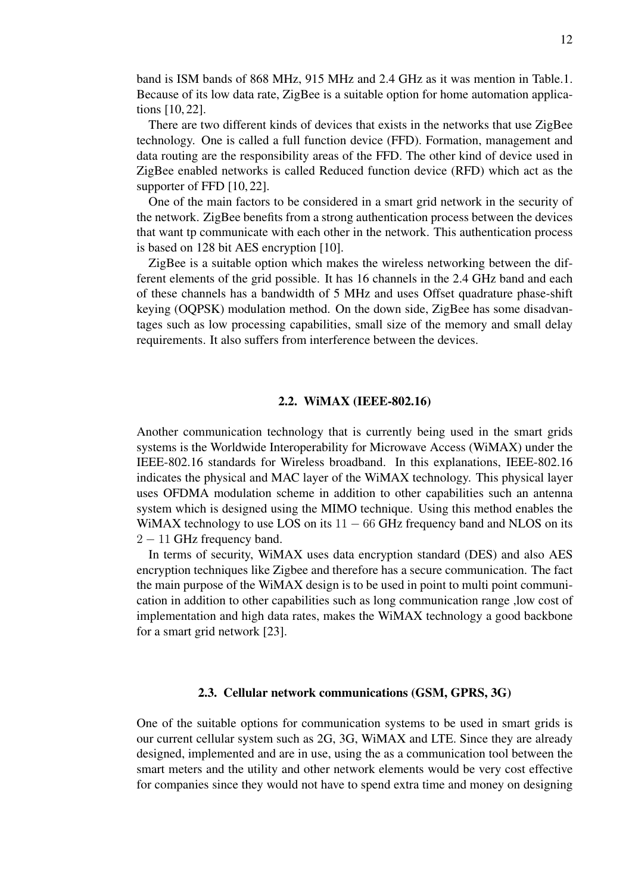band is ISM bands of 868 MHz, 915 MHz and 2.4 GHz as it was mention in Table.1. Because of its low data rate, ZigBee is a suitable option for home automation applications [10, 22].

There are two different kinds of devices that exists in the networks that use ZigBee technology. One is called a full function device (FFD). Formation, management and data routing are the responsibility areas of the FFD. The other kind of device used in ZigBee enabled networks is called Reduced function device (RFD) which act as the supporter of FFD [10, 22].

One of the main factors to be considered in a smart grid network in the security of the network. ZigBee benefits from a strong authentication process between the devices that want tp communicate with each other in the network. This authentication process is based on 128 bit AES encryption [10].

ZigBee is a suitable option which makes the wireless networking between the different elements of the grid possible. It has 16 channels in the 2.4 GHz band and each of these channels has a bandwidth of 5 MHz and uses Offset quadrature phase-shift keying (OQPSK) modulation method. On the down side, ZigBee has some disadvantages such as low processing capabilities, small size of the memory and small delay requirements. It also suffers from interference between the devices.

### 2.2. WiMAX (IEEE-802.16)

Another communication technology that is currently being used in the smart grids systems is the Worldwide Interoperability for Microwave Access (WiMAX) under the IEEE-802.16 standards for Wireless broadband. In this explanations, IEEE-802.16 indicates the physical and MAC layer of the WiMAX technology. This physical layer uses OFDMA modulation scheme in addition to other capabilities such an antenna system which is designed using the MIMO technique. Using this method enables the WiMAX technology to use LOS on its $11 - 66$ GHz frequency band and NLOS on its $2 - 11$ GHz frequency band.

In terms of security, WiMAX uses data encryption standard (DES) and also AES encryption techniques like Zigbee and therefore has a secure communication. The fact the main purpose of the WiMAX design is to be used in point to multi point communication in addition to other capabilities such as long communication range ,low cost of implementation and high data rates, makes the WiMAX technology a good backbone for a smart grid network [23].

### 2.3. Cellular network communications (GSM, GPRS, 3G)

One of the suitable options for communication systems to be used in smart grids is our current cellular system such as 2G, 3G, WiMAX and LTE. Since they are already designed, implemented and are in use, using the as a communication tool between the smart meters and the utility and other network elements would be very cost effective for companies since they would not have to spend extra time and money on designing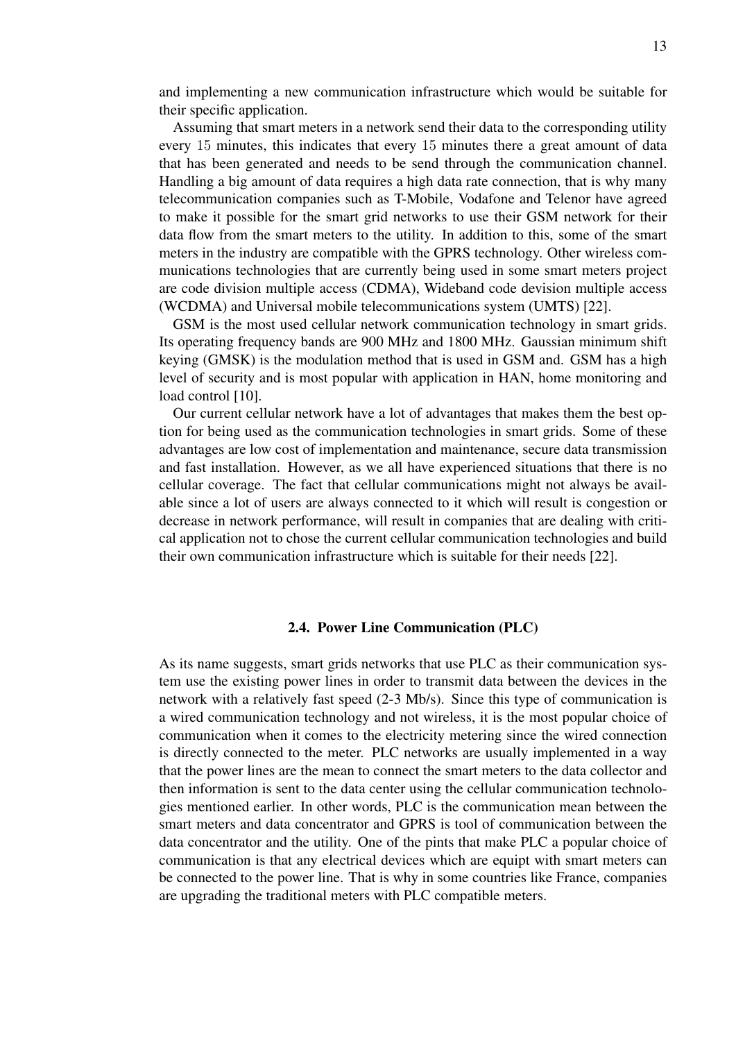and implementing a new communication infrastructure which would be suitable for their specific application.

Assuming that smart meters in a network send their data to the corresponding utility every 15 minutes, this indicates that every 15 minutes there a great amount of data that has been generated and needs to be send through the communication channel. Handling a big amount of data requires a high data rate connection, that is why many telecommunication companies such as T-Mobile, Vodafone and Telenor have agreed to make it possible for the smart grid networks to use their GSM network for their data flow from the smart meters to the utility. In addition to this, some of the smart meters in the industry are compatible with the GPRS technology. Other wireless communications technologies that are currently being used in some smart meters project are code division multiple access (CDMA), Wideband code devision multiple access (WCDMA) and Universal mobile telecommunications system (UMTS) [22].

GSM is the most used cellular network communication technology in smart grids. Its operating frequency bands are 900 MHz and 1800 MHz. Gaussian minimum shift keying (GMSK) is the modulation method that is used in GSM and. GSM has a high level of security and is most popular with application in HAN, home monitoring and load control [10].

Our current cellular network have a lot of advantages that makes them the best option for being used as the communication technologies in smart grids. Some of these advantages are low cost of implementation and maintenance, secure data transmission and fast installation. However, as we all have experienced situations that there is no cellular coverage. The fact that cellular communications might not always be available since a lot of users are always connected to it which will result is congestion or decrease in network performance, will result in companies that are dealing with critical application not to chose the current cellular communication technologies and build their own communication infrastructure which is suitable for their needs [22].

## 2.4. Power Line Communication (PLC)

As its name suggests, smart grids networks that use PLC as their communication system use the existing power lines in order to transmit data between the devices in the network with a relatively fast speed (2-3 Mb/s). Since this type of communication is a wired communication technology and not wireless, it is the most popular choice of communication when it comes to the electricity metering since the wired connection is directly connected to the meter. PLC networks are usually implemented in a way that the power lines are the mean to connect the smart meters to the data collector and then information is sent to the data center using the cellular communication technologies mentioned earlier. In other words, PLC is the communication mean between the smart meters and data concentrator and GPRS is tool of communication between the data concentrator and the utility. One of the pints that make PLC a popular choice of communication is that any electrical devices which are equipt with smart meters can be connected to the power line. That is why in some countries like France, companies are upgrading the traditional meters with PLC compatible meters.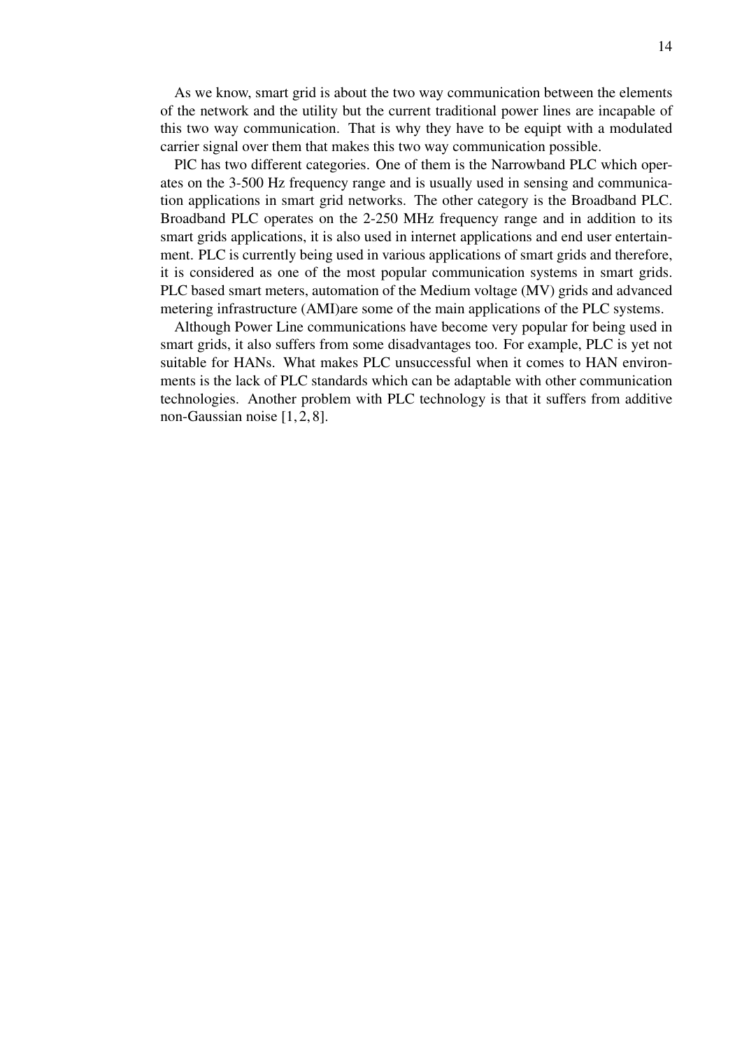As we know, smart grid is about the two way communication between the elements of the network and the utility but the current traditional power lines are incapable of this two way communication. That is why they have to be equipt with a modulated carrier signal over them that makes this two way communication possible.

PlC has two different categories. One of them is the Narrowband PLC which operates on the 3-500 Hz frequency range and is usually used in sensing and communication applications in smart grid networks. The other category is the Broadband PLC. Broadband PLC operates on the 2-250 MHz frequency range and in addition to its smart grids applications, it is also used in internet applications and end user entertainment. PLC is currently being used in various applications of smart grids and therefore, it is considered as one of the most popular communication systems in smart grids. PLC based smart meters, automation of the Medium voltage (MV) grids and advanced metering infrastructure (AMI)are some of the main applications of the PLC systems.

Although Power Line communications have become very popular for being used in smart grids, it also suffers from some disadvantages too. For example, PLC is yet not suitable for HANs. What makes PLC unsuccessful when it comes to HAN environments is the lack of PLC standards which can be adaptable with other communication technologies. Another problem with PLC technology is that it suffers from additive non-Gaussian noise [1, 2, 8].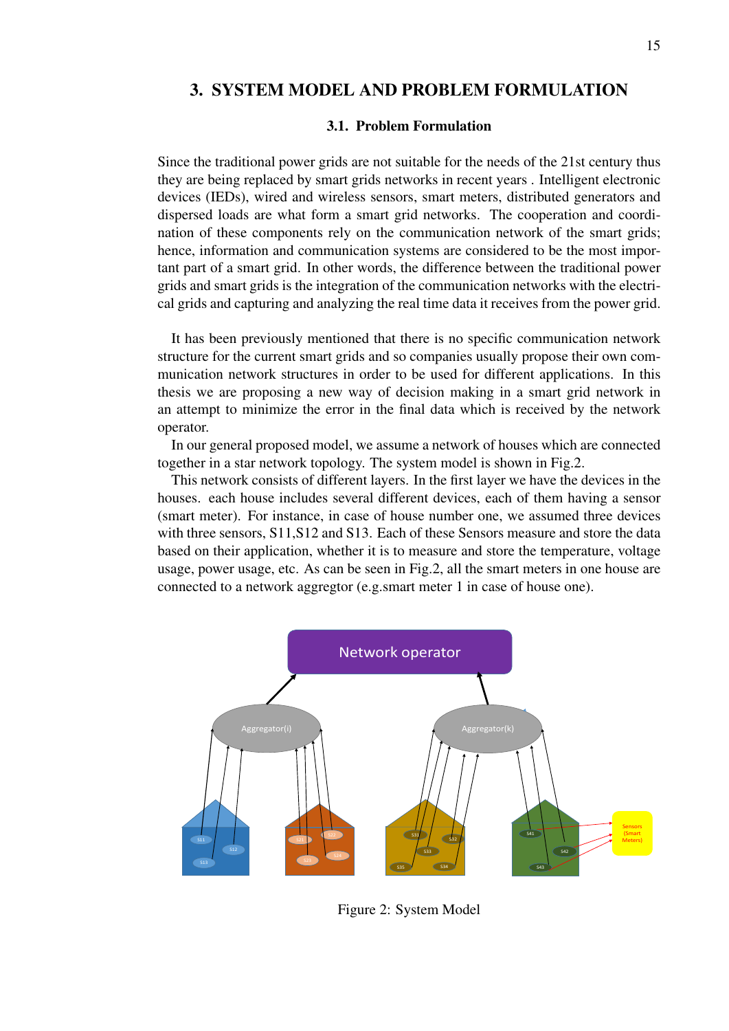# 3. SYSTEM MODEL AND PROBLEM FORMULATION

## 3.1. Problem Formulation

Since the traditional power grids are not suitable for the needs of the 21st century thus they are being replaced by smart grids networks in recent years . Intelligent electronic devices (IEDs), wired and wireless sensors, smart meters, distributed generators and dispersed loads are what form a smart grid networks. The cooperation and coordination of these components rely on the communication network of the smart grids; hence, information and communication systems are considered to be the most important part of a smart grid. In other words, the difference between the traditional power grids and smart grids is the integration of the communication networks with the electrical grids and capturing and analyzing the real time data it receives from the power grid.

It has been previously mentioned that there is no specific communication network structure for the current smart grids and so companies usually propose their own communication network structures in order to be used for different applications. In this thesis we are proposing a new way of decision making in a smart grid network in an attempt to minimize the error in the final data which is received by the network operator.

In our general proposed model, we assume a network of houses which are connected together in a star network topology. The system model is shown in Fig.2.

This network consists of different layers. In the first layer we have the devices in the houses. each house includes several different devices, each of them having a sensor (smart meter). For instance, in case of house number one, we assumed three devices with three sensors, S11,S12 and S13. Each of these Sensors measure and store the data based on their application, whether it is to measure and store the temperature, voltage usage, power usage, etc. As can be seen in Fig.2, all the smart meters in one house are connected to a network aggregtor (e.g.smart meter 1 in case of house one).

Figure 2: System Model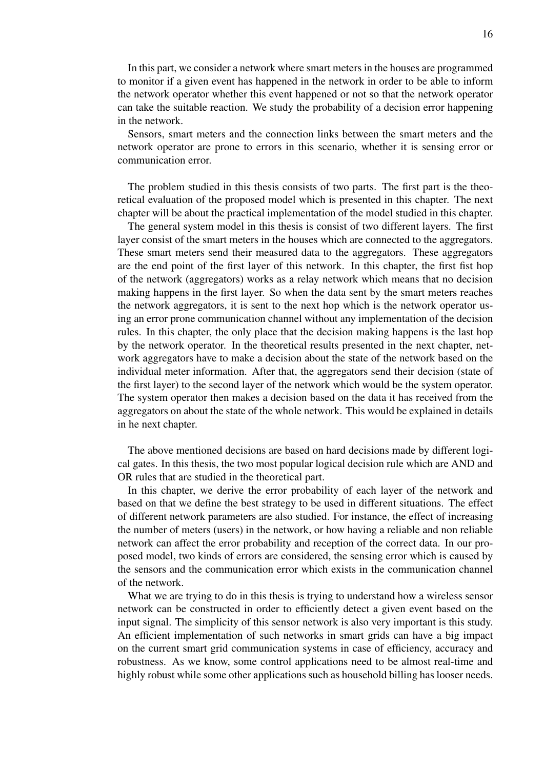In this part, we consider a network where smart meters in the houses are programmed to monitor if a given event has happened in the network in order to be able to inform the network operator whether this event happened or not so that the network operator can take the suitable reaction. We study the probability of a decision error happening in the network.

Sensors, smart meters and the connection links between the smart meters and the network operator are prone to errors in this scenario, whether it is sensing error or communication error.

The problem studied in this thesis consists of two parts. The first part is the theoretical evaluation of the proposed model which is presented in this chapter. The next chapter will be about the practical implementation of the model studied in this chapter.

The general system model in this thesis is consist of two different layers. The first layer consist of the smart meters in the houses which are connected to the aggregators. These smart meters send their measured data to the aggregators. These aggregators are the end point of the first layer of this network. In this chapter, the first fist hop of the network (aggregators) works as a relay network which means that no decision making happens in the first layer. So when the data sent by the smart meters reaches the network aggregators, it is sent to the next hop which is the network operator using an error prone communication channel without any implementation of the decision rules. In this chapter, the only place that the decision making happens is the last hop by the network operator. In the theoretical results presented in the next chapter, network aggregators have to make a decision about the state of the network based on the individual meter information. After that, the aggregators send their decision (state of the first layer) to the second layer of the network which would be the system operator. The system operator then makes a decision based on the data it has received from the aggregators on about the state of the whole network. This would be explained in details in he next chapter.

The above mentioned decisions are based on hard decisions made by different logical gates. In this thesis, the two most popular logical decision rule which are AND and OR rules that are studied in the theoretical part.

In this chapter, we derive the error probability of each layer of the network and based on that we define the best strategy to be used in different situations. The effect of different network parameters are also studied. For instance, the effect of increasing the number of meters (users) in the network, or how having a reliable and non reliable network can affect the error probability and reception of the correct data. In our proposed model, two kinds of errors are considered, the sensing error which is caused by the sensors and the communication error which exists in the communication channel of the network.

What we are trying to do in this thesis is trying to understand how a wireless sensor network can be constructed in order to efficiently detect a given event based on the input signal. The simplicity of this sensor network is also very important is this study. An efficient implementation of such networks in smart grids can have a big impact on the current smart grid communication systems in case of efficiency, accuracy and robustness. As we know, some control applications need to be almost real-time and highly robust while some other applications such as household billing has looser needs.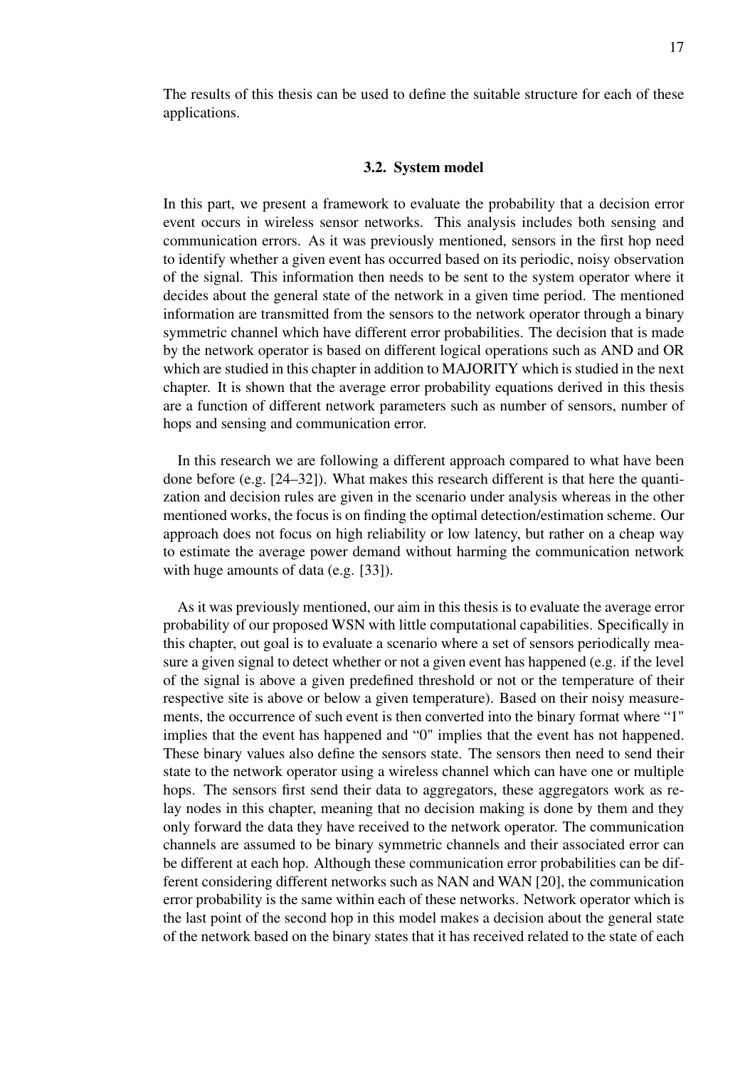The results of this thesis can be used to define the suitable structure for each of these applications.

### 3.2. System model

In this part, we present a framework to evaluate the probability that a decision error event occurs in wireless sensor networks. This analysis includes both sensing and communication errors. As it was previously mentioned, sensors in the first hop need to identify whether a given event has occurred based on its periodic, noisy observation of the signal. This information then needs to be sent to the system operator where it decides about the general state of the network in a given time period. The mentioned information are transmitted from the sensors to the network operator through a binary symmetric channel which have different error probabilities. The decision that is made by the network operator is based on different logical operations such as AND and OR which are studied in this chapter in addition to MAJORITY which is studied in the next chapter. It is shown that the average error probability equations derived in this thesis are a function of different network parameters such as number of sensors, number of hops and sensing and communication error.

In this research we are following a different approach compared to what have been done before (e.g. [24–32]). What makes this research different is that here the quantization and decision rules are given in the scenario under analysis whereas in the other mentioned works, the focus is on finding the optimal detection/estimation scheme. Our approach does not focus on high reliability or low latency, but rather on a cheap way to estimate the average power demand without harming the communication network with huge amounts of data (e.g. [33]).

As it was previously mentioned, our aim in this thesis is to evaluate the average error probability of our proposed WSN with little computational capabilities. Specifically in this chapter, out goal is to evaluate a scenario where a set of sensors periodically measure a given signal to detect whether or not a given event has happened (e.g. if the level of the signal is above a given predefined threshold or not or the temperature of their respective site is above or below a given temperature). Based on their noisy measurements, the occurrence of such event is then converted into the binary format where "1" implies that the event has happened and "0" implies that the event has not happened. These binary values also define the sensors state. The sensors then need to send their state to the network operator using a wireless channel which can have one or multiple hops. The sensors first send their data to aggregators, these aggregators work as relay nodes in this chapter, meaning that no decision making is done by them and they only forward the data they have received to the network operator. The communication channels are assumed to be binary symmetric channels and their associated error can be different at each hop. Although these communication error probabilities can be different considering different networks such as NAN and WAN [20], the communication error probability is the same within each of these networks. Network operator which is the last point of the second hop in this model makes a decision about the general state of the network based on the binary states that it has received related to the state of each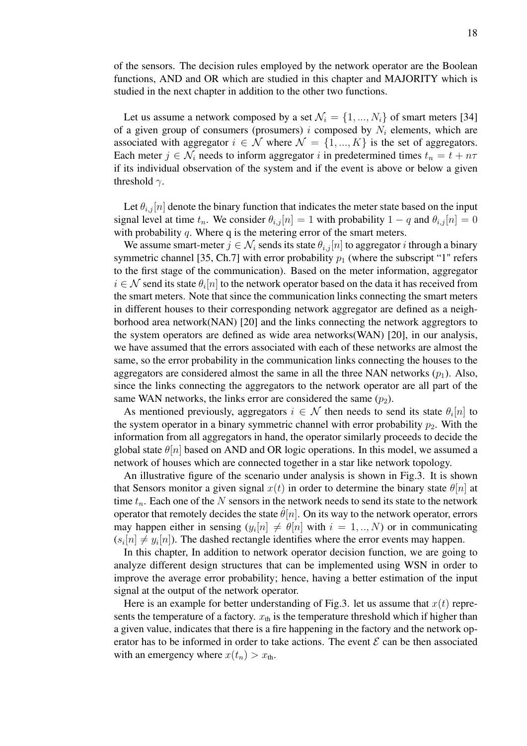of the sensors. The decision rules employed by the network operator are the Boolean functions, AND and OR which are studied in this chapter and MAJORITY which is studied in the next chapter in addition to the other two functions.

Let us assume a network composed by a set $\mathcal{N}_i = \{1, ..., N_i\}$ of smart meters [34] of a given group of consumers (prosumers) $i$ composed by $N_i$ elements, which are associated with aggregator $i \in \mathcal{N}$ where $\mathcal{N} = \{1, ..., K\}$ is the set of aggregators. Each meter $j \in \mathcal{N}_i$ needs to inform aggregator $i$ in predetermined times $t_n = t + n\tau$ if its individual observation of the system and if the event is above or below a given threshold $\gamma$.

Let $\theta_{i,j}[n]$ denote the binary function that indicates the meter state based on the input signal level at time $t_n$. We consider $\theta_{i,j}[n] = 1$ with probability $1 - q$ and $\theta_{i,j}[n] = 0$ with probability $q$. Where q is the metering error of the smart meters.

We assume smart-meter $j \in \mathcal{N}_i$ sends its state $\theta_{i,j}[n]$ to aggregator $i$ through a binary symmetric channel [35, Ch.7] with error probability $p_1$ (where the subscript "1" refers to the first stage of the communication). Based on the meter information, aggregator $i \in \mathcal{N}$ send its state $\theta_i[n]$ to the network operator based on the data it has received from the smart meters. Note that since the communication links connecting the smart meters in different houses to their corresponding network aggregator are defined as a neighborhood area network(NAN) [20] and the links connecting the network aggregtors to the system operators are defined as wide area networks(WAN) [20], in our analysis, we have assumed that the errors associated with each of these networks are almost the same, so the error probability in the communication links connecting the houses to the aggregators are considered almost the same in all the three NAN networks ($p_1$). Also, since the links connecting the aggregators to the network operator are all part of the same WAN networks, the links error are considered the same ($p_2$).

As mentioned previously, aggregators $i \in \mathcal{N}$ then needs to send its state $\theta_i[n]$ to the system operator in a binary symmetric channel with error probability $p_2$. With the information from all aggregators in hand, the operator similarly proceeds to decide the global state $\theta[n]$ based on AND and OR logic operations. In this model, we assumed a network of houses which are connected together in a star like network topology.

An illustrative figure of the scenario under analysis is shown in Fig.3. It is shown that Sensors monitor a given signal $x(t)$ in order to determine the binary state $\theta[n]$ at time $t_n$. Each one of the $N$ sensors in the network needs to send its state to the network operator that remotely decides the state $\hat{\theta}[n]$. On its way to the network operator, errors may happen either in sensing ($y_i[n] \neq \theta[n]$ with $i = 1, .., N$) or in communicating ($s_i[n] \neq y_i[n]$). The dashed rectangle identifies where the error events may happen.

In this chapter, In addition to network operator decision function, we are going to analyze different design structures that can be implemented using WSN in order to improve the average error probability; hence, having a better estimation of the input signal at the output of the network operator.

Here is an example for better understanding of Fig.3. let us assume that $x(t)$ represents the temperature of a factory. $x_{\text{th}}$ is the temperature threshold which if higher than a given value, indicates that there is a fire happening in the factory and the network operator has to be informed in order to take actions. The event $\mathcal{E}$ can be then associated with an emergency where $x(t_n) > x_{\text{th}}$.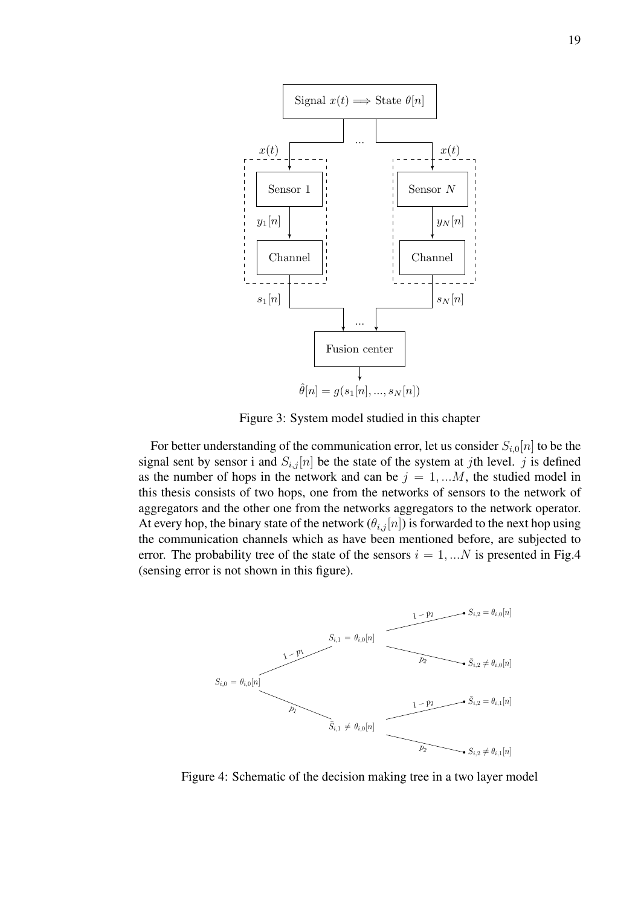Figure 3: System model studied in this chapter

For better understanding of the communication error, let us consider $S_{i,0}[n]$ to be the signal sent by sensor i and $S_{i,j}[n]$ be the state of the system at $j$th level. $j$ is defined as the number of hops in the network and can be $j = 1, ...M$, the studied model in this thesis consists of two hops, one from the networks of sensors to the network of aggregators and the other one from the networks aggregators to the network operator. At every hop, the binary state of the network ($\theta_{i,j}[n]$) is forwarded to the next hop using the communication channels which as have been mentioned before, are subjected to error. The probability tree of the state of the sensors $i = 1, ...N$ is presented in Fig.4 (sensing error is not shown in this figure).

Figure 4: Schematic of the decision making tree in a two layer model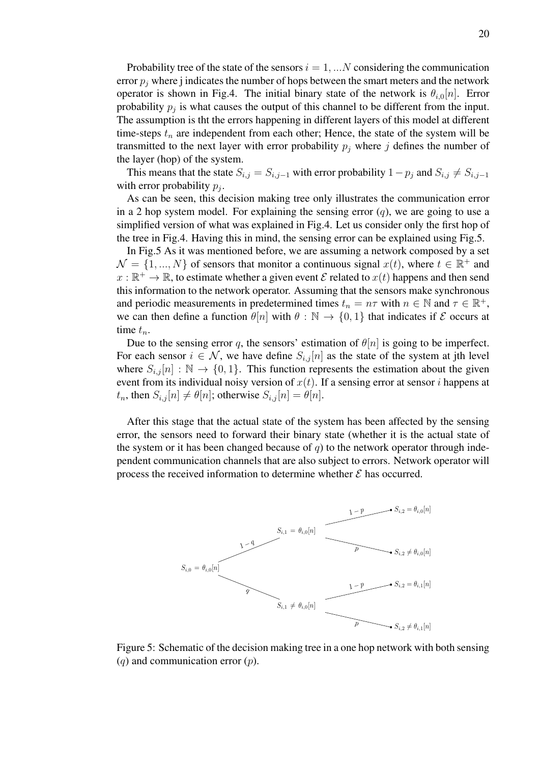Probability tree of the state of the sensors $i = 1, ...N$ considering the communication error $p_j$ where j indicates the number of hops between the smart meters and the network operator is shown in Fig.4. The initial binary state of the network is $\theta_{i,0}[n]$. Error probability $p_j$ is what causes the output of this channel to be different from the input. The assumption is tht the errors happening in different layers of this model at different time-steps $t_n$ are independent from each other; Hence, the state of the system will be transmitted to the next layer with error probability $p_j$ where $j$ defines the number of the layer (hop) of the system.

This means that the state $S_{i,j} = S_{i,j-1}$ with error probability $1 - p_j$ and $S_{i,j} \neq S_{i,j-1}$ with error probability $p_j$.

As can be seen, this decision making tree only illustrates the communication error in a 2 hop system model. For explaining the sensing error ($q$), we are going to use a simplified version of what was explained in Fig.4. Let us consider only the first hop of the tree in Fig.4. Having this in mind, the sensing error can be explained using Fig.5.

In Fig.5 As it was mentioned before, we are assuming a network composed by a set $\mathcal{N} = \{1, ..., N\}$ of sensors that monitor a continuous signal $x(t)$, where $t \in \mathbb{R}^+$ and $x : \mathbb{R}^+ \rightarrow \mathbb{R}$, to estimate whether a given event $\mathcal{E}$ related to $x(t)$ happens and then send this information to the network operator. Assuming that the sensors make synchronous and periodic measurements in predetermined times $t_n = n\tau$ with $n \in \mathbb{N}$ and $\tau \in \mathbb{R}^+$, we can then define a function $\theta[n]$ with $\theta : \mathbb{N} \rightarrow \{0, 1\}$ that indicates if $\mathcal{E}$ occurs at time $t_n$.

Due to the sensing error $q$, the sensors' estimation of $\theta[n]$ is going to be imperfect. For each sensor $i \in \mathcal{N}$, we have define $S_{i,j}[n]$ as the state of the system at jth level where $S_{i,j}[n] : \mathbb{N} \rightarrow \{0, 1\}$. This function represents the estimation about the given event from its individual noisy version of $x(t)$. If a sensing error at sensor $i$ happens at $t_n$, then $S_{i,j}[n] \neq \theta[n]$; otherwise $S_{i,j}[n] = \theta[n]$.

After this stage that the actual state of the system has been affected by the sensing error, the sensors need to forward their binary state (whether it is the actual state of the system or it has been changed because of $q$) to the network operator through independent communication channels that are also subject to errors. Network operator will process the received information to determine whether $\mathcal{E}$ has occurred.

Figure 5: Schematic of the decision making tree in a one hop network with both sensing ($q$) and communication error ($p$).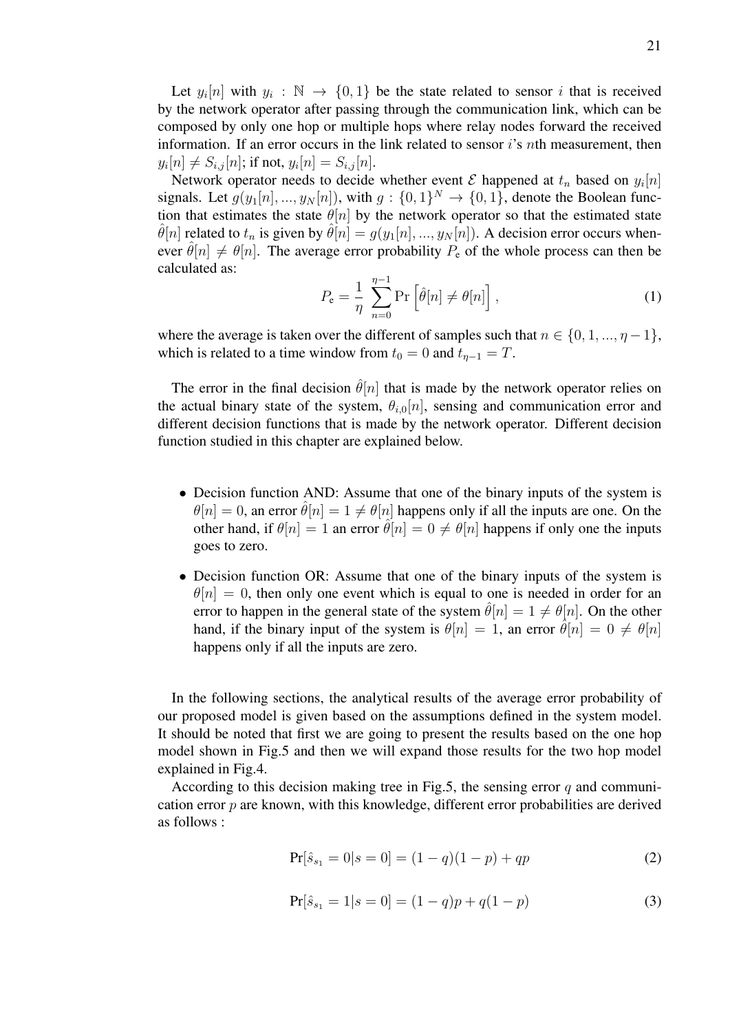Let $y_i[n]$ with $y_i : \mathbb{N} \rightarrow \{0, 1\}$ be the state related to sensor $i$ that is received by the network operator after passing through the communication link, which can be composed by only one hop or multiple hops where relay nodes forward the received information. If an error occurs in the link related to sensor $i$'s $n$th measurement, then $y_i[n] \neq S_{i,j}[n]$; if not, $y_i[n] = S_{i,j}[n]$.

Network operator needs to decide whether event $\mathcal{E}$ happened at $t_n$ based on $y_i[n]$ signals. Let $g(y_1[n], ..., y_N[n])$, with $g : \{0, 1\}^N \rightarrow \{0, 1\}$, denote the Boolean function that estimates the state $\theta[n]$ by the network operator so that the estimated state $\hat{\theta}[n]$ related to $t_n$ is given by $\hat{\theta}[n] = g(y_1[n], ..., y_N[n])$. A decision error occurs whenever $\hat{\theta}[n] \neq \theta[n]$. The average error probability $P_e$ of the whole process can then be calculated as:

$$P_e = \frac{1}{\eta} \sum_{n=0}^{\eta-1} \Pr\left[\hat{\theta}[n] \neq \theta[n]\right], \tag{1}$$

where the average is taken over the different of samples such that $n \in \{0, 1, ..., \eta - 1\}$, which is related to a time window from $t_0 = 0$ and $t_{\eta-1} = T$.

The error in the final decision $\hat{\theta}[n]$ that is made by the network operator relies on the actual binary state of the system, $\theta_{i,0}[n]$, sensing and communication error and different decision functions that is made by the network operator. Different decision function studied in this chapter are explained below.

- Decision function AND: Assume that one of the binary inputs of the system is $\theta[n] = 0$, an error $\hat{\theta}[n] = 1 \neq \theta[n]$ happens only if all the inputs are one. On the other hand, if $\theta[n] = 1$ an error $\hat{\theta}[n] = 0 \neq \theta[n]$ happens if only one the inputs goes to zero.
- Decision function OR: Assume that one of the binary inputs of the system is $\theta[n] = 0$, then only one event which is equal to one is needed in order for an error to happen in the general state of the system $\hat{\theta}[n] = 1 \neq \theta[n]$. On the other hand, if the binary input of the system is $\theta[n] = 1$, an error $\hat{\theta}[n] = 0 \neq \theta[n]$ happens only if all the inputs are zero.

In the following sections, the analytical results of the average error probability of our proposed model is given based on the assumptions defined in the system model. It should be noted that first we are going to present the results based on the one hop model shown in Fig.5 and then we will expand those results for the two hop model explained in Fig.4.

According to this decision making tree in Fig.5, the sensing error $q$ and communication error $p$ are known, with this knowledge, different error probabilities are derived as follows :

$$\Pr[\hat{s}_{s_1} = 0 | s = 0] = (1 - q)(1 - p) + qp \tag{2}$$

$$\Pr[\hat{s}_{s_1} = 1 | s = 0] = (1 - q)p + q(1 - p) \tag{3}$$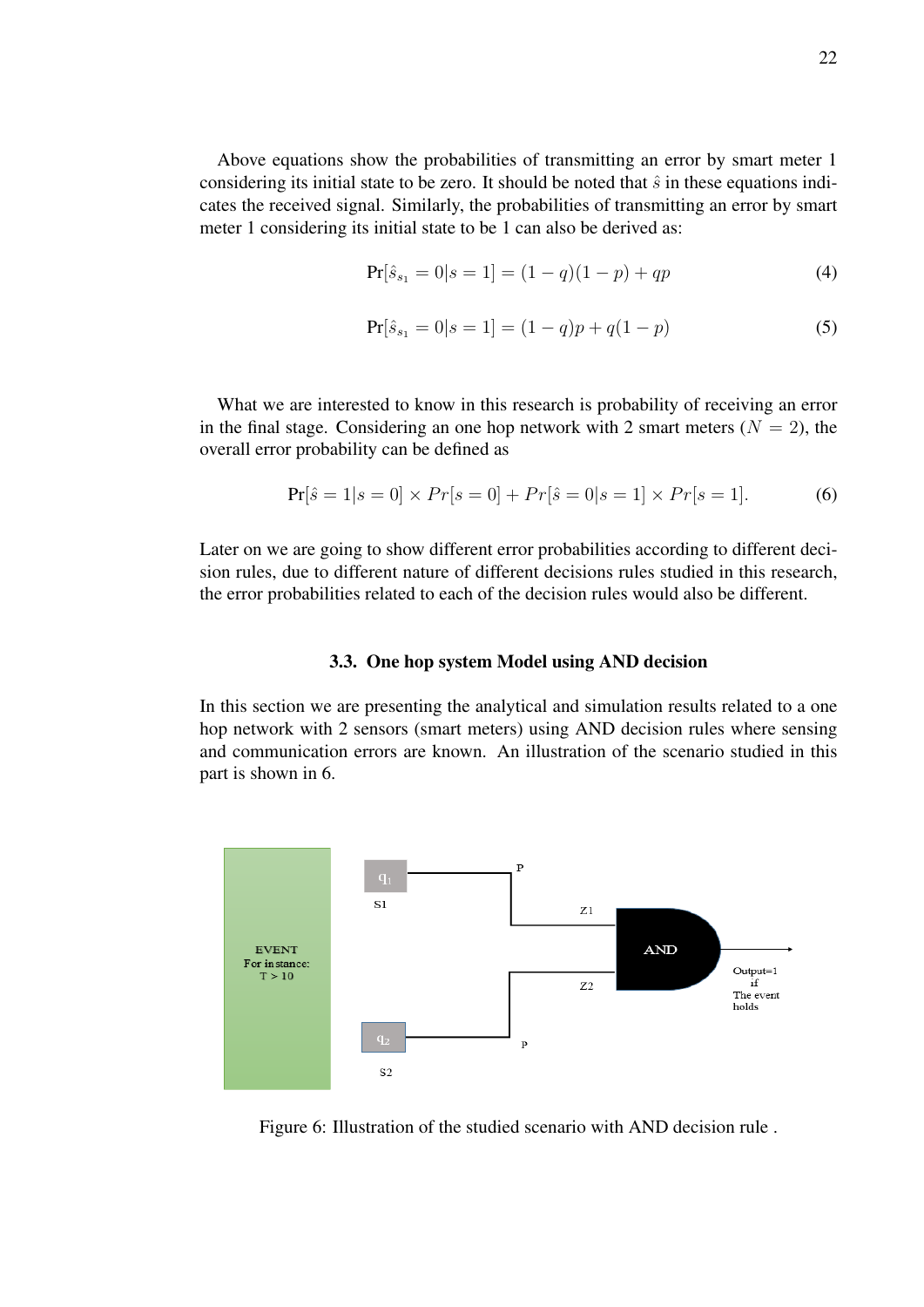Above equations show the probabilities of transmitting an error by smart meter 1 considering its initial state to be zero. It should be noted that $\hat{s}$ in these equations indicates the received signal. Similarly, the probabilities of transmitting an error by smart meter 1 considering its initial state to be 1 can also be derived as:

$$\Pr[\hat{s}_{s_1} = 0 | s = 1] = (1 - q)(1 - p) + qp \tag{4}$$

$$\Pr[\hat{s}_{s_1} = 0 | s = 1] = (1 - q)p + q(1 - p) \tag{5}$$

What we are interested to know in this research is probability of receiving an error in the final stage. Considering an one hop network with 2 smart meters ($N = 2$), the overall error probability can be defined as

$$\Pr[\hat{s} = 1 | s = 0] \times Pr[s = 0] + Pr[\hat{s} = 0 | s = 1] \times Pr[s = 1]. \tag{6}$$

Later on we are going to show different error probabilities according to different decision rules, due to different nature of different decisions rules studied in this research, the error probabilities related to each of the decision rules would also be different.

### 3.3. One hop system Model using AND decision

In this section we are presenting the analytical and simulation results related to a one hop network with 2 sensors (smart meters) using AND decision rules where sensing and communication errors are known. An illustration of the scenario studied in this part is shown in 6.

Figure 6: Illustration of the studied scenario with AND decision rule .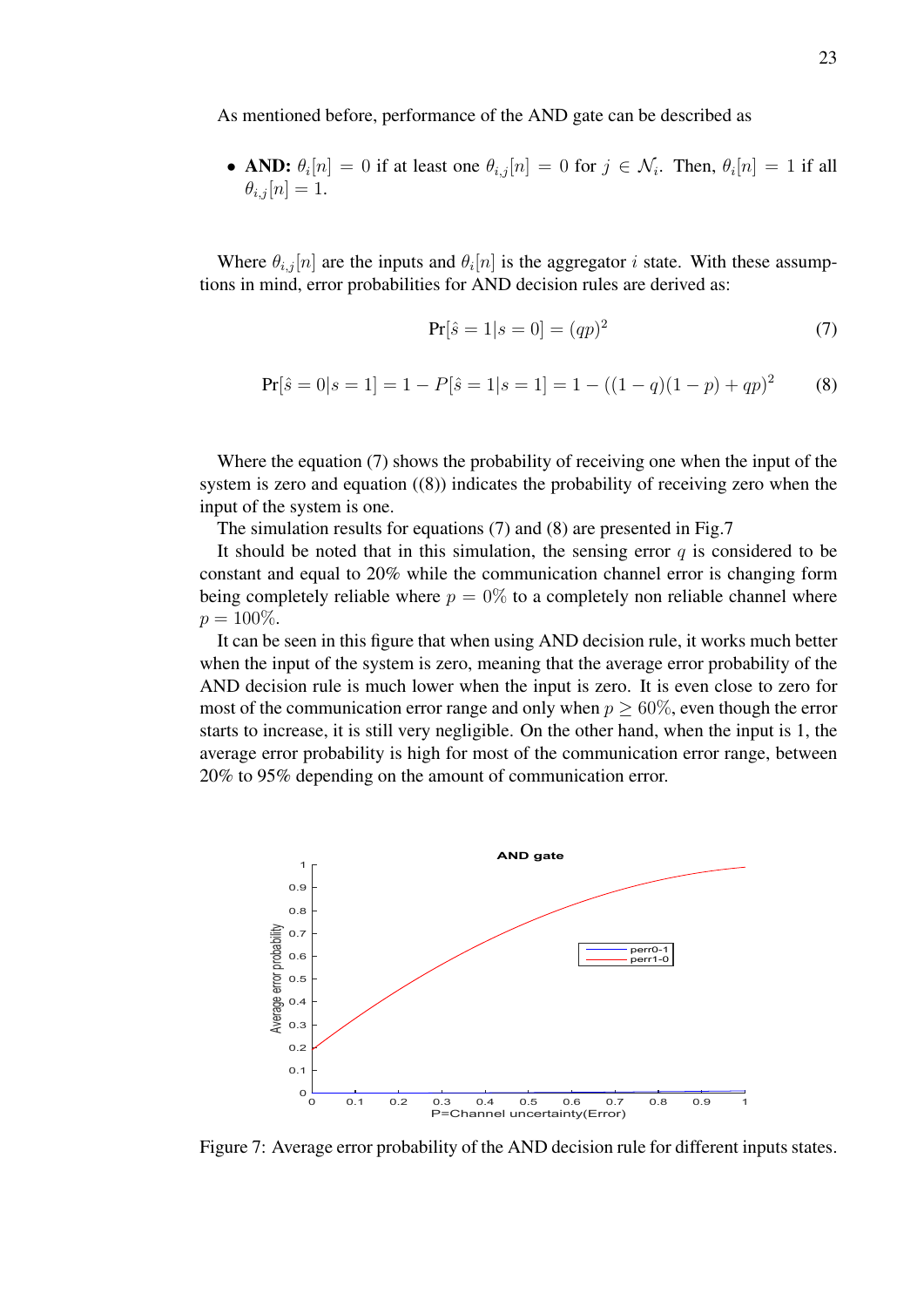As mentioned before, performance of the AND gate can be described as

- **AND:** $\theta_i[n] = 0$ if at least one $\theta_{i,j}[n] = 0$ for $j \in \mathcal{N}_i$. Then, $\theta_i[n] = 1$ if all $\theta_{i,j}[n] = 1$.

Where $\theta_{i,j}[n]$ are the inputs and $\theta_i[n]$ is the aggregator $i$ state. With these assumptions in mind, error probabilities for AND decision rules are derived as:

$$\Pr[\hat{s} = 1|s = 0] = (qp)^2 \tag{7}$$

$$\Pr[\hat{s} = 0|s = 1] = 1 - P[\hat{s} = 1|s = 1] = 1 - ((1-q)(1-p) + qp)^2 \tag{8}$$

Where the equation (7) shows the probability of receiving one when the input of the system is zero and equation ((8)) indicates the probability of receiving zero when the input of the system is one.

The simulation results for equations (7) and (8) are presented in Fig.7

It should be noted that in this simulation, the sensing error $q$ is considered to be constant and equal to 20% while the communication channel error is changing form being completely reliable where $p = 0\%$ to a completely non reliable channel where $p = 100\%$.

It can be seen in this figure that when using AND decision rule, it works much better when the input of the system is zero, meaning that the average error probability of the AND decision rule is much lower when the input is zero. It is even close to zero for most of the communication error range and only when $p \geq 60\%$, even though the error starts to increase, it is still very negligible. On the other hand, when the input is 1, the average error probability is high for most of the communication error range, between 20% to 95% depending on the amount of communication error.

Figure 7: Average error probability of the AND decision rule for different inputs states.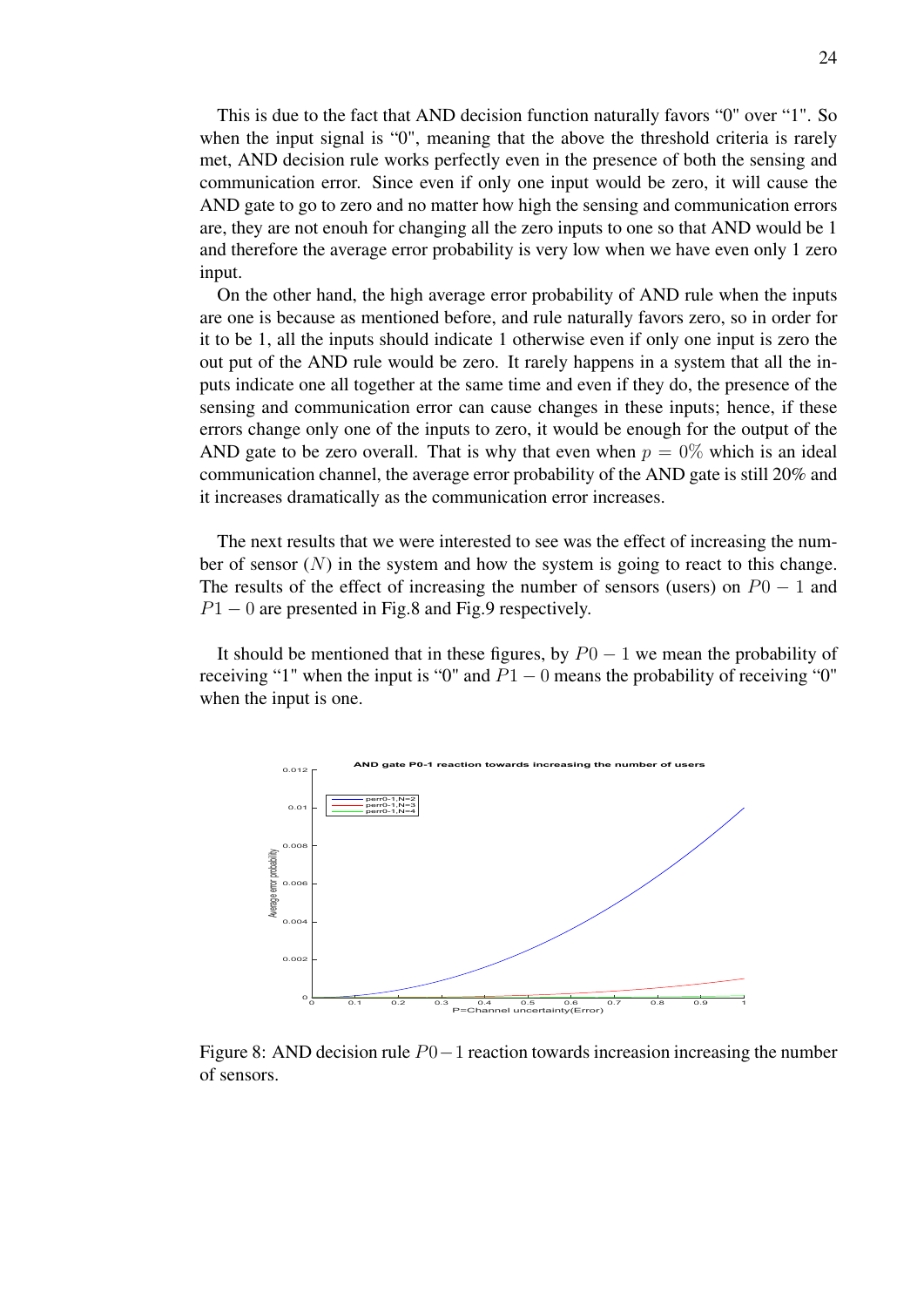This is due to the fact that AND decision function naturally favors “0" over “1". So when the input signal is “0", meaning that the above the threshold criteria is rarely met, AND decision rule works perfectly even in the presence of both the sensing and communication error. Since even if only one input would be zero, it will cause the AND gate to go to zero and no matter how high the sensing and communication errors are, they are not enouh for changing all the zero inputs to one so that AND would be 1 and therefore the average error probability is very low when we have even only 1 zero input.

On the other hand, the high average error probability of AND rule when the inputs are one is because as mentioned before, and rule naturally favors zero, so in order for it to be 1, all the inputs should indicate 1 otherwise even if only one input is zero the out put of the AND rule would be zero. It rarely happens in a system that all the inputs indicate one all together at the same time and even if they do, the presence of the sensing and communication error can cause changes in these inputs; hence, if these errors change only one of the inputs to zero, it would be enough for the output of the AND gate to be zero overall. That is why that even when $p = 0\%$ which is an ideal communication channel, the average error probability of the AND gate is still 20% and it increases dramatically as the communication error increases.

The next results that we were interested to see was the effect of increasing the number of sensor ($N$) in the system and how the system is going to react to this change. The results of the effect of increasing the number of sensors (users) on $P0-1$ and $P1-0$ are presented in Fig.8 and Fig.9 respectively.

It should be mentioned that in these figures, by $P0-1$ we mean the probability of receiving “1" when the input is “0" and $P1-0$ means the probability of receiving “0" when the input is one.

Figure 8: AND decision rule $P0-1$ reaction towards increasion increasing the number of sensors.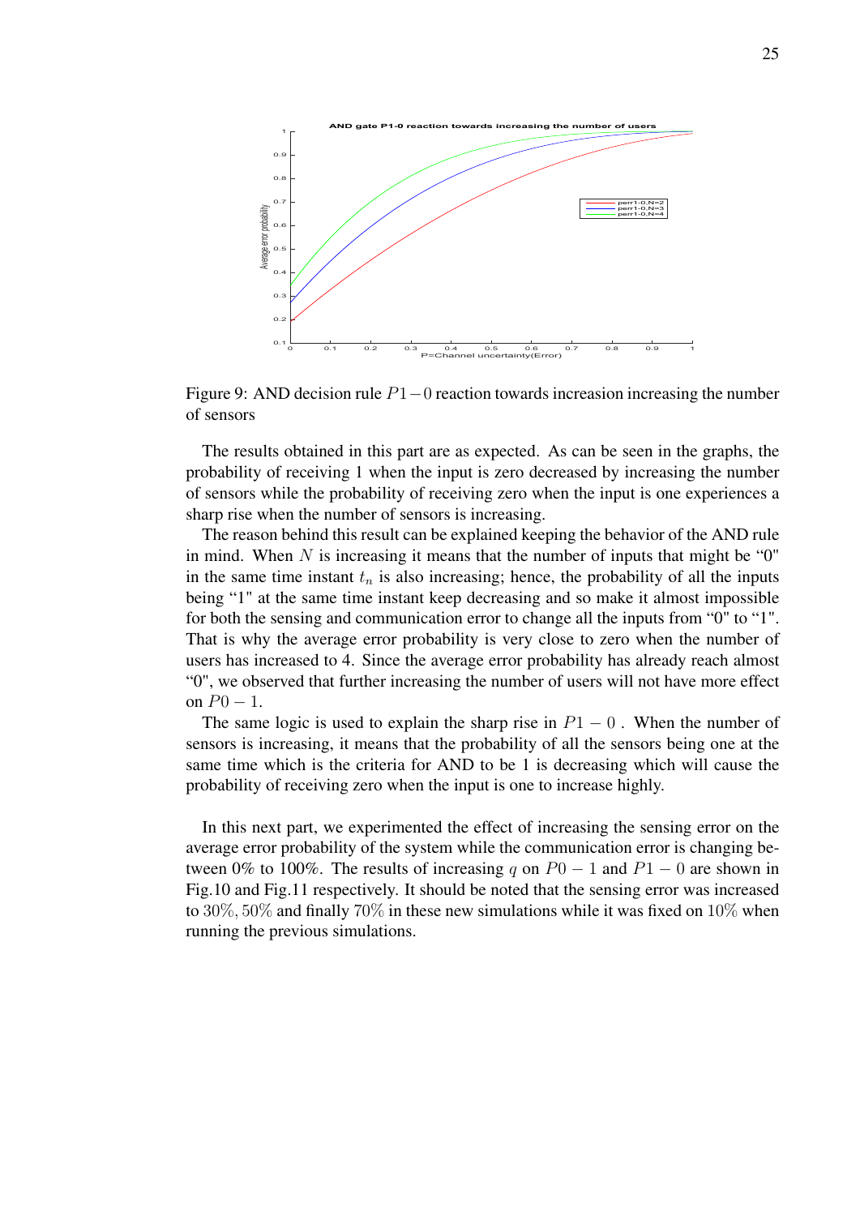Figure 9: AND decision rule $P1-0$ reaction towards increasion increasing the number of sensors

The results obtained in this part are as expected. As can be seen in the graphs, the probability of receiving 1 when the input is zero decreased by increasing the number of sensors while the probability of receiving zero when the input is one experiences a sharp rise when the number of sensors is increasing.

The reason behind this result can be explained keeping the behavior of the AND rule in mind. When $N$ is increasing it means that the number of inputs that might be "0" in the same time instant $t_n$ is also increasing; hence, the probability of all the inputs being "1" at the same time instant keep decreasing and so make it almost impossible for both the sensing and communication error to change all the inputs from "0" to "1". That is why the average error probability is very close to zero when the number of users has increased to 4. Since the average error probability has already reach almost "0", we observed that further increasing the number of users will not have more effect on $P0-1$.

The same logic is used to explain the sharp rise in $P1-0$ . When the number of sensors is increasing, it means that the probability of all the sensors being one at the same time which is the criteria for AND to be 1 is decreasing which will cause the probability of receiving zero when the input is one to increase highly.

In this next part, we experimented the effect of increasing the sensing error on the average error probability of the system while the communication error is changing between 0% to 100%. The results of increasing $q$ on $P0-1$ and $P1-0$ are shown in Fig.10 and Fig.11 respectively. It should be noted that the sensing error was increased to $30\%$, $50\%$ and finally $70\%$ in these new simulations while it was fixed on $10\%$ when running the previous simulations.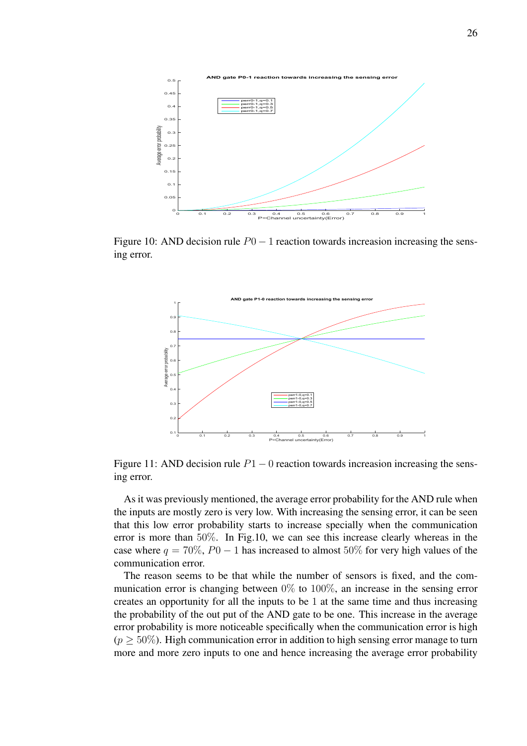Figure 10: AND decision rule $P0-1$ reaction towards increasion increasing the sensing error.

Figure 11: AND decision rule $P1-0$ reaction towards increasion increasing the sensing error.

As it was previously mentioned, the average error probability for the AND rule when the inputs are mostly zero is very low. With increasing the sensing error, it can be seen that this low error probability starts to increase specially when the communication error is more than $50\%$. In Fig.10, we can see this increase clearly whereas in the case where $q = 70\%$, $P0-1$ has increased to almost $50\%$ for very high values of the communication error.

The reason seems to be that while the number of sensors is fixed, and the communication error is changing between $0\%$ to $100\%$, an increase in the sensing error creates an opportunity for all the inputs to be $1$ at the same time and thus increasing the probability of the out put of the AND gate to be one. This increase in the average error probability is more noticeable specifically when the communication error is high ($p \geq 50\%$). High communication error in addition to high sensing error manage to turn more and more zero inputs to one and hence increasing the average error probability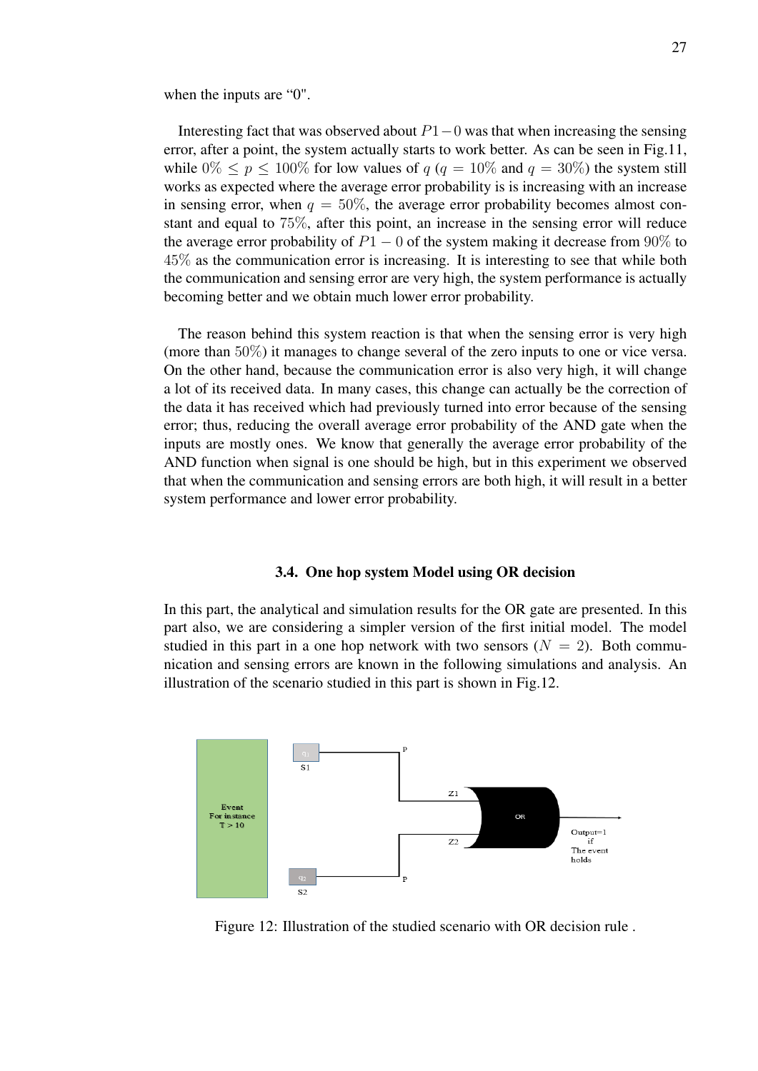when the inputs are “0".

Interesting fact that was observed about $P1-0$ was that when increasing the sensing error, after a point, the system actually starts to work better. As can be seen in Fig.11, while $0\% \leq p \leq 100\%$ for low values of $q$ ($q = 10\%$ and $q = 30\%$) the system still works as expected where the average error probability is is increasing with an increase in sensing error, when $q = 50\%$, the average error probability becomes almost constant and equal to $75\%$, after this point, an increase in the sensing error will reduce the average error probability of $P1-0$ of the system making it decrease from $90\%$ to $45\%$ as the communication error is increasing. It is interesting to see that while both the communication and sensing error are very high, the system performance is actually becoming better and we obtain much lower error probability.

The reason behind this system reaction is that when the sensing error is very high (more than $50\%$) it manages to change several of the zero inputs to one or vice versa. On the other hand, because the communication error is also very high, it will change a lot of its received data. In many cases, this change can actually be the correction of the data it has received which had previously turned into error because of the sensing error; thus, reducing the overall average error probability of the AND gate when the inputs are mostly ones. We know that generally the average error probability of the AND function when signal is one should be high, but in this experiment we observed that when the communication and sensing errors are both high, it will result in a better system performance and lower error probability.

### 3.4. One hop system Model using OR decision

In this part, the analytical and simulation results for the OR gate are presented. In this part also, we are considering a simpler version of the first initial model. The model studied in this part in a one hop network with two sensors ($N = 2$). Both communication and sensing errors are known in the following simulations and analysis. An illustration of the scenario studied in this part is shown in Fig.12.

Figure 12: Illustration of the studied scenario with OR decision rule .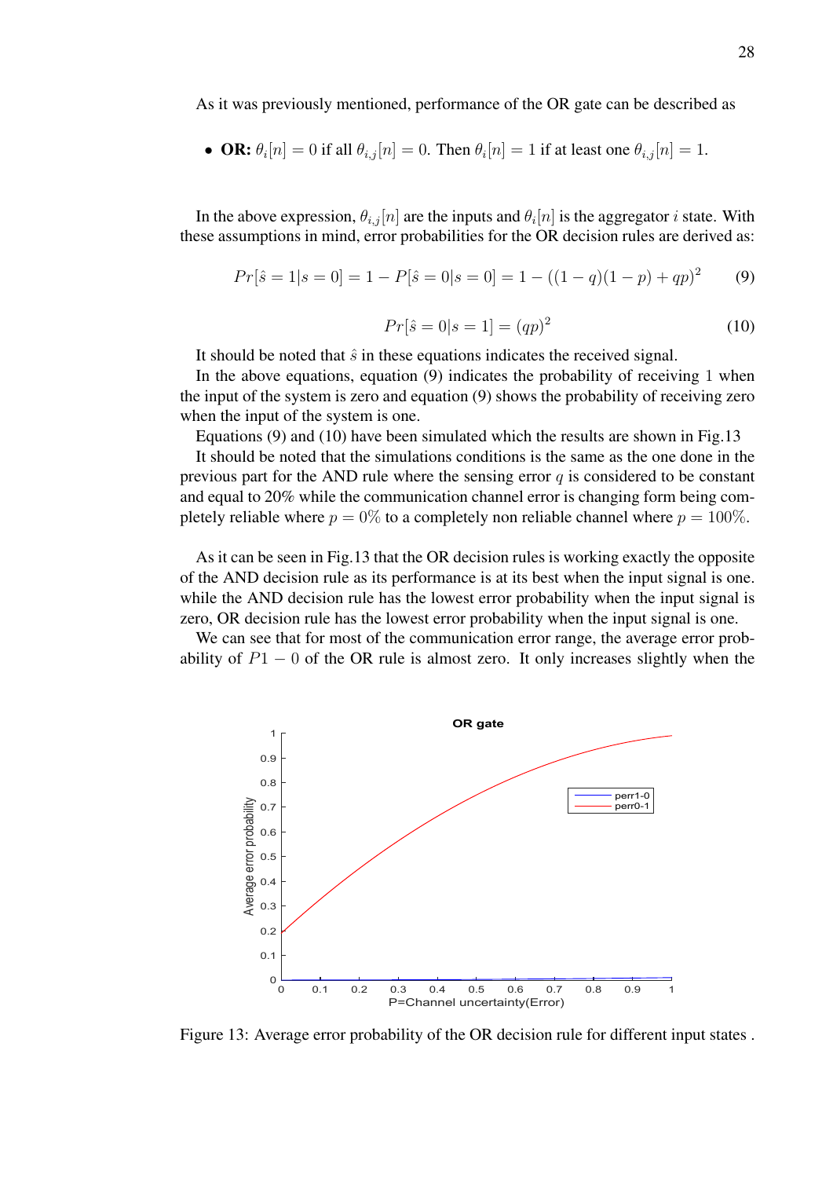As it was previously mentioned, performance of the OR gate can be described as

- **OR:** $\theta_i[n] = 0$ if all $\theta_{i,j}[n] = 0$. Then $\theta_i[n] = 1$ if at least one $\theta_{i,j}[n] = 1$.

In the above expression, $\theta_{i,j}[n]$ are the inputs and $\theta_i[n]$ is the aggregator $i$ state. With these assumptions in mind, error probabilities for the OR decision rules are derived as:

$$Pr[\hat{s} = 1|s = 0] = 1 - P[\hat{s} = 0|s = 0] = 1 - ((1-q)(1-p) + qp)^2 \tag{9}$$

$$Pr[\hat{s} = 0|s = 1] = (qp)^2 \tag{10}$$

It should be noted that $\hat{s}$ in these equations indicates the received signal.

In the above equations, equation (9) indicates the probability of receiving 1 when the input of the system is zero and equation (9) shows the probability of receiving zero when the input of the system is one.

Equations (9) and (10) have been simulated which the results are shown in Fig.13

It should be noted that the simulations conditions is the same as the one done in the previous part for the AND rule where the sensing error $q$ is considered to be constant and equal to 20% while the communication channel error is changing form being completely reliable where $p = 0\%$ to a completely non reliable channel where $p = 100\%$.

As it can be seen in Fig.13 that the OR decision rules is working exactly the opposite of the AND decision rule as its performance is at its best when the input signal is one. while the AND decision rule has the lowest error probability when the input signal is zero, OR decision rule has the lowest error probability when the input signal is one.

We can see that for most of the communication error range, the average error probability of $P1 - 0$ of the OR rule is almost zero. It only increases slightly when the

Figure 13: Average error probability of the OR decision rule for different input states .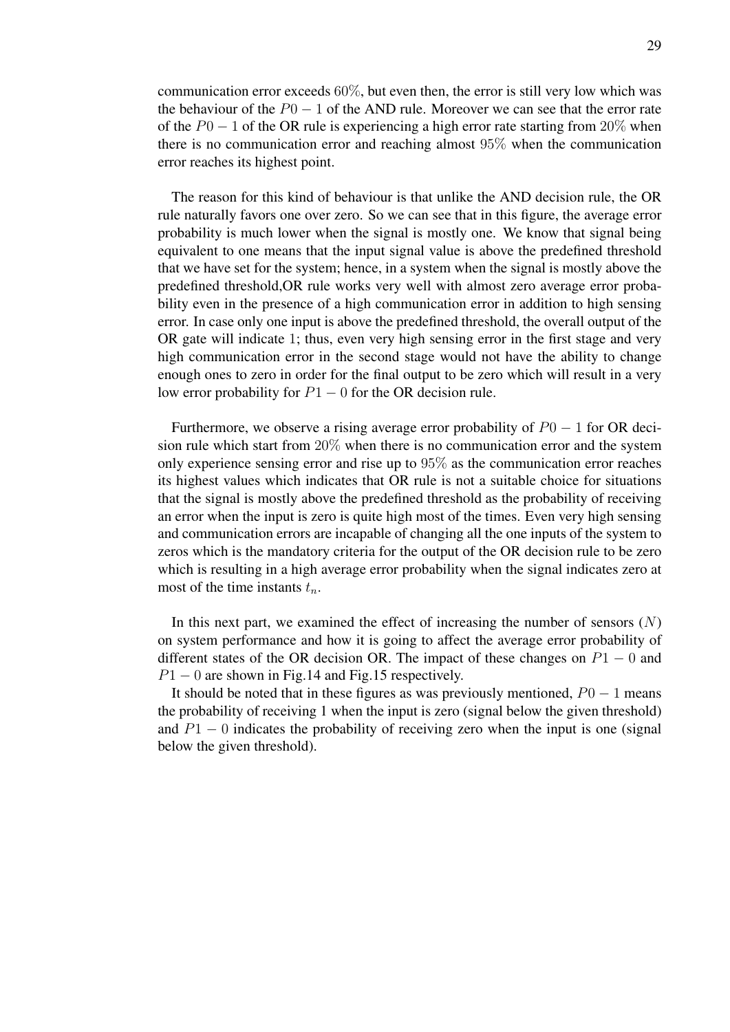communication error exceeds $60\%$, but even then, the error is still very low which was the behaviour of the $P0-1$ of the AND rule. Moreover we can see that the error rate of the $P0-1$ of the OR rule is experiencing a high error rate starting from $20\%$ when there is no communication error and reaching almost $95\%$ when the communication error reaches its highest point.

The reason for this kind of behaviour is that unlike the AND decision rule, the OR rule naturally favors one over zero. So we can see that in this figure, the average error probability is much lower when the signal is mostly one. We know that signal being equivalent to one means that the input signal value is above the predefined threshold that we have set for the system; hence, in a system when the signal is mostly above the predefined threshold,OR rule works very well with almost zero average error probability even in the presence of a high communication error in addition to high sensing error. In case only one input is above the predefined threshold, the overall output of the OR gate will indicate $1$; thus, even very high sensing error in the first stage and very high communication error in the second stage would not have the ability to change enough ones to zero in order for the final output to be zero which will result in a very low error probability for $P1-0$ for the OR decision rule.

Furthermore, we observe a rising average error probability of $P0-1$ for OR decision rule which start from $20\%$ when there is no communication error and the system only experience sensing error and rise up to $95\%$ as the communication error reaches its highest values which indicates that OR rule is not a suitable choice for situations that the signal is mostly above the predefined threshold as the probability of receiving an error when the input is zero is quite high most of the times. Even very high sensing and communication errors are incapable of changing all the one inputs of the system to zeros which is the mandatory criteria for the output of the OR decision rule to be zero which is resulting in a high average error probability when the signal indicates zero at most of the time instants $t_n$.

In this next part, we examined the effect of increasing the number of sensors ($N$) on system performance and how it is going to affect the average error probability of different states of the OR decision OR. The impact of these changes on $P1-0$ and $P1-0$ are shown in Fig.14 and Fig.15 respectively.

It should be noted that in these figures as was previously mentioned, $P0-1$ means the probability of receiving 1 when the input is zero (signal below the given threshold) and $P1-0$ indicates the probability of receiving zero when the input is one (signal below the given threshold).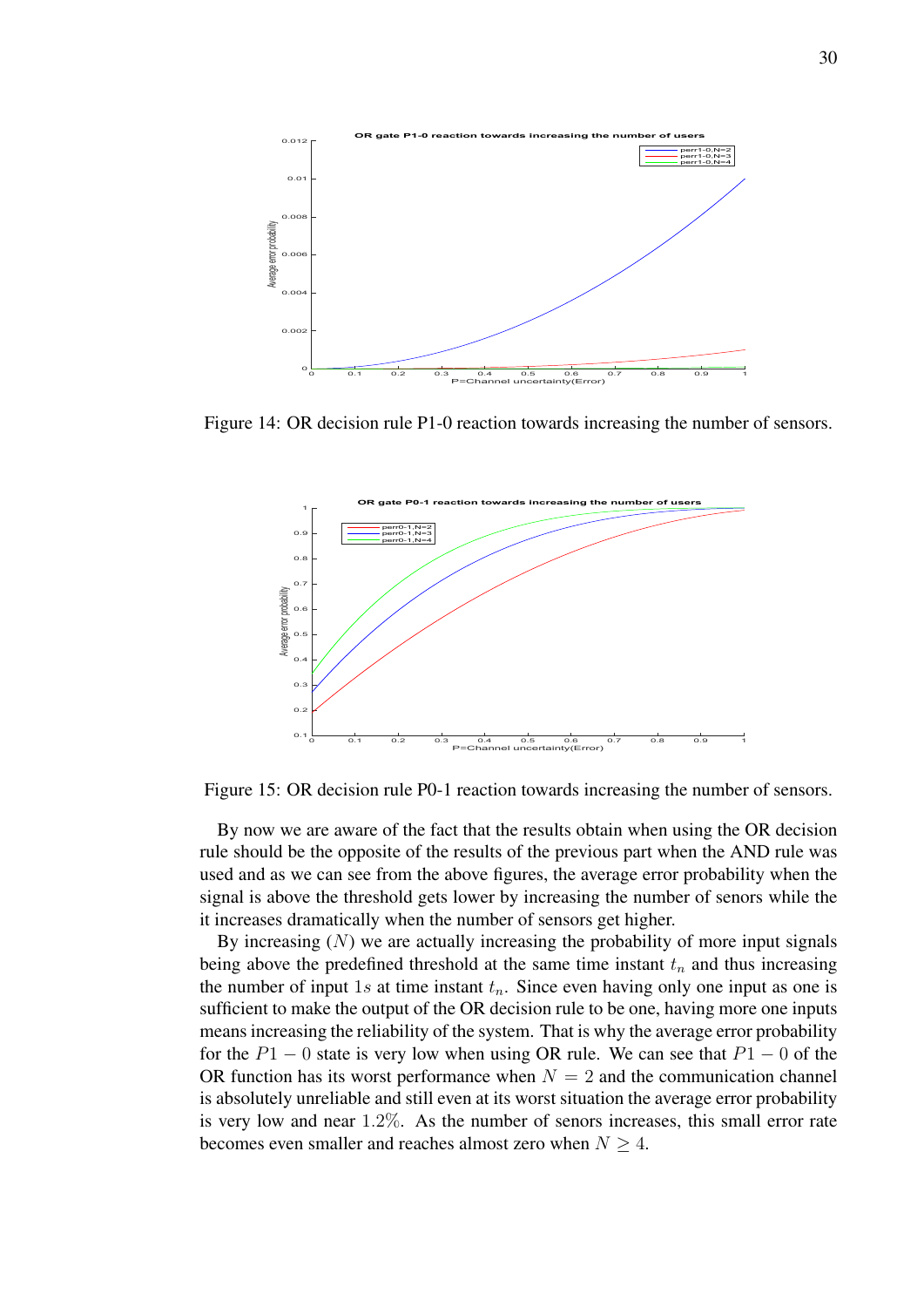Figure 14: OR decision rule P1-0 reaction towards increasing the number of sensors.

Figure 15: OR decision rule P0-1 reaction towards increasing the number of sensors.

By now we are aware of the fact that the results obtain when using the OR decision rule should be the opposite of the results of the previous part when the AND rule was used and as we can see from the above figures, the average error probability when the signal is above the threshold gets lower by increasing the number of senors while the it increases dramatically when the number of sensors get higher.

By increasing ($N$) we are actually increasing the probability of more input signals being above the predefined threshold at the same time instant $t_n$ and thus increasing the number of input $1s$ at time instant $t_n$. Since even having only one input as one is sufficient to make the output of the OR decision rule to be one, having more one inputs means increasing the reliability of the system. That is why the average error probability for the $P1-0$ state is very low when using OR rule. We can see that $P1-0$ of the OR function has its worst performance when $N = 2$ and the communication channel is absolutely unreliable and still even at its worst situation the average error probability is very low and near $1.2\%$. As the number of senors increases, this small error rate becomes even smaller and reaches almost zero when $N \geq 4$.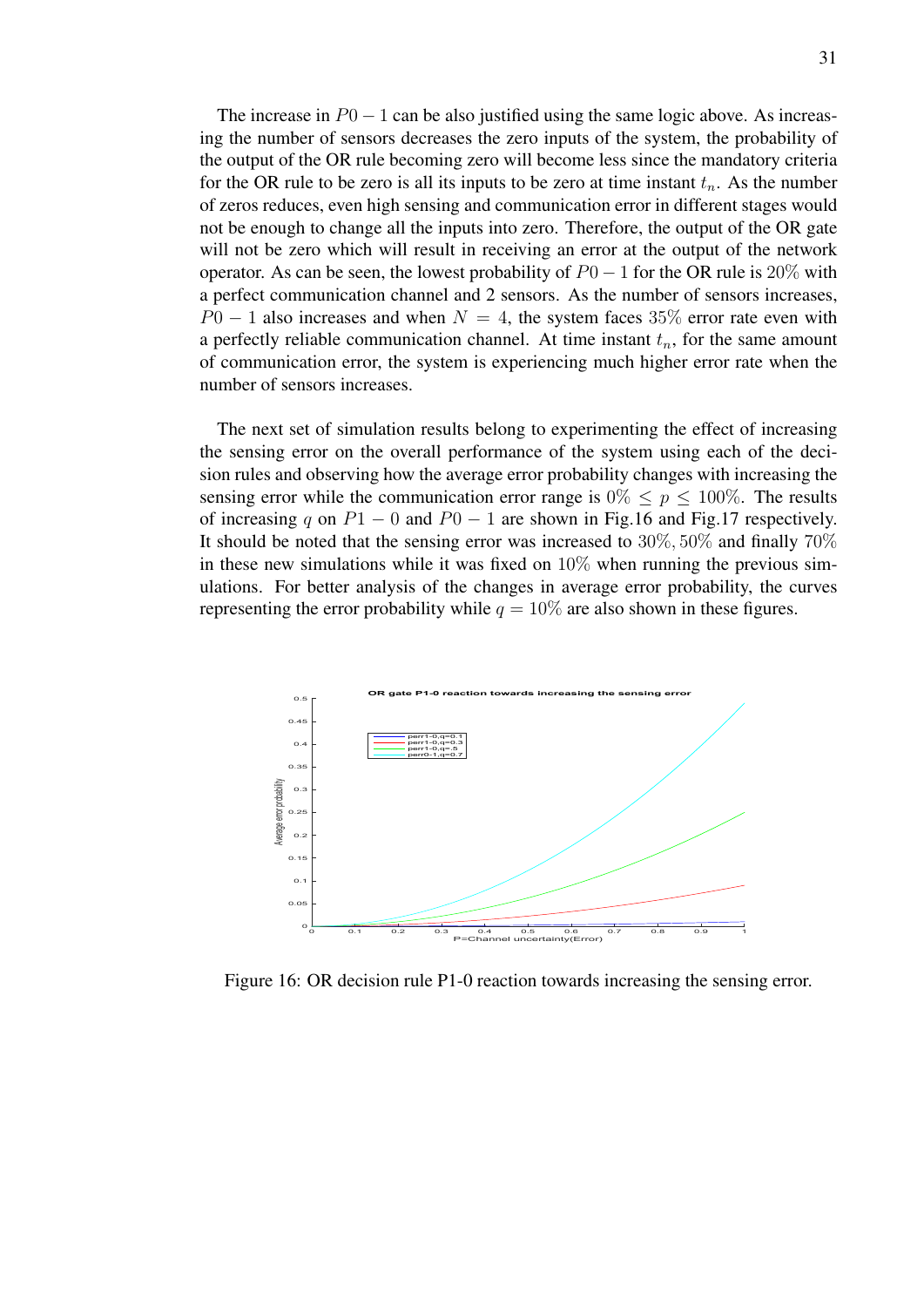The increase in $P0-1$ can be also justified using the same logic above. As increasing the number of sensors decreases the zero inputs of the system, the probability of the output of the OR rule becoming zero will become less since the mandatory criteria for the OR rule to be zero is all its inputs to be zero at time instant $t_n$. As the number of zeros reduces, even high sensing and communication error in different stages would not be enough to change all the inputs into zero. Therefore, the output of the OR gate will not be zero which will result in receiving an error at the output of the network operator. As can be seen, the lowest probability of $P0-1$ for the OR rule is $20\%$ with a perfect communication channel and 2 sensors. As the number of sensors increases, $P0-1$ also increases and when $N=4$, the system faces $35\%$ error rate even with a perfectly reliable communication channel. At time instant $t_n$, for the same amount of communication error, the system is experiencing much higher error rate when the number of sensors increases.

The next set of simulation results belong to experimenting the effect of increasing the sensing error on the overall performance of the system using each of the decision rules and observing how the average error probability changes with increasing the sensing error while the communication error range is $0\% \leq p \leq 100\%$. The results of increasing $q$ on $P1-0$ and $P0-1$ are shown in Fig.16 and Fig.17 respectively. It should be noted that the sensing error was increased to $30\%, 50\%$ and finally $70\%$ in these new simulations while it was fixed on $10\%$ when running the previous simulations. For better analysis of the changes in average error probability, the curves representing the error probability while $q=10\%$ are also shown in these figures.

Figure 16: OR decision rule P1-0 reaction towards increasing the sensing error.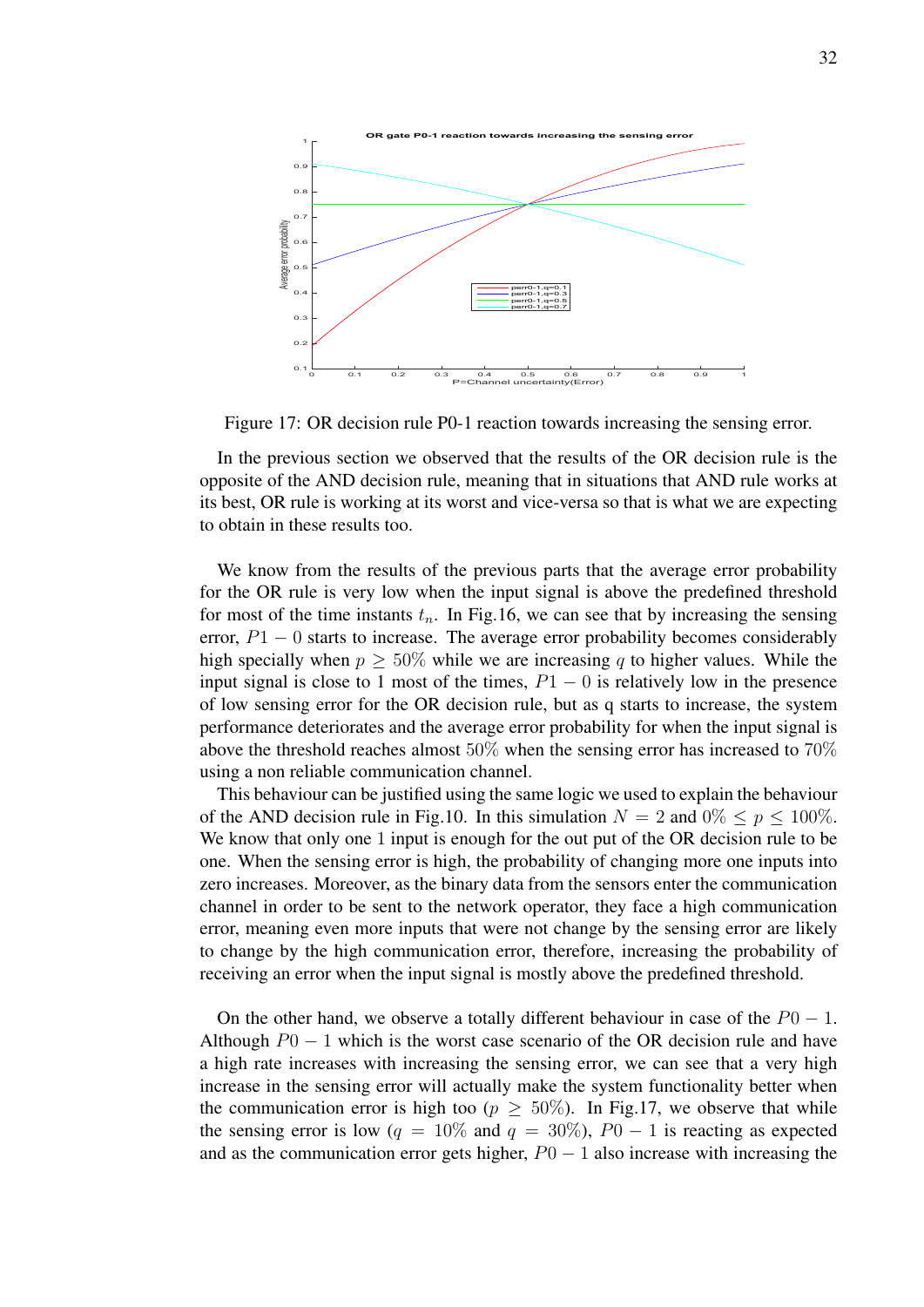Figure 17: OR decision rule P0-1 reaction towards increasing the sensing error.

In the previous section we observed that the results of the OR decision rule is the opposite of the AND decision rule, meaning that in situations that AND rule works at its best, OR rule is working at its worst and vice-versa so that is what we are expecting to obtain in these results too.

We know from the results of the previous parts that the average error probability for the OR rule is very low when the input signal is above the predefined threshold for most of the time instants $t_n$. In Fig.16, we can see that by increasing the sensing error, $P1-0$ starts to increase. The average error probability becomes considerably high specially when $p \geq 50\%$ while we are increasing $q$ to higher values. While the input signal is close to 1 most of the times, $P1-0$ is relatively low in the presence of low sensing error for the OR decision rule, but as q starts to increase, the system performance deteriorates and the average error probability for when the input signal is above the threshold reaches almost $50\%$ when the sensing error has increased to $70\%$ using a non reliable communication channel.

This behaviour can be justified using the same logic we used to explain the behaviour of the AND decision rule in Fig.10. In this simulation $N = 2$ and $0\% \leq p \leq 100\%$. We know that only one 1 input is enough for the out put of the OR decision rule to be one. When the sensing error is high, the probability of changing more one inputs into zero increases. Moreover, as the binary data from the sensors enter the communication channel in order to be sent to the network operator, they face a high communication error, meaning even more inputs that were not change by the sensing error are likely to change by the high communication error, therefore, increasing the probability of receiving an error when the input signal is mostly above the predefined threshold.

On the other hand, we observe a totally different behaviour in case of the $P0-1$. Although $P0-1$ which is the worst case scenario of the OR decision rule and have a high rate increases with increasing the sensing error, we can see that a very high increase in the sensing error will actually make the system functionality better when the communication error is high too ($p \geq 50\%$). In Fig.17, we observe that while the sensing error is low ($q = 10\%$ and $q = 30\%$), $P0-1$ is reacting as expected and as the communication error gets higher, $P0-1$ also increase with increasing the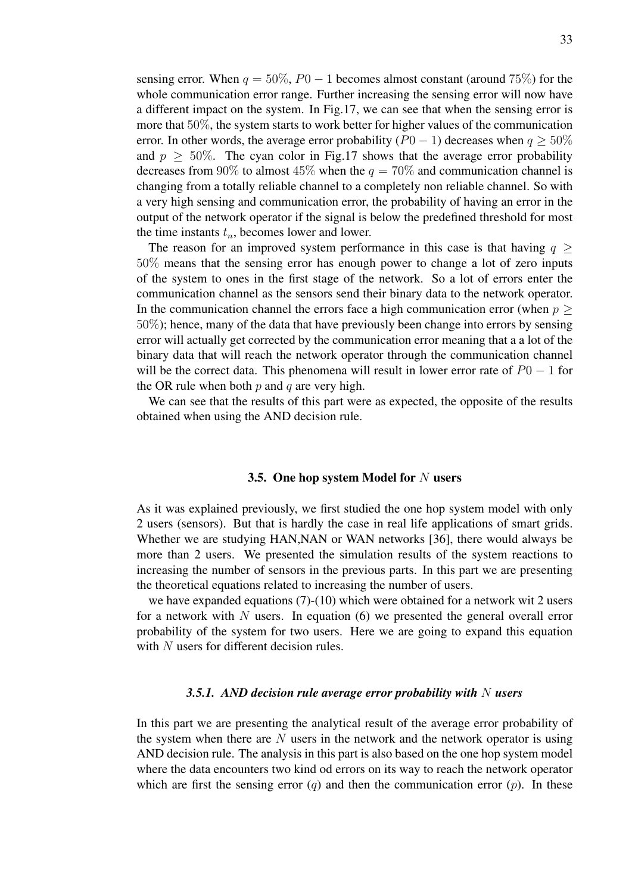sensing error. When $q = 50\%$, $P0-1$ becomes almost constant (around $75\%$) for the whole communication error range. Further increasing the sensing error will now have a different impact on the system. In Fig.17, we can see that when the sensing error is more that $50\%$, the system starts to work better for higher values of the communication error. In other words, the average error probability ($P0-1$) decreases when $q \geq 50\%$ and $p \geq 50\%$. The cyan color in Fig.17 shows that the average error probability decreases from $90\%$ to almost $45\%$ when the $q = 70\%$ and communication channel is changing from a totally reliable channel to a completely non reliable channel. So with a very high sensing and communication error, the probability of having an error in the output of the network operator if the signal is below the predefined threshold for most the time instants $t_n$, becomes lower and lower.

The reason for an improved system performance in this case is that having $q \geq 50\%$ means that the sensing error has enough power to change a lot of zero inputs of the system to ones in the first stage of the network. So a lot of errors enter the communication channel as the sensors send their binary data to the network operator. In the communication channel the errors face a high communication error (when $p \geq 50\%$); hence, many of the data that have previously been change into errors by sensing error will actually get corrected by the communication error meaning that a a lot of the binary data that will reach the network operator through the communication channel will be the correct data. This phenomena will result in lower error rate of $P0-1$ for the OR rule when both $p$ and $q$ are very high.

We can see that the results of this part were as expected, the opposite of the results obtained when using the AND decision rule.

### 3.5. One hop system Model for $N$ users

As it was explained previously, we first studied the one hop system model with only 2 users (sensors). But that is hardly the case in real life applications of smart grids. Whether we are studying HAN,NAN or WAN networks [36], there would always be more than 2 users. We presented the simulation results of the system reactions to increasing the number of sensors in the previous parts. In this part we are presenting the theoretical equations related to increasing the number of users.

we have expanded equations (7)-(10) which were obtained for a network wit 2 users for a network with $N$ users. In equation (6) we presented the general overall error probability of the system for two users. Here we are going to expand this equation with $N$ users for different decision rules.

#### *3.5.1. AND decision rule average error probability with $N$ users*

In this part we are presenting the analytical result of the average error probability of the system when there are $N$ users in the network and the network operator is using AND decision rule. The analysis in this part is also based on the one hop system model where the data encounters two kind od errors on its way to reach the network operator which are first the sensing error ($q$) and then the communication error ($p$). In these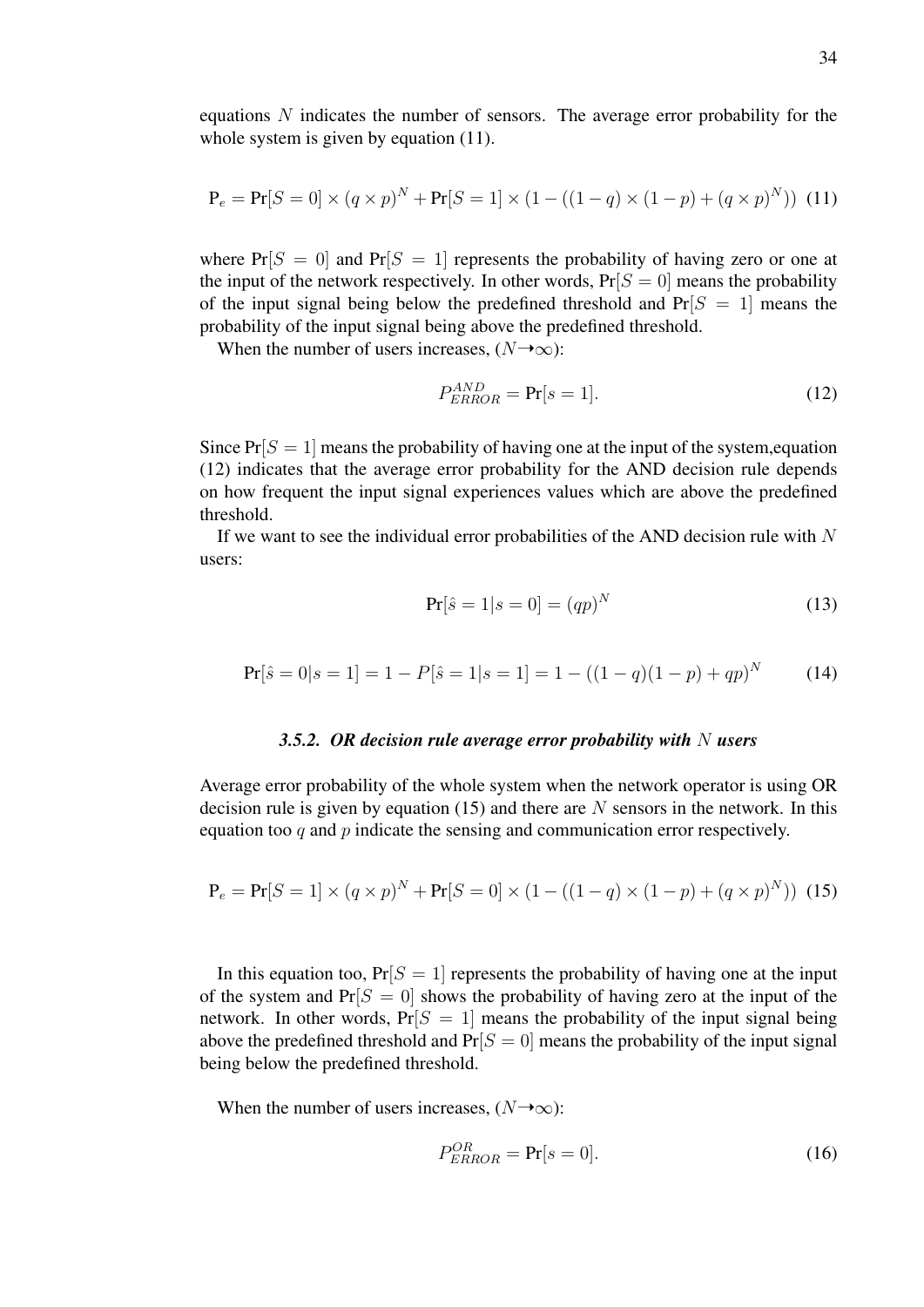equations $N$ indicates the number of sensors. The average error probability for the whole system is given by equation (11).

$$\text{P}_e = \text{Pr}[S = 0] \times (q \times p)^N + \text{Pr}[S = 1] \times (1 - ((1 - q) \times (1 - p) + (q \times p)^N)) \quad (11)$$

where $\text{Pr}[S = 0]$ and $\text{Pr}[S = 1]$ represents the probability of having zero or one at the input of the network respectively. In other words, $\text{Pr}[S = 0]$ means the probability of the input signal being below the predefined threshold and $\text{Pr}[S = 1]$ means the probability of the input signal being above the predefined threshold.

When the number of users increases, ($N \rightarrow \infty$):

$$P_{ERROR}^{AND} = \text{Pr}[s = 1]. \quad (12)$$

Since $\text{Pr}[S = 1]$ means the probability of having one at the input of the system,equation (12) indicates that the average error probability for the AND decision rule depends on how frequent the input signal experiences values which are above the predefined threshold.

If we want to see the individual error probabilities of the AND decision rule with $N$ users:

$$\text{Pr}[\hat{s} = 1|s = 0] = (qp)^N \quad (13)$$

$$\text{Pr}[\hat{s} = 0|s = 1] = 1 - P[\hat{s} = 1|s = 1] = 1 - ((1 - q)(1 - p) + qp)^N \quad (14)$$

### *3.5.2. OR decision rule average error probability with $N$ users*

Average error probability of the whole system when the network operator is using OR decision rule is given by equation (15) and there are $N$ sensors in the network. In this equation too $q$ and $p$ indicate the sensing and communication error respectively.

$$\text{P}_e = \text{Pr}[S = 1] \times (q \times p)^N + \text{Pr}[S = 0] \times (1 - ((1 - q) \times (1 - p) + (q \times p)^N)) \quad (15)$$

In this equation too, $\text{Pr}[S = 1]$ represents the probability of having one at the input of the system and $\text{Pr}[S = 0]$ shows the probability of having zero at the input of the network. In other words, $\text{Pr}[S = 1]$ means the probability of the input signal being above the predefined threshold and $\text{Pr}[S = 0]$ means the probability of the input signal being below the predefined threshold.

When the number of users increases, ($N \rightarrow \infty$):

$$P_{ERROR}^{OR} = \text{Pr}[s = 0]. \quad (16)$$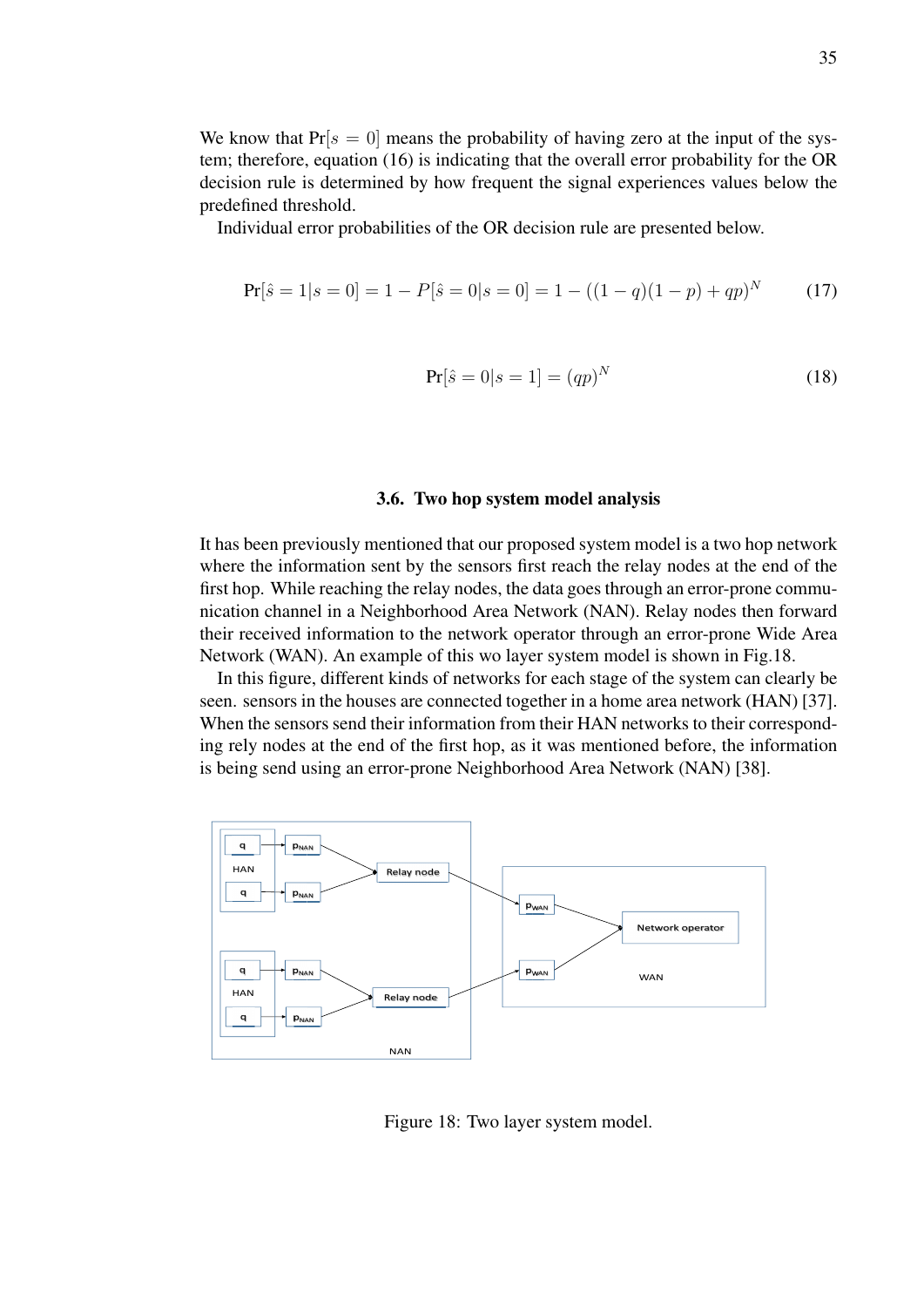We know that $\Pr[s = 0]$ means the probability of having zero at the input of the system; therefore, equation (16) is indicating that the overall error probability for the OR decision rule is determined by how frequent the signal experiences values below the predefined threshold.

Individual error probabilities of the OR decision rule are presented below.

$$\Pr[\hat{s} = 1|s = 0] = 1 - P[\hat{s} = 0|s = 0] = 1 - ((1 - q)(1 - p) + qp)^N \tag{17}$$

$$\Pr[\hat{s} = 0|s = 1] = (qp)^N \tag{18}$$

### 3.6. Two hop system model analysis

It has been previously mentioned that our proposed system model is a two hop network where the information sent by the sensors first reach the relay nodes at the end of the first hop. While reaching the relay nodes, the data goes through an error-prone communication channel in a Neighborhood Area Network (NAN). Relay nodes then forward their received information to the network operator through an error-prone Wide Area Network (WAN). An example of this wo layer system model is shown in Fig.18.

In this figure, different kinds of networks for each stage of the system can clearly be seen. sensors in the houses are connected together in a home area network (HAN) [37]. When the sensors send their information from their HAN networks to their corresponding rely nodes at the end of the first hop, as it was mentioned before, the information is being send using an error-prone Neighborhood Area Network (NAN) [38].

Figure 18: Two layer system model.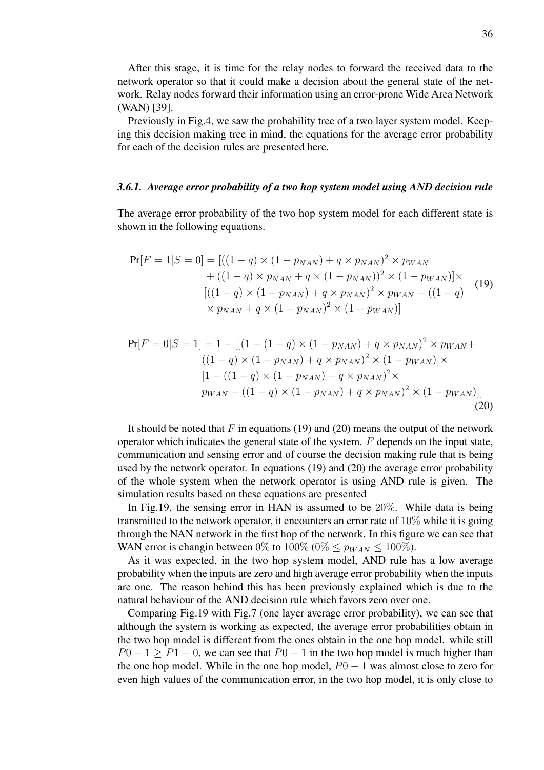After this stage, it is time for the relay nodes to forward the received data to the network operator so that it could make a decision about the general state of the network. Relay nodes forward their information using an error-prone Wide Area Network (WAN) [39].

Previously in Fig.4, we saw the probability tree of a two layer system model. Keeping this decision making tree in mind, the equations for the average error probability for each of the decision rules are presented here.

### *3.6.1. Average error probability of a two hop system model using AND decision rule*

The average error probability of the two hop system model for each different state is shown in the following equations.

$$
\begin{aligned}
\Pr[F=1|S=0] = & [((1-q)\times(1-p_{NAN})+q\times p_{NAN})^2\times p_{WAN} \\
& +((1-q)\times p_{NAN}+q\times(1-p_{NAN}))^2\times(1-p_{WAN})]\times \\
& [((1-q)\times(1-p_{NAN})+q\times p_{NAN})^2\times p_{WAN}+((1-q) \\
& \times p_{NAN}+q\times(1-p_{NAN})^2\times(1-p_{WAN})]
\end{aligned} \tag{19}
$$

$$
\begin{aligned}
\Pr[F=0|S=1] = 1 - & [[(1-(1-q)\times(1-p_{NAN})+q\times p_{NAN})^2\times p_{WAN}+ \\
& ((1-q)\times(1-p_{NAN})+q\times p_{NAN})^2\times(1-p_{WAN})]\times \\
& [1-((1-q)\times(1-p_{NAN})+q\times p_{NAN})^2\times \\
& p_{WAN}+((1-q)\times(1-p_{NAN})+q\times p_{NAN})^2\times(1-p_{WAN})]]
\end{aligned} \tag{20}
$$

It should be noted that $F$ in equations (19) and (20) means the output of the network operator which indicates the general state of the system. $F$ depends on the input state, communication and sensing error and of course the decision making rule that is being used by the network operator. In equations (19) and (20) the average error probability of the whole system when the network operator is using AND rule is given. The simulation results based on these equations are presented

In Fig.19, the sensing error in HAN is assumed to be $20\%$. While data is being transmitted to the network operator, it encounters an error rate of $10\%$ while it is going through the NAN network in the first hop of the network. In this figure we can see that WAN error is changin between $0\%$ to $100\%$ ($0\% \leq p_{WAN} \leq 100\%$).

As it was expected, in the two hop system model, AND rule has a low average probability when the inputs are zero and high average error probability when the inputs are one. The reason behind this has been previously explained which is due to the natural behaviour of the AND decision rule which favors zero over one.

Comparing Fig.19 with Fig.7 (one layer average error probability), we can see that although the system is working as expected, the average error probabilities obtain in the two hop model is different from the ones obtain in the one hop model. while still $P0-1 \geq P1-0$, we can see that $P0-1$ in the two hop model is much higher than the one hop model. While in the one hop model, $P0-1$ was almost close to zero for even high values of the communication error, in the two hop model, it is only close to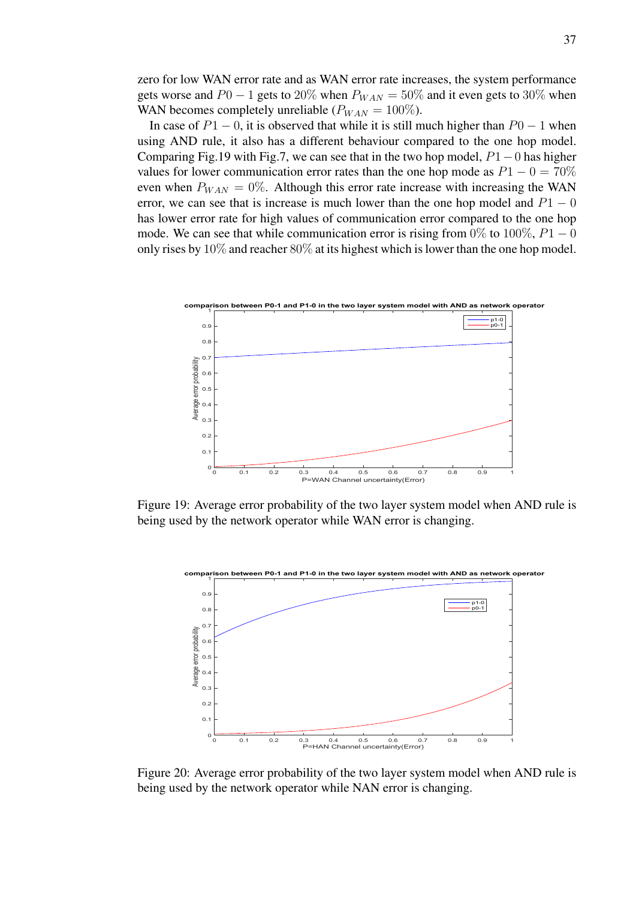zero for low WAN error rate and as WAN error rate increases, the system performance gets worse and $P0-1$ gets to $20\%$ when $P_{WAN} = 50\%$ and it even gets to $30\%$ when WAN becomes completely unreliable ($P_{WAN} = 100\%$).

In case of $P1-0$, it is observed that while it is still much higher than $P0-1$ when using AND rule, it also has a different behaviour compared to the one hop model. Comparing Fig.19 with Fig.7, we can see that in the two hop model, $P1-0$ has higher values for lower communication error rates than the one hop mode as $P1-0 = 70\%$ even when $P_{WAN} = 0\%$. Although this error rate increase with increasing the WAN error, we can see that is increase is much lower than the one hop model and $P1-0$ has lower error rate for high values of communication error compared to the one hop mode. We can see that while communication error is rising from $0\%$ to $100\%$, $P1-0$ only rises by $10\%$ and reacher $80\%$ at its highest which is lower than the one hop model.

Figure 19: Average error probability of the two layer system model when AND rule is being used by the network operator while WAN error is changing.

Figure 20: Average error probability of the two layer system model when AND rule is being used by the network operator while NAN error is changing.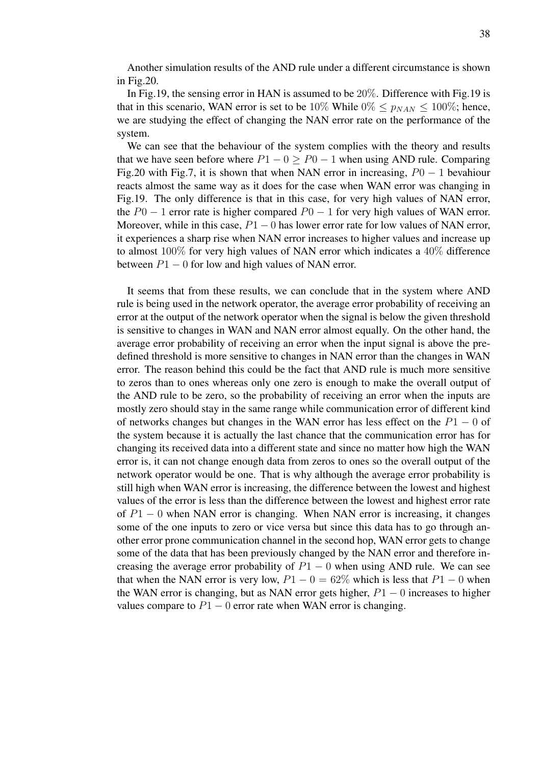Another simulation results of the AND rule under a different circumstance is shown in Fig.20.

In Fig.19, the sensing error in HAN is assumed to be $20\%$. Difference with Fig.19 is that in this scenario, WAN error is set to be $10\%$ While $0\% \leq p_{NAN} \leq 100\%$; hence, we are studying the effect of changing the NAN error rate on the performance of the system.

We can see that the behaviour of the system complies with the theory and results that we have seen before where $P1-0 \geq P0-1$ when using AND rule. Comparing Fig.20 with Fig.7, it is shown that when NAN error in increasing, $P0-1$ bevahiour reacts almost the same way as it does for the case when WAN error was changing in Fig.19. The only difference is that in this case, for very high values of NAN error, the $P0-1$ error rate is higher compared $P0-1$ for very high values of WAN error. Moreover, while in this case, $P1-0$ has lower error rate for low values of NAN error, it experiences a sharp rise when NAN error increases to higher values and increase up to almost $100\%$ for very high values of NAN error which indicates a $40\%$ difference between $P1-0$ for low and high values of NAN error.

It seems that from these results, we can conclude that in the system where AND rule is being used in the network operator, the average error probability of receiving an error at the output of the network operator when the signal is below the given threshold is sensitive to changes in WAN and NAN error almost equally. On the other hand, the average error probability of receiving an error when the input signal is above the predefined threshold is more sensitive to changes in NAN error than the changes in WAN error. The reason behind this could be the fact that AND rule is much more sensitive to zeros than to ones whereas only one zero is enough to make the overall output of the AND rule to be zero, so the probability of receiving an error when the inputs are mostly zero should stay in the same range while communication error of different kind of networks changes but changes in the WAN error has less effect on the $P1-0$ of the system because it is actually the last chance that the communication error has for changing its received data into a different state and since no matter how high the WAN error is, it can not change enough data from zeros to ones so the overall output of the network operator would be one. That is why although the average error probability is still high when WAN error is increasing, the difference between the lowest and highest values of the error is less than the difference between the lowest and highest error rate of $P1-0$ when NAN error is changing. When NAN error is increasing, it changes some of the one inputs to zero or vice versa but since this data has to go through another error prone communication channel in the second hop, WAN error gets to change some of the data that has been previously changed by the NAN error and therefore increasing the average error probability of $P1-0$ when using AND rule. We can see that when the NAN error is very low, $P1-0 = 62\%$ which is less that $P1-0$ when the WAN error is changing, but as NAN error gets higher, $P1-0$ increases to higher values compare to $P1-0$ error rate when WAN error is changing.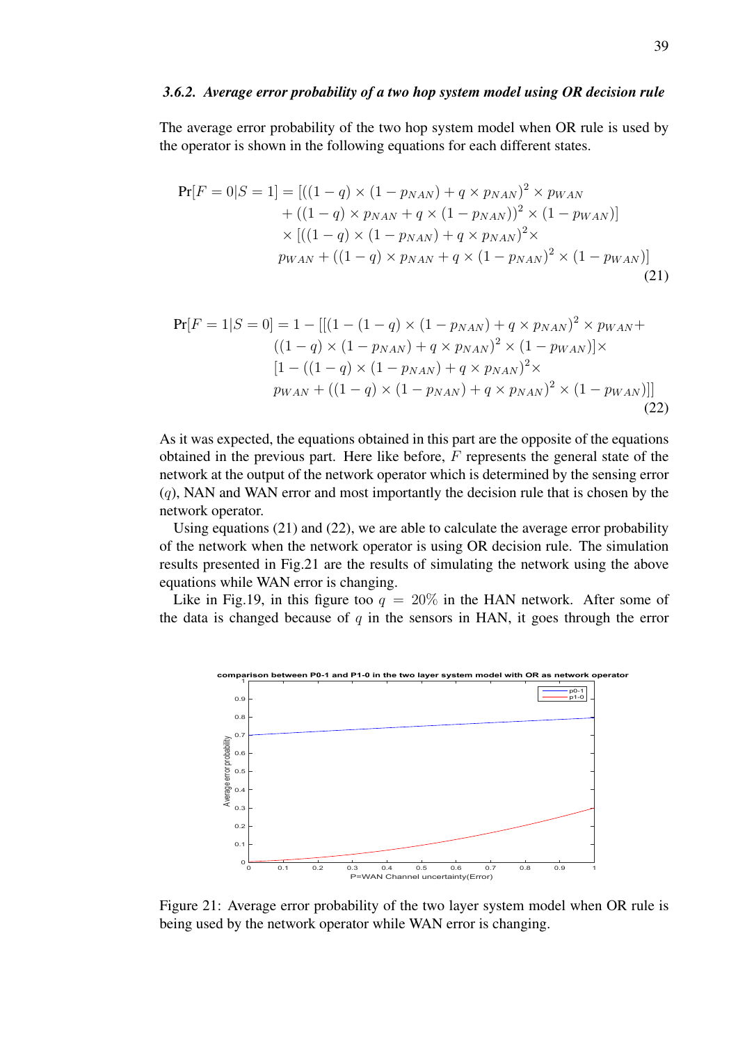### *3.6.2. Average error probability of a two hop system model using OR decision rule*

The average error probability of the two hop system model when OR rule is used by the operator is shown in the following equations for each different states.

$$
\begin{aligned}
\Pr[F=0|S=1] = &\left[((1-q)\times(1-p_{NAN})+q\times p_{NAN})^2 \times p_{WAN}\right. \\
&\left.+((1-q)\times p_{NAN}+q\times(1-p_{NAN}))^2 \times (1-p_{WAN})\right] \\
&\times\left[((1-q)\times(1-p_{NAN})+q\times p_{NAN})^2 \times\right. \\
&\left. p_{WAN}+((1-q)\times p_{NAN}+q\times(1-p_{NAN}))^2 \times (1-p_{WAN})\right]
\end{aligned} \tag{21}
$$

$$
\begin{aligned}
\Pr[F=1|S=0] = 1 - &\left[\left[(1-(1-q)\times(1-p_{NAN})+q\times p_{NAN})^2 \times p_{WAN}+\right.\right. \\
&\left.((1-q)\times(1-p_{NAN})+q\times p_{NAN})^2 \times (1-p_{WAN})\right]\times \\
&\left[1-((1-q)\times(1-p_{NAN})+q\times p_{NAN})^2 \times\right. \\
&\left.\left. p_{WAN}+((1-q)\times(1-p_{NAN})+q\times p_{NAN})^2 \times (1-p_{WAN})\right]\right]
\end{aligned} \tag{22}
$$

As it was expected, the equations obtained in this part are the opposite of the equations obtained in the previous part. Here like before, $F$ represents the general state of the network at the output of the network operator which is determined by the sensing error ($q$), NAN and WAN error and most importantly the decision rule that is chosen by the network operator.

Using equations (21) and (22), we are able to calculate the average error probability of the network when the network operator is using OR decision rule. The simulation results presented in Fig.21 are the results of simulating the network using the above equations while WAN error is changing.

Like in Fig.19, in this figure too $q = 20\%$ in the HAN network. After some of the data is changed because of $q$ in the sensors in HAN, it goes through the error

Figure 21: Average error probability of the two layer system model when OR rule is being used by the network operator while WAN error is changing.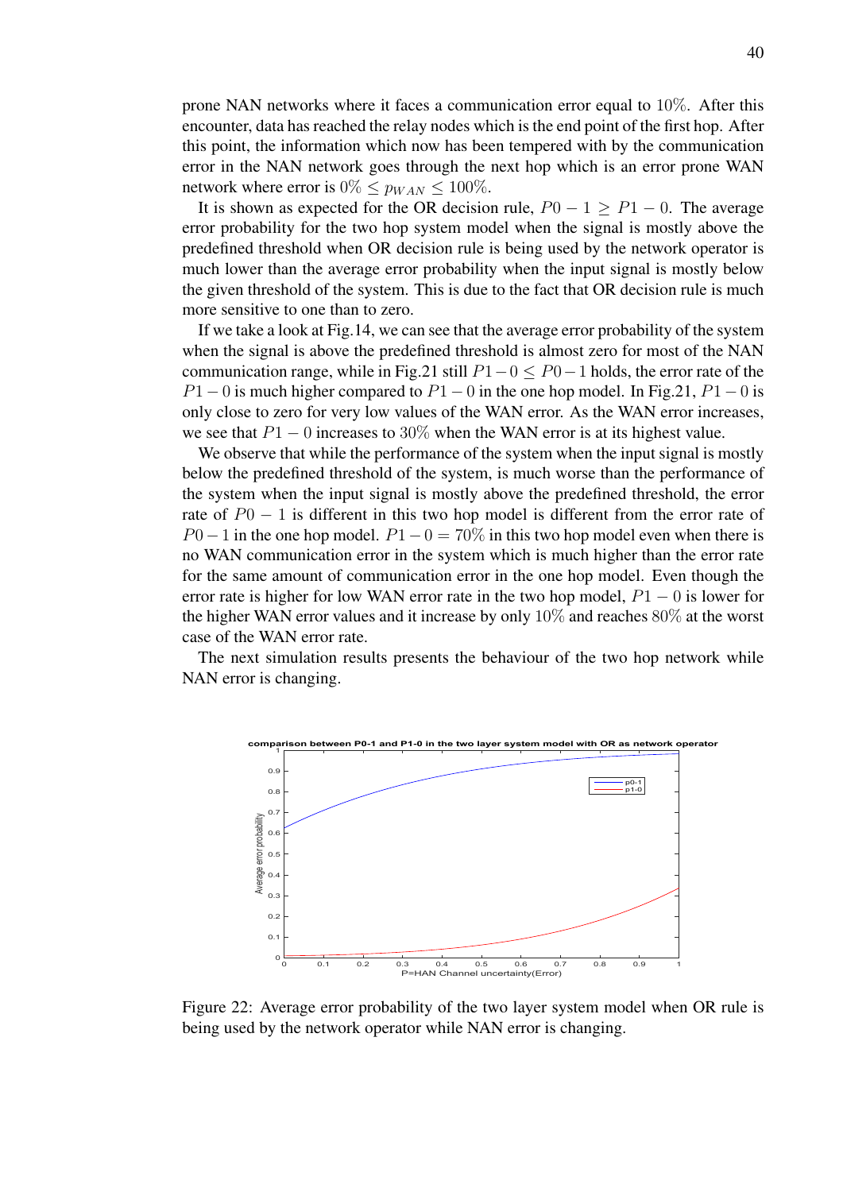prone NAN networks where it faces a communication error equal to $10\%$. After this encounter, data has reached the relay nodes which is the end point of the first hop. After this point, the information which now has been tempered with by the communication error in the NAN network goes through the next hop which is an error prone WAN network where error is $0\% \leq p_{WAN} \leq 100\%$.

It is shown as expected for the OR decision rule, $P0-1 \geq P1-0$. The average error probability for the two hop system model when the signal is mostly above the predefined threshold when OR decision rule is being used by the network operator is much lower than the average error probability when the input signal is mostly below the given threshold of the system. This is due to the fact that OR decision rule is much more sensitive to one than to zero.

If we take a look at Fig.14, we can see that the average error probability of the system when the signal is above the predefined threshold is almost zero for most of the NAN communication range, while in Fig.21 still $P1-0 \leq P0-1$ holds, the error rate of the $P1-0$ is much higher compared to $P1-0$ in the one hop model. In Fig.21, $P1-0$ is only close to zero for very low values of the WAN error. As the WAN error increases, we see that $P1-0$ increases to $30\%$ when the WAN error is at its highest value.

We observe that while the performance of the system when the input signal is mostly below the predefined threshold of the system, is much worse than the performance of the system when the input signal is mostly above the predefined threshold, the error rate of $P0-1$ is different in this two hop model is different from the error rate of $P0-1$ in the one hop model. $P1-0 = 70\%$ in this two hop model even when there is no WAN communication error in the system which is much higher than the error rate for the same amount of communication error in the one hop model. Even though the error rate is higher for low WAN error rate in the two hop model, $P1-0$ is lower for the higher WAN error values and it increase by only $10\%$ and reaches $80\%$ at the worst case of the WAN error rate.

The next simulation results presents the behaviour of the two hop network while NAN error is changing.

Figure 22: Average error probability of the two layer system model when OR rule is being used by the network operator while NAN error is changing.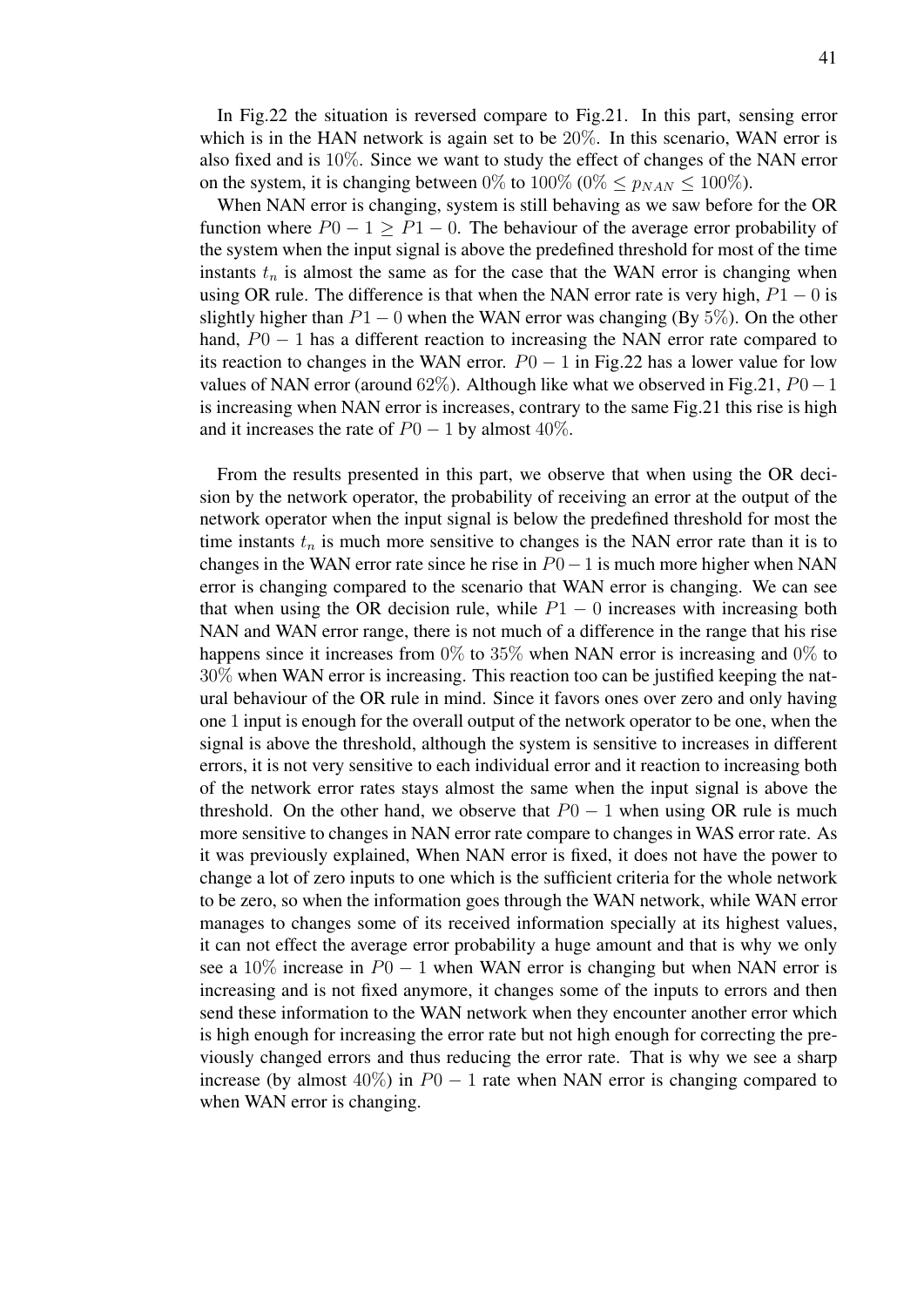In Fig.22 the situation is reversed compare to Fig.21. In this part, sensing error which is in the HAN network is again set to be $20\%$. In this scenario, WAN error is also fixed and is $10\%$. Since we want to study the effect of changes of the NAN error on the system, it is changing between $0\%$ to $100\%$ ($0\% \leq p_{NAN} \leq 100\%$).

When NAN error is changing, system is still behaving as we saw before for the OR function where $P0-1 \geq P1-0$. The behaviour of the average error probability of the system when the input signal is above the predefined threshold for most of the time instants $t_n$ is almost the same as for the case that the WAN error is changing when using OR rule. The difference is that when the NAN error rate is very high, $P1-0$ is slightly higher than $P1-0$ when the WAN error was changing (By $5\%$). On the other hand, $P0-1$ has a different reaction to increasing the NAN error rate compared to its reaction to changes in the WAN error. $P0-1$ in Fig.22 has a lower value for low values of NAN error (around $62\%$). Although like what we observed in Fig.21, $P0-1$ is increasing when NAN error is increases, contrary to the same Fig.21 this rise is high and it increases the rate of $P0-1$ by almost $40\%$.

From the results presented in this part, we observe that when using the OR decision by the network operator, the probability of receiving an error at the output of the network operator when the input signal is below the predefined threshold for most the time instants $t_n$ is much more sensitive to changes is the NAN error rate than it is to changes in the WAN error rate since he rise in $P0-1$ is much more higher when NAN error is changing compared to the scenario that WAN error is changing. We can see that when using the OR decision rule, while $P1-0$ increases with increasing both NAN and WAN error range, there is not much of a difference in the range that his rise happens since it increases from $0\%$ to $35\%$ when NAN error is increasing and $0\%$ to $30\%$ when WAN error is increasing. This reaction too can be justified keeping the natural behaviour of the OR rule in mind. Since it favors ones over zero and only having one $1$ input is enough for the overall output of the network operator to be one, when the signal is above the threshold, although the system is sensitive to increases in different errors, it is not very sensitive to each individual error and it reaction to increasing both of the network error rates stays almost the same when the input signal is above the threshold. On the other hand, we observe that $P0-1$ when using OR rule is much more sensitive to changes in NAN error rate compare to changes in WAS error rate. As it was previously explained, When NAN error is fixed, it does not have the power to change a lot of zero inputs to one which is the sufficient criteria for the whole network to be zero, so when the information goes through the WAN network, while WAN error manages to changes some of its received information specially at its highest values, it can not effect the average error probability a huge amount and that is why we only see a $10\%$ increase in $P0-1$ when WAN error is changing but when NAN error is increasing and is not fixed anymore, it changes some of the inputs to errors and then send these information to the WAN network when they encounter another error which is high enough for increasing the error rate but not high enough for correcting the previously changed errors and thus reducing the error rate. That is why we see a sharp increase (by almost $40\%$) in $P0-1$ rate when NAN error is changing compared to when WAN error is changing.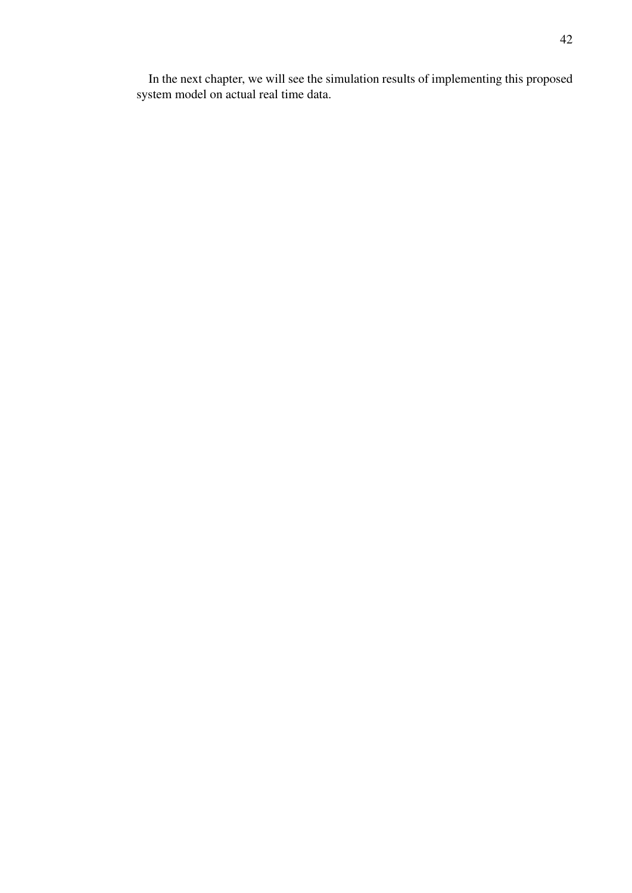In the next chapter, we will see the simulation results of implementing this proposed system model on actual real time data.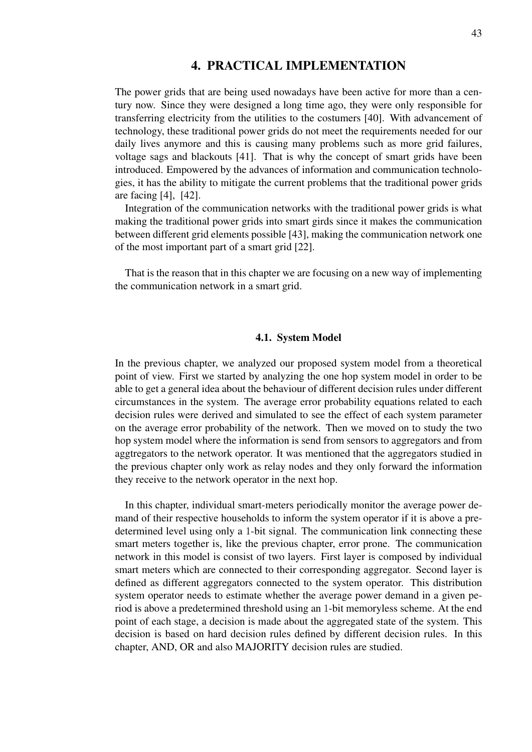# 4. PRACTICAL IMPLEMENTATION

The power grids that are being used nowadays have been active for more than a century now. Since they were designed a long time ago, they were only responsible for transferring electricity from the utilities to the costumers [40]. With advancement of technology, these traditional power grids do not meet the requirements needed for our daily lives anymore and this is causing many problems such as more grid failures, voltage sags and blackouts [41]. That is why the concept of smart grids have been introduced. Empowered by the advances of information and communication technologies, it has the ability to mitigate the current problems that the traditional power grids are facing [4], [42].

Integration of the communication networks with the traditional power grids is what making the traditional power grids into smart girds since it makes the communication between different grid elements possible [43], making the communication network one of the most important part of a smart grid [22].

That is the reason that in this chapter we are focusing on a new way of implementing the communication network in a smart grid.

## 4.1. System Model

In the previous chapter, we analyzed our proposed system model from a theoretical point of view. First we started by analyzing the one hop system model in order to be able to get a general idea about the behaviour of different decision rules under different circumstances in the system. The average error probability equations related to each decision rules were derived and simulated to see the effect of each system parameter on the average error probability of the network. Then we moved on to study the two hop system model where the information is send from sensors to aggregators and from aggtregators to the network operator. It was mentioned that the aggregators studied in the previous chapter only work as relay nodes and they only forward the information they receive to the network operator in the next hop.

In this chapter, individual smart-meters periodically monitor the average power demand of their respective households to inform the system operator if it is above a predetermined level using only a 1-bit signal. The communication link connecting these smart meters together is, like the previous chapter, error prone. The communication network in this model is consist of two layers. First layer is composed by individual smart meters which are connected to their corresponding aggregator. Second layer is defined as different aggregators connected to the system operator. This distribution system operator needs to estimate whether the average power demand in a given period is above a predetermined threshold using an 1-bit memoryless scheme. At the end point of each stage, a decision is made about the aggregated state of the system. This decision is based on hard decision rules defined by different decision rules. In this chapter, AND, OR and also MAJORITY decision rules are studied.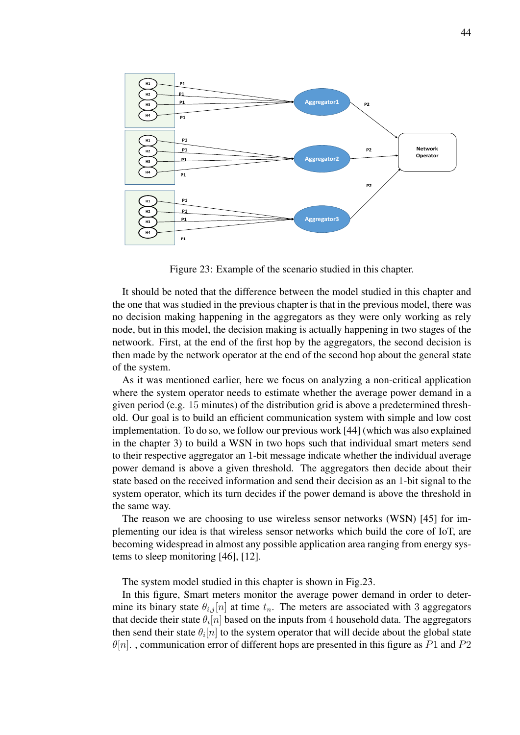Figure 23: Example of the scenario studied in this chapter.

It should be noted that the difference between the model studied in this chapter and the one that was studied in the previous chapter is that in the previous model, there was no decision making happening in the aggregators as they were only working as rely node, but in this model, the decision making is actually happening in two stages of the netowork. First, at the end of the first hop by the aggregators, the second decision is then made by the network operator at the end of the second hop about the general state of the system.

As it was mentioned earlier, here we focus on analyzing a non-critical application where the system operator needs to estimate whether the average power demand in a given period (e.g. $15$ minutes) of the distribution grid is above a predetermined threshold. Our goal is to build an efficient communication system with simple and low cost implementation. To do so, we follow our previous work [44] (which was also explained in the chapter 3) to build a WSN in two hops such that individual smart meters send to their respective aggregator an $1$-bit message indicate whether the individual average power demand is above a given threshold. The aggregators then decide about their state based on the received information and send their decision as an $1$-bit signal to the system operator, which its turn decides if the power demand is above the threshold in the same way.

The reason we are choosing to use wireless sensor networks (WSN) [45] for implementing our idea is that wireless sensor networks which build the core of IoT, are becoming widespread in almost any possible application area ranging from energy systems to sleep monitoring [46], [12].

The system model studied in this chapter is shown in Fig.23.

In this figure, Smart meters monitor the average power demand in order to determine its binary state $\theta_{i,j}[n]$ at time $t_n$. The meters are associated with $3$ aggregators that decide their state $\theta_i[n]$ based on the inputs from $4$ household data. The aggregators then send their state $\theta_i[n]$ to the system operator that will decide about the global state $\theta[n]$. , communication error of different hops are presented in this figure as $P1$ and $P2$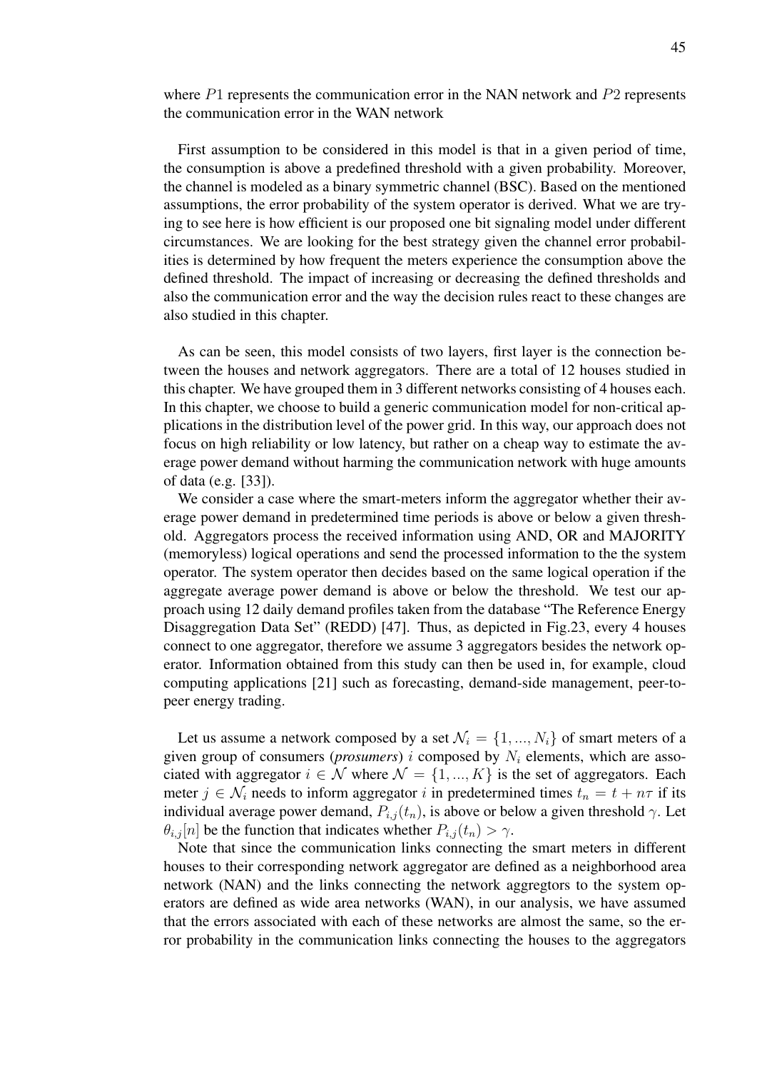where $P1$ represents the communication error in the NAN network and $P2$ represents the communication error in the WAN network

First assumption to be considered in this model is that in a given period of time, the consumption is above a predefined threshold with a given probability. Moreover, the channel is modeled as a binary symmetric channel (BSC). Based on the mentioned assumptions, the error probability of the system operator is derived. What we are trying to see here is how efficient is our proposed one bit signaling model under different circumstances. We are looking for the best strategy given the channel error probabilities is determined by how frequent the meters experience the consumption above the defined threshold. The impact of increasing or decreasing the defined thresholds and also the communication error and the way the decision rules react to these changes are also studied in this chapter.

As can be seen, this model consists of two layers, first layer is the connection between the houses and network aggregators. There are a total of 12 houses studied in this chapter. We have grouped them in 3 different networks consisting of 4 houses each. In this chapter, we choose to build a generic communication model for non-critical applications in the distribution level of the power grid. In this way, our approach does not focus on high reliability or low latency, but rather on a cheap way to estimate the average power demand without harming the communication network with huge amounts of data (e.g. [33]).

We consider a case where the smart-meters inform the aggregator whether their average power demand in predetermined time periods is above or below a given threshold. Aggregators process the received information using AND, OR and MAJORITY (memoryless) logical operations and send the processed information to the the system operator. The system operator then decides based on the same logical operation if the aggregate average power demand is above or below the threshold. We test our approach using 12 daily demand profiles taken from the database "The Reference Energy Disaggregation Data Set" (REDD) [47]. Thus, as depicted in Fig.23, every 4 houses connect to one aggregator, therefore we assume 3 aggregators besides the network operator. Information obtained from this study can then be used in, for example, cloud computing applications [21] such as forecasting, demand-side management, peer-topeer energy trading.

Let us assume a network composed by a set $\mathcal{N}_i = \{1, ..., N_i\}$ of smart meters of a given group of consumers (***prosumers***) $i$ composed by $N_i$ elements, which are associated with aggregator $i \in \mathcal{N}$ where $\mathcal{N} = \{1, ..., K\}$ is the set of aggregators. Each meter $j \in \mathcal{N}_i$ needs to inform aggregator $i$ in predetermined times $t_n = t + n\tau$ if its individual average power demand, $P_{i,j}(t_n)$, is above or below a given threshold $\gamma$. Let $\theta_{i,j}[n]$ be the function that indicates whether $P_{i,j}(t_n) > \gamma$.

Note that since the communication links connecting the smart meters in different houses to their corresponding network aggregator are defined as a neighborhood area network (NAN) and the links connecting the network aggregtors to the system operators are defined as wide area networks (WAN), in our analysis, we have assumed that the errors associated with each of these networks are almost the same, so the error probability in the communication links connecting the houses to the aggregators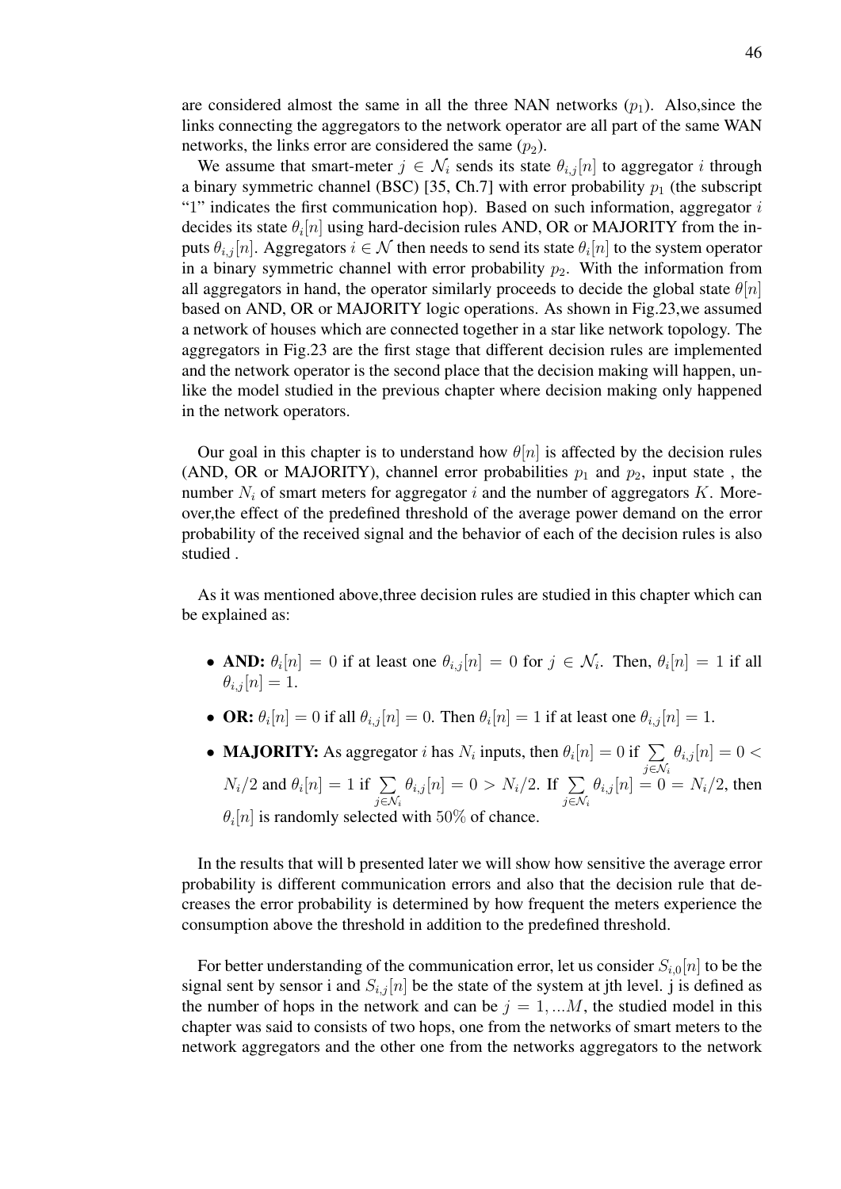are considered almost the same in all the three NAN networks ($p_1$). Also,since the links connecting the aggregators to the network operator are all part of the same WAN networks, the links error are considered the same ($p_2$).

We assume that smart-meter $j \in \mathcal{N}_i$ sends its state $\theta_{i,j}[n]$ to aggregator $i$ through a binary symmetric channel (BSC) [35, Ch.7] with error probability $p_1$ (the subscript "1" indicates the first communication hop). Based on such information, aggregator $i$ decides its state $\theta_i[n]$ using hard-decision rules AND, OR or MAJORITY from the inputs $\theta_{i,j}[n]$. Aggregators $i \in \mathcal{N}$ then needs to send its state $\theta_i[n]$ to the system operator in a binary symmetric channel with error probability $p_2$. With the information from all aggregators in hand, the operator similarly proceeds to decide the global state $\theta[n]$ based on AND, OR or MAJORITY logic operations. As shown in Fig.23,we assumed a network of houses which are connected together in a star like network topology. The aggregators in Fig.23 are the first stage that different decision rules are implemented and the network operator is the second place that the decision making will happen, unlike the model studied in the previous chapter where decision making only happened in the network operators.

Our goal in this chapter is to understand how $\theta[n]$ is affected by the decision rules (AND, OR or MAJORITY), channel error probabilities $p_1$ and $p_2$, input state , the number $N_i$ of smart meters for aggregator $i$ and the number of aggregators $K$. Moreover,the effect of the predefined threshold of the average power demand on the error probability of the received signal and the behavior of each of the decision rules is also studied .

As it was mentioned above,three decision rules are studied in this chapter which can be explained as:

- **AND:** $\theta_i[n] = 0$ if at least one $\theta_{i,j}[n] = 0$ for $j \in \mathcal{N}_i$. Then, $\theta_i[n] = 1$ if all $\theta_{i,j}[n] = 1$.
- **OR:** $\theta_i[n] = 0$ if all $\theta_{i,j}[n] = 0$. Then $\theta_i[n] = 1$ if at least one $\theta_{i,j}[n] = 1$.
- **MAJORITY:** As aggregator $i$ has $N_i$ inputs, then $\theta_i[n] = 0$ if $\sum_{j \in \mathcal{N}_i} \theta_{i,j}[n] = 0 < N_i/2$ and $\theta_i[n] = 1$ if $\sum_{j \in \mathcal{N}_i} \theta_{i,j}[n] = 0 > N_i/2$. If $\sum_{j \in \mathcal{N}_i} \theta_{i,j}[n] = 0 = N_i/2$, then $\theta_i[n]$ is randomly selected with $50\%$ of chance.

In the results that will b presented later we will show how sensitive the average error probability is different communication errors and also that the decision rule that decreases the error probability is determined by how frequent the meters experience the consumption above the threshold in addition to the predefined threshold.

For better understanding of the communication error, let us consider $S_{i,0}[n]$ to be the signal sent by sensor i and $S_{i,j}[n]$ be the state of the system at jth level. j is defined as the number of hops in the network and can be $j = 1, ...M$, the studied model in this chapter was said to consists of two hops, one from the networks of smart meters to the network aggregators and the other one from the networks aggregators to the network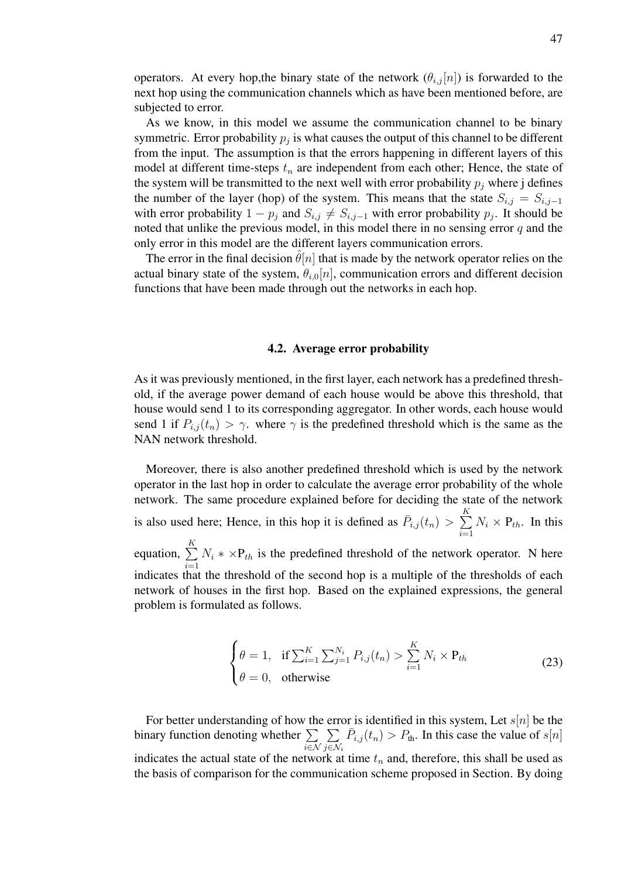operators. At every hop,the binary state of the network ($\theta_{i,j}[n]$) is forwarded to the next hop using the communication channels which as have been mentioned before, are subjected to error.

As we know, in this model we assume the communication channel to be binary symmetric. Error probability $p_j$ is what causes the output of this channel to be different from the input. The assumption is that the errors happening in different layers of this model at different time-steps $t_n$ are independent from each other; Hence, the state of the system will be transmitted to the next well with error probability $p_j$ where j defines the number of the layer (hop) of the system. This means that the state $S_{i,j} = S_{i,j-1}$ with error probability $1 - p_j$ and $S_{i,j} \neq S_{i,j-1}$ with error probability $p_j$. It should be noted that unlike the previous model, in this model there in no sensing error $q$ and the only error in this model are the different layers communication errors.

The error in the final decision $\hat{\theta}[n]$ that is made by the network operator relies on the actual binary state of the system, $\theta_{i,0}[n]$, communication errors and different decision functions that have been made through out the networks in each hop.

### 4.2. Average error probability

As it was previously mentioned, in the first layer, each network has a predefined threshold, if the average power demand of each house would be above this threshold, that house would send 1 to its corresponding aggregator. In other words, each house would send 1 if $P_{i,j}(t_n) > \gamma$. where $\gamma$ is the predefined threshold which is the same as the NAN network threshold.

Moreover, there is also another predefined threshold which is used by the network operator in the last hop in order to calculate the average error probability of the whole network. The same procedure explained before for deciding the state of the network is also used here; Hence, in this hop it is defined as $\bar{P}_{i,j}(t_n) > \sum_{i=1}^{K} N_i \times \mathrm{P}_{th}$. In this equation, $\sum_{i=1}^{K} N_i * \times \mathrm{P}_{th}$ is the predefined threshold of the network operator. N here indicates that the threshold of the second hop is a multiple of the thresholds of each network of houses in the first hop. Based on the explained expressions, the general problem is formulated as follows.

$$
\begin{cases}
\theta = 1, & \text{if} \sum_{i=1}^{K} \sum_{j=1}^{N_i} P_{i,j}(t_n) > \sum_{i=1}^{K} N_i \times \mathrm{P}_{th} \\
\theta = 0, & \text{otherwise}
\end{cases}
\tag{23}
$$

For better understanding of how the error is identified in this system, Let $s[n]$ be the binary function denoting whether $\sum_{i \in \mathcal{N}} \sum_{j \in \mathcal{N}_i} \bar{P}_{i,j}(t_n) > P_{\text{th}}$. In this case the value of $s[n]$ indicates the actual state of the network at time $t_n$ and, therefore, this shall be used as the basis of comparison for the communication scheme proposed in Section. By doing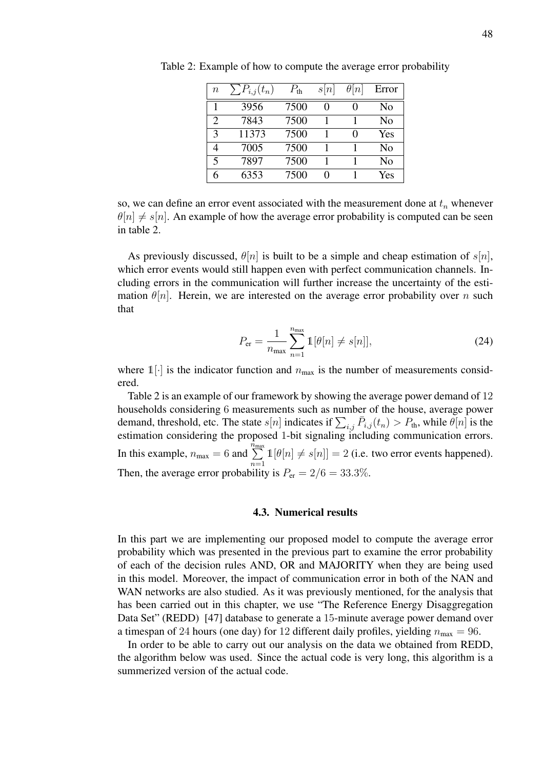Table 2: Example of how to compute the average error probability

| $n$ | $\sum P_{i,j}(t_n)$ | $P_{\text{th}}$ | $s[n]$ | $\theta[n]$ | Error |
|---|---|---|---|---|---|
| 1 | 3956 | 7500 | 0 | 0 | No |
| 2 | 7843 | 7500 | 1 | 1 | No |
| 3 | 11373 | 7500 | 1 | 0 | Yes |
| 4 | 7005 | 7500 | 1 | 1 | No |
| 5 | 7897 | 7500 | 1 | 1 | No |
| 6 | 6353 | 7500 | 0 | 1 | Yes |

so, we can define an error event associated with the measurement done at $t_n$ whenever $\theta[n] \neq s[n]$. An example of how the average error probability is computed can be seen in table 2.

As previously discussed, $\theta[n]$ is built to be a simple and cheap estimation of $s[n]$, which error events would still happen even with perfect communication channels. Including errors in the communication will further increase the uncertainty of the estimation $\theta[n]$. Herein, we are interested on the average error probability over $n$ such that

$$P_{\text{er}} = \frac{1}{n_{\text{max}}} \sum_{n=1}^{n_{\text{max}}} \mathbb{1}[\theta[n] \neq s[n]], \tag{24}$$

where $\mathbb{1}[\cdot]$ is the indicator function and $n_{\text{max}}$ is the number of measurements considered.

Table 2 is an example of our framework by showing the average power demand of 12 households considering 6 measurements such as number of the house, average power demand, threshold, etc. The state $s[n]$ indicates if $\sum_{i,j} \bar{P}_{i,j}(t_n) > P_{\text{th}}$, while $\theta[n]$ is the estimation considering the proposed 1-bit signaling including communication errors. In this example, $n_{\text{max}} = 6$ and $\sum_{n=1}^{n_{\text{max}}} \mathbb{1}[\theta[n] \neq s[n]] = 2$ (i.e. two error events happened). Then, the average error probability is $P_{\text{er}} = 2/6 = 33.3\%$.

### 4.3. Numerical results

In this part we are implementing our proposed model to compute the average error probability which was presented in the previous part to examine the error probability of each of the decision rules AND, OR and MAJORITY when they are being used in this model. Moreover, the impact of communication error in both of the NAN and WAN networks are also studied. As it was previously mentioned, for the analysis that has been carried out in this chapter, we use "The Reference Energy Disaggregation Data Set" (REDD) [47] database to generate a 15-minute average power demand over a timespan of 24 hours (one day) for 12 different daily profiles, yielding $n_{\text{max}} = 96$.

In order to be able to carry out our analysis on the data we obtained from REDD, the algorithm below was used. Since the actual code is very long, this algorithm is a summerized version of the actual code.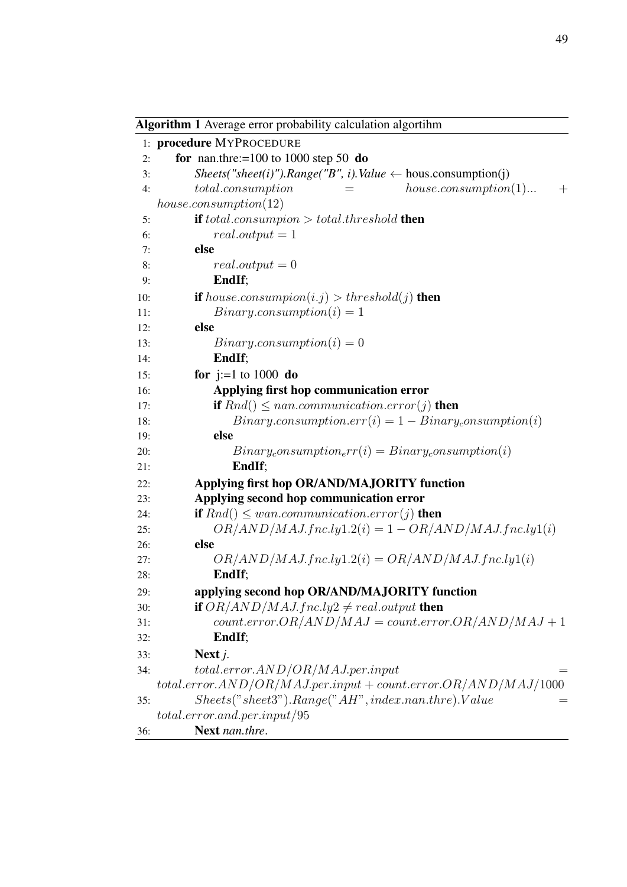**Algorithm 1** Average error probability calculation algortihm

1: **procedure** MYPROCEDURE
2: **for** nan.thre:=100 to 1000 step 50 **do**
3: *Sheets("sheet(i)").Range("B", i).Value* ← hous.consumption(j)
4: $total.consumption = house.consumption(1)... + house.consumption(12)$
5: **if** $total.consumpion > total.threshold$ **then**
6: $real.output = 1$
7: **else**
8: $real.output = 0$
9: **EndIf**;
10: **if** $house.consumpion(i.j) > threshold(j)$ **then**
11: $Binary.consumption(i) = 1$
12: **else**
13: $Binary.consumption(i) = 0$
14: **EndIf**;
15: **for** j:=1 to 1000 **do**
16: **Applying first hop communication error**
17: **if** $Rnd() \leq nan.communication.error(j)$ **then**
18: $Binary.consumption.err(i) = 1 - Binary_consumption(i)$
19: **else**
20: $Binary_consumption_err(i) = Binary_consumption(i)$
21: **EndIf**;
22: **Applying first hop OR/AND/MAJORITY function**
23: **Applying second hop communication error**
24: **if** $Rnd() \leq wan.communication.error(j)$ **then**
25: $OR/AND/MAJ.fnc.ly1.2(i) = 1 - OR/AND/MAJ.fnc.ly1(i)$
26: **else**
27: $OR/AND/MAJ.fnc.ly1.2(i) = OR/AND/MAJ.fnc.ly1(i)$
28: **EndIf**;
29: **applying second hop OR/AND/MAJORITY function**
30: **if** $OR/AND/MAJ.fnc.ly2 \neq real.output$ **then**
31: $count.error.OR/AND/MAJ = count.error.OR/AND/MAJ + 1$
32: **EndIf**;
33: **Next** *j*.
34: $total.error.AND/OR/MAJ.per.input = total.error.AND/OR/MAJ.per.input + count.error.OR/AND/MAJ/1000$
35: $Sheets("sheet3").Range("AH", index.nan.thre).Value = total.error.and.per.input/95$
36: **Next** *nan.thre*.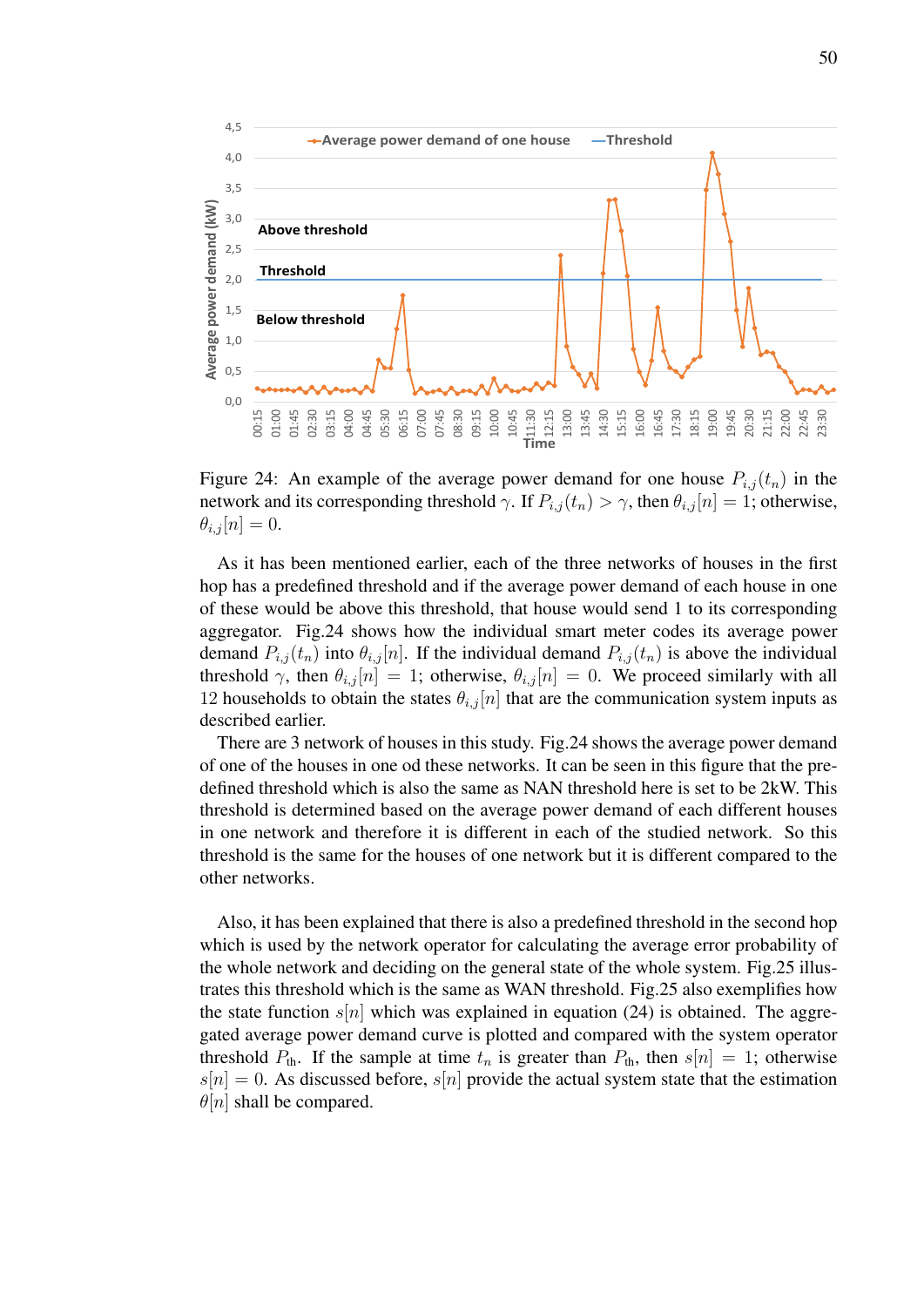Figure 24: An example of the average power demand for one house $P_{i,j}(t_n)$ in the network and its corresponding threshold $\gamma$. If $P_{i,j}(t_n) > \gamma$, then $\theta_{i,j}[n] = 1$; otherwise, $\theta_{i,j}[n] = 0$.

As it has been mentioned earlier, each of the three networks of houses in the first hop has a predefined threshold and if the average power demand of each house in one of these would be above this threshold, that house would send 1 to its corresponding aggregator. Fig.24 shows how the individual smart meter codes its average power demand $P_{i,j}(t_n)$ into $\theta_{i,j}[n]$. If the individual demand $P_{i,j}(t_n)$ is above the individual threshold $\gamma$, then $\theta_{i,j}[n] = 1$; otherwise, $\theta_{i,j}[n] = 0$. We proceed similarly with all 12 households to obtain the states $\theta_{i,j}[n]$ that are the communication system inputs as described earlier.

There are 3 network of houses in this study. Fig.24 shows the average power demand of one of the houses in one od these networks. It can be seen in this figure that the predefined threshold which is also the same as NAN threshold here is set to be 2kW. This threshold is determined based on the average power demand of each different houses in one network and therefore it is different in each of the studied network. So this threshold is the same for the houses of one network but it is different compared to the other networks.

Also, it has been explained that there is also a predefined threshold in the second hop which is used by the network operator for calculating the average error probability of the whole network and deciding on the general state of the whole system. Fig.25 illustrates this threshold which is the same as WAN threshold. Fig.25 also exemplifies how the state function $s[n]$ which was explained in equation (24) is obtained. The aggregated average power demand curve is plotted and compared with the system operator threshold $P_{\text{th}}$. If the sample at time $t_n$ is greater than $P_{\text{th}}$, then $s[n] = 1$; otherwise $s[n] = 0$. As discussed before, $s[n]$ provide the actual system state that the estimation $\theta[n]$ shall be compared.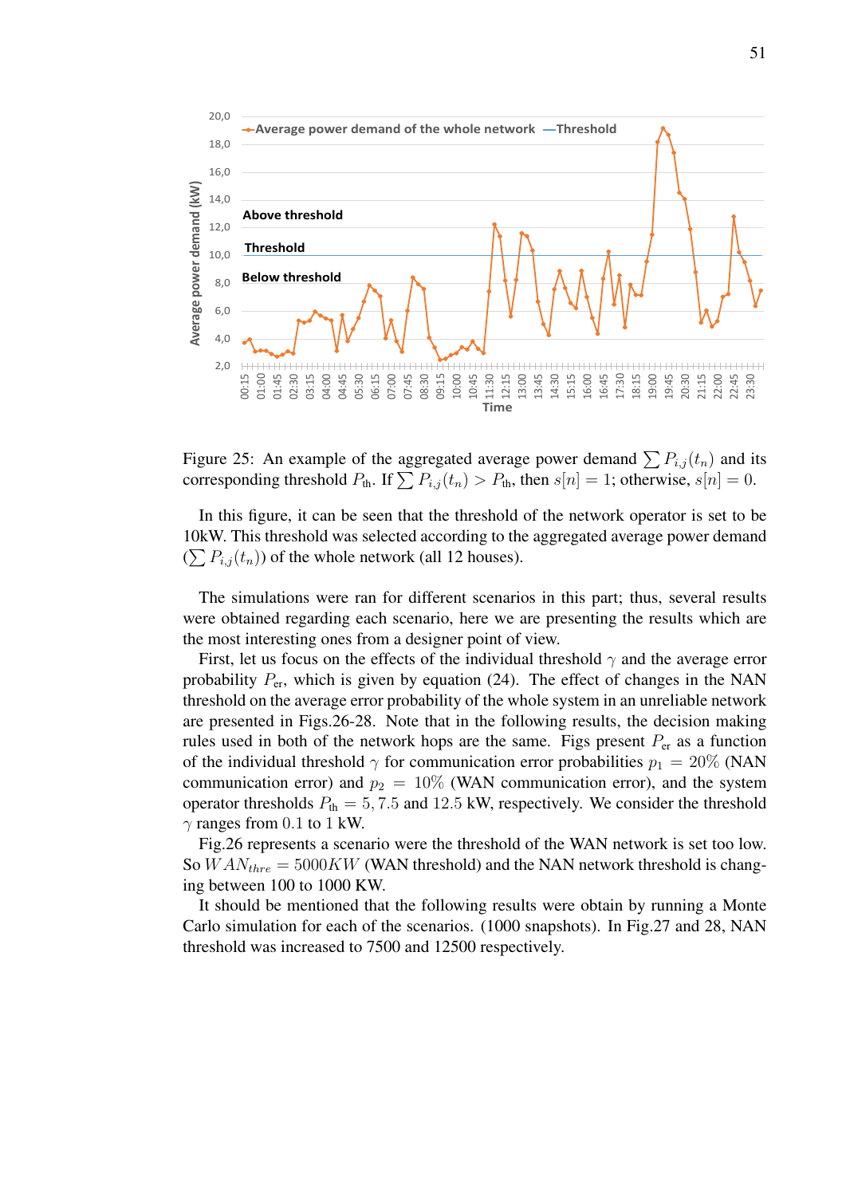Figure 25: An example of the aggregated average power demand $\sum P_{i,j}(t_n)$ and its corresponding threshold $P_{\text{th}}$. If $\sum P_{i,j}(t_n) > P_{\text{th}}$, then $s[n] = 1$; otherwise, $s[n] = 0$.

In this figure, it can be seen that the threshold of the network operator is set to be 10kW. This threshold was selected according to the aggregated average power demand ($\sum P_{i,j}(t_n)$) of the whole network (all 12 houses).

The simulations were ran for different scenarios in this part; thus, several results were obtained regarding each scenario, here we are presenting the results which are the most interesting ones from a designer point of view.

First, let us focus on the effects of the individual threshold $\gamma$ and the average error probability $P_{\text{er}}$, which is given by equation (24). The effect of changes in the NAN threshold on the average error probability of the whole system in an unreliable network are presented in Figs.26-28. Note that in the following results, the decision making rules used in both of the network hops are the same. Figs present $P_{\text{er}}$ as a function of the individual threshold $\gamma$ for communication error probabilities $p_1 = 20\%$ (NAN communication error) and $p_2 = 10\%$ (WAN communication error), and the system operator thresholds $P_{\text{th}} = 5, 7.5$ and $12.5$ kW, respectively. We consider the threshold $\gamma$ ranges from $0.1$ to $1$ kW.

Fig.26 represents a scenario were the threshold of the WAN network is set too low. So $WAN_{thre} = 5000KW$ (WAN threshold) and the NAN network threshold is changing between 100 to 1000 KW.

It should be mentioned that the following results were obtain by running a Monte Carlo simulation for each of the scenarios. (1000 snapshots). In Fig.27 and 28, NAN threshold was increased to 7500 and 12500 respectively.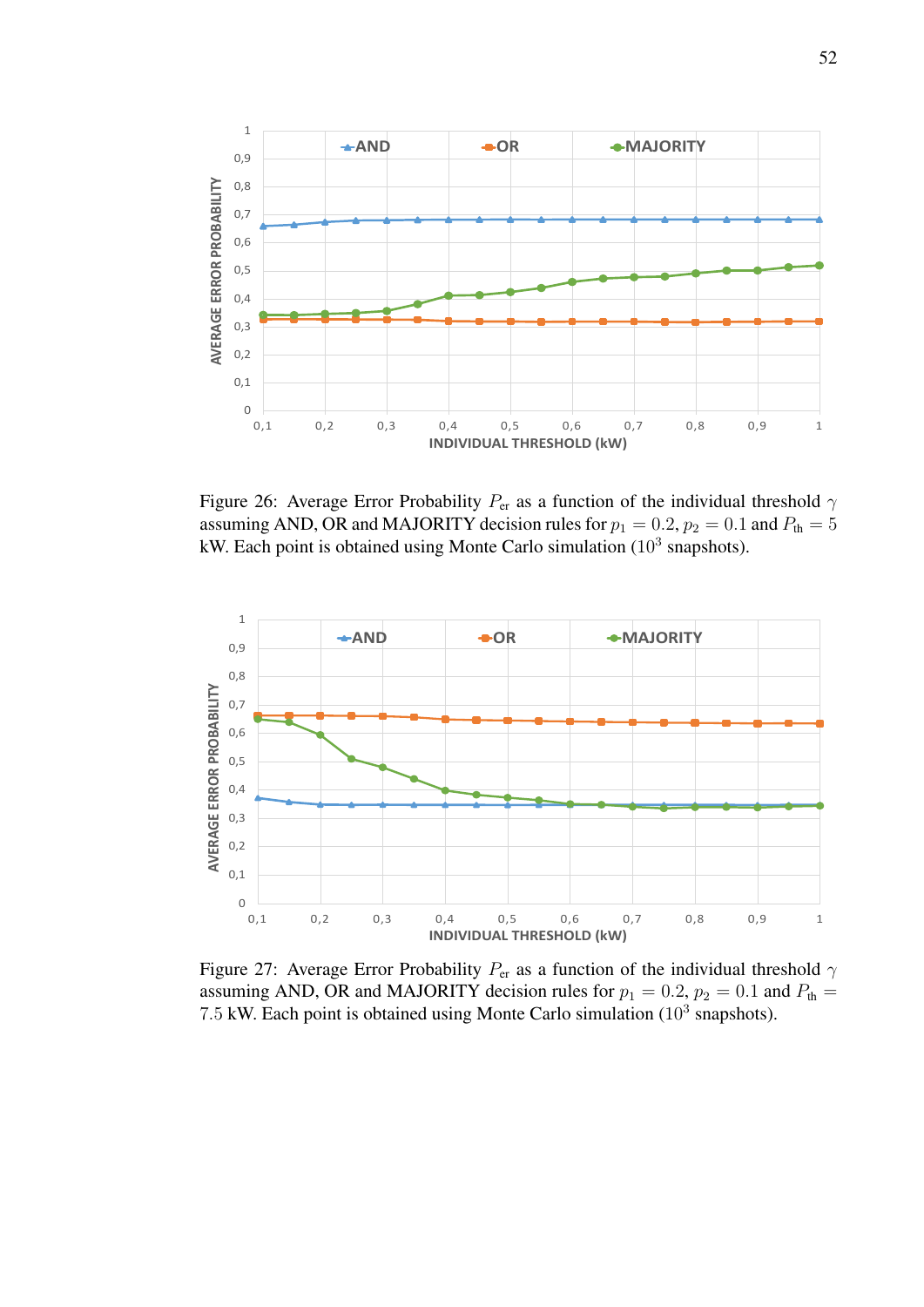Figure 26: Average Error Probability $P_{\text{er}}$ as a function of the individual threshold $\gamma$ assuming AND, OR and MAJORITY decision rules for $p_1 = 0.2$, $p_2 = 0.1$ and $P_{\text{th}} = 5$ kW. Each point is obtained using Monte Carlo simulation ($10^3$ snapshots).

Figure 27: Average Error Probability $P_{\text{er}}$ as a function of the individual threshold $\gamma$ assuming AND, OR and MAJORITY decision rules for $p_1 = 0.2$, $p_2 = 0.1$ and $P_{\text{th}} = 7.5$ kW. Each point is obtained using Monte Carlo simulation ($10^3$ snapshots).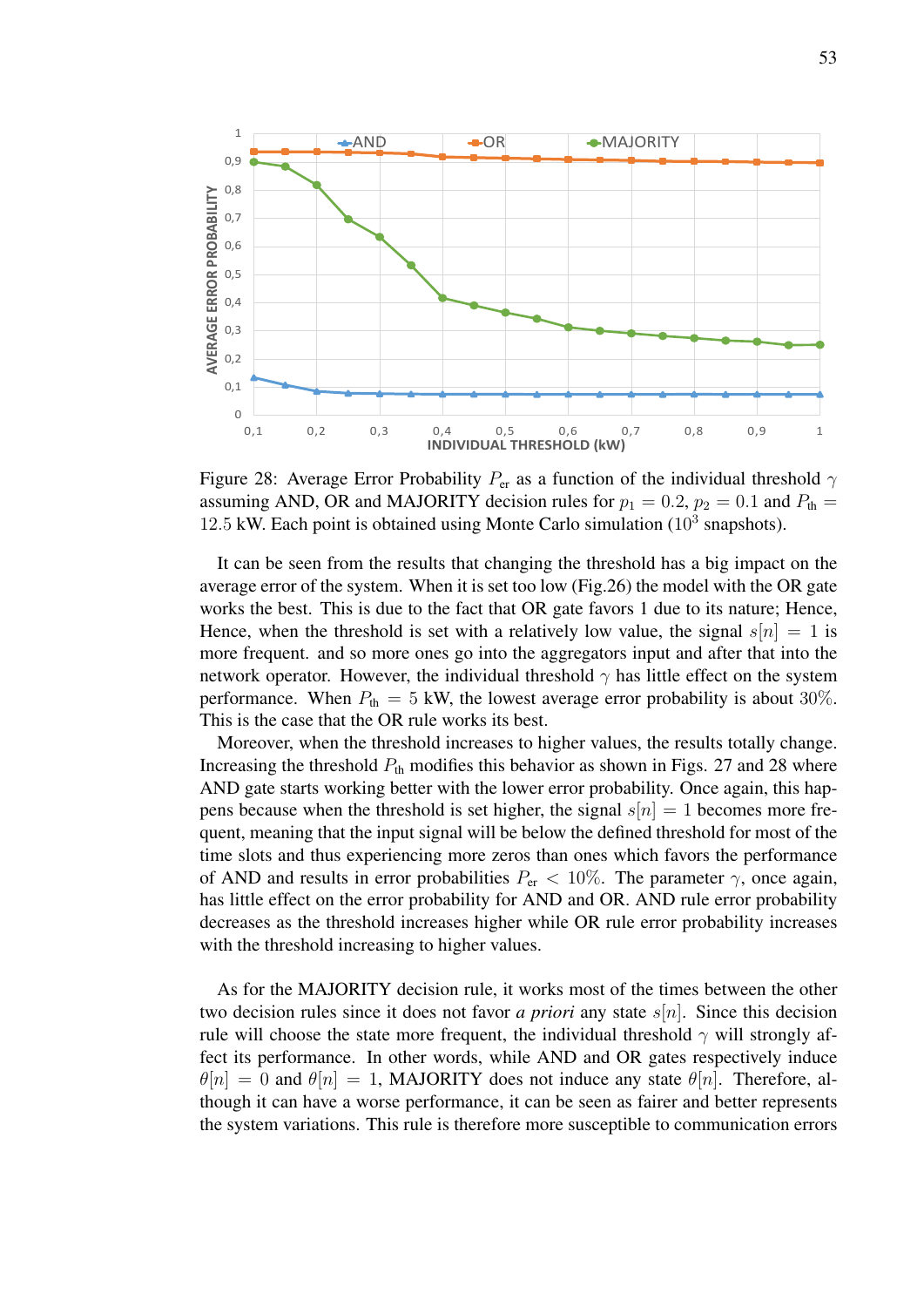Figure 28: Average Error Probability $P_{er}$ as a function of the individual threshold $\gamma$ assuming AND, OR and MAJORITY decision rules for $p_1 = 0.2$, $p_2 = 0.1$ and $P_{th} = 12.5$ kW. Each point is obtained using Monte Carlo simulation ($10^3$ snapshots).

It can be seen from the results that changing the threshold has a big impact on the average error of the system. When it is set too low (Fig.26) the model with the OR gate works the best. This is due to the fact that OR gate favors 1 due to its nature; Hence, Hence, when the threshold is set with a relatively low value, the signal $s[n] = 1$ is more frequent. and so more ones go into the aggregators input and after that into the network operator. However, the individual threshold $\gamma$ has little effect on the system performance. When $P_{th} = 5$ kW, the lowest average error probability is about $30\%$. This is the case that the OR rule works its best.

Moreover, when the threshold increases to higher values, the results totally change. Increasing the threshold $P_{th}$ modifies this behavior as shown in Figs. 27 and 28 where AND gate starts working better with the lower error probability. Once again, this happens because when the threshold is set higher, the signal $s[n] = 1$ becomes more frequent, meaning that the input signal will be below the defined threshold for most of the time slots and thus experiencing more zeros than ones which favors the performance of AND and results in error probabilities $P_{er} < 10\%$. The parameter $\gamma$, once again, has little effect on the error probability for AND and OR. AND rule error probability decreases as the threshold increases higher while OR rule error probability increases with the threshold increasing to higher values.

As for the MAJORITY decision rule, it works most of the times between the other two decision rules since it does not favor *a priori* any state $s[n]$. Since this decision rule will choose the state more frequent, the individual threshold $\gamma$ will strongly affect its performance. In other words, while AND and OR gates respectively induce $\theta[n] = 0$ and $\theta[n] = 1$, MAJORITY does not induce any state $\theta[n]$. Therefore, although it can have a worse performance, it can be seen as fairer and better represents the system variations. This rule is therefore more susceptible to communication errors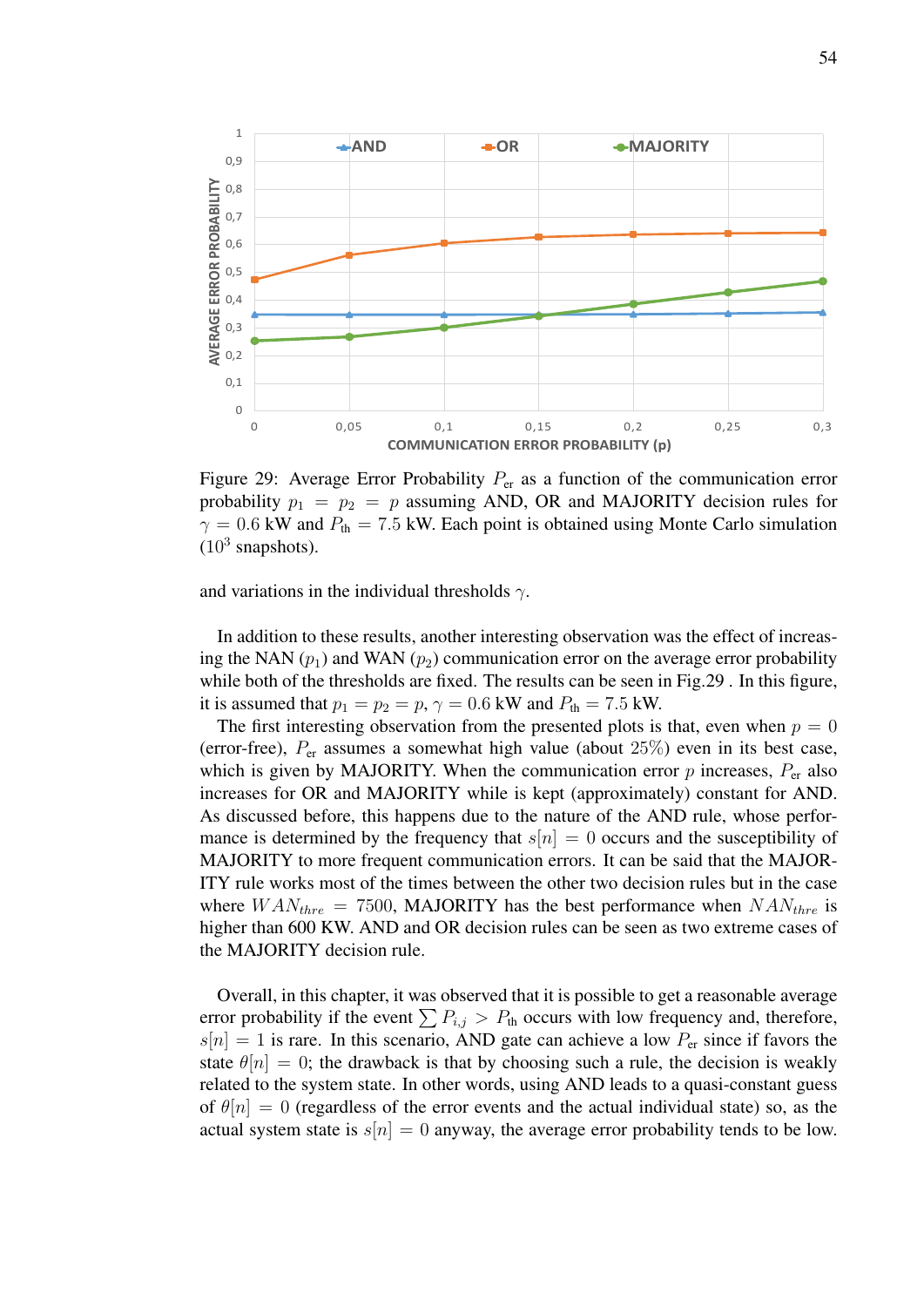Figure 29: Average Error Probability $P_{\text{er}}$ as a function of the communication error probability $p_1 = p_2 = p$ assuming AND, OR and MAJORITY decision rules for $\gamma = 0.6$ kW and $P_{\text{th}} = 7.5$ kW. Each point is obtained using Monte Carlo simulation ($10^3$ snapshots).

and variations in the individual thresholds $\gamma$.

In addition to these results, another interesting observation was the effect of increasing the NAN ($p_1$) and WAN ($p_2$) communication error on the average error probability while both of the thresholds are fixed. The results can be seen in Fig.29 . In this figure, it is assumed that $p_1 = p_2 = p$, $\gamma = 0.6$ kW and $P_{\text{th}} = 7.5$ kW.

The first interesting observation from the presented plots is that, even when $p = 0$ (error-free), $P_{\text{er}}$ assumes a somewhat high value (about 25%) even in its best case, which is given by MAJORITY. When the communication error $p$ increases, $P_{\text{er}}$ also increases for OR and MAJORITY while is kept (approximately) constant for AND. As discussed before, this happens due to the nature of the AND rule, whose performance is determined by the frequency that $s[n] = 0$ occurs and the susceptibility of MAJORITY to more frequent communication errors. It can be said that the MAJORITY rule works most of the times between the other two decision rules but in the case where $WAN_{thre} = 7500$, MAJORITY has the best performance when $NAN_{thre}$ is higher than 600 KW. AND and OR decision rules can be seen as two extreme cases of the MAJORITY decision rule.

Overall, in this chapter, it was observed that it is possible to get a reasonable average error probability if the event $\sum P_{i,j} > P_{\text{th}}$ occurs with low frequency and, therefore, $s[n] = 1$ is rare. In this scenario, AND gate can achieve a low $P_{\text{er}}$ since if favors the state $\theta[n] = 0$; the drawback is that by choosing such a rule, the decision is weakly related to the system state. In other words, using AND leads to a quasi-constant guess of $\theta[n] = 0$ (regardless of the error events and the actual individual state) so, as the actual system state is $s[n] = 0$ anyway, the average error probability tends to be low.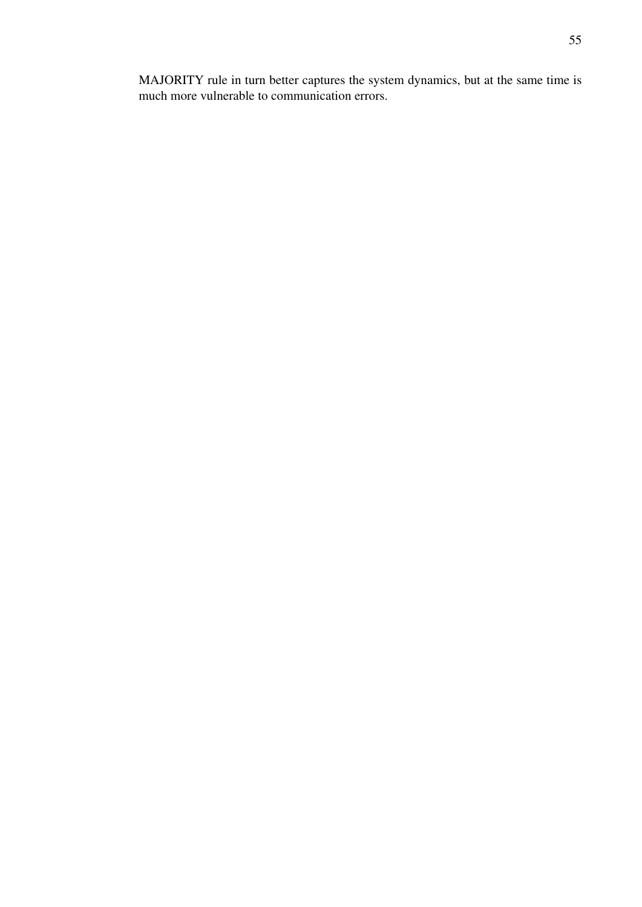MAJORITY rule in turn better captures the system dynamics, but at the same time is much more vulnerable to communication errors.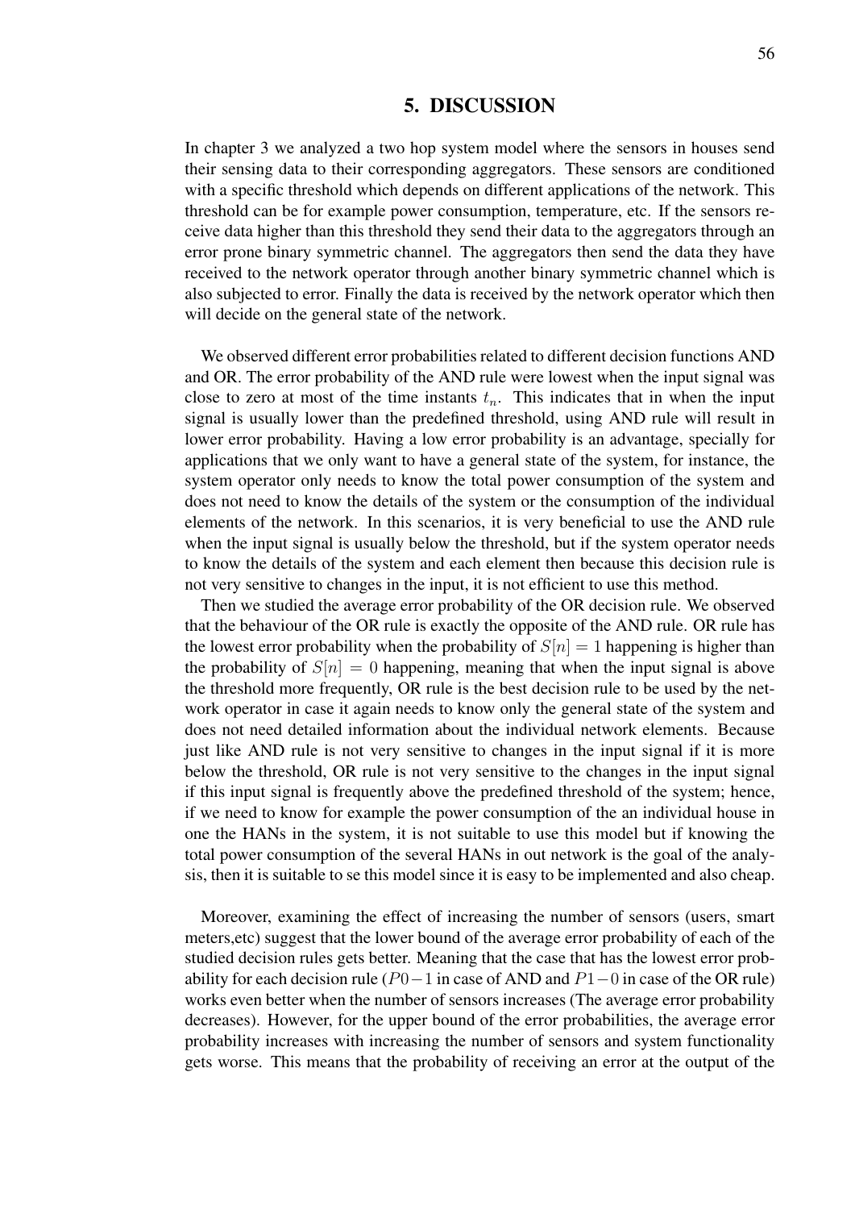# 5. DISCUSSION

In chapter 3 we analyzed a two hop system model where the sensors in houses send their sensing data to their corresponding aggregators. These sensors are conditioned with a specific threshold which depends on different applications of the network. This threshold can be for example power consumption, temperature, etc. If the sensors receive data higher than this threshold they send their data to the aggregators through an error prone binary symmetric channel. The aggregators then send the data they have received to the network operator through another binary symmetric channel which is also subjected to error. Finally the data is received by the network operator which then will decide on the general state of the network.

We observed different error probabilities related to different decision functions AND and OR. The error probability of the AND rule were lowest when the input signal was close to zero at most of the time instants $t_n$. This indicates that in when the input signal is usually lower than the predefined threshold, using AND rule will result in lower error probability. Having a low error probability is an advantage, specially for applications that we only want to have a general state of the system, for instance, the system operator only needs to know the total power consumption of the system and does not need to know the details of the system or the consumption of the individual elements of the network. In this scenarios, it is very beneficial to use the AND rule when the input signal is usually below the threshold, but if the system operator needs to know the details of the system and each element then because this decision rule is not very sensitive to changes in the input, it is not efficient to use this method.

Then we studied the average error probability of the OR decision rule. We observed that the behaviour of the OR rule is exactly the opposite of the AND rule. OR rule has the lowest error probability when the probability of $S[n] = 1$ happening is higher than the probability of $S[n] = 0$ happening, meaning that when the input signal is above the threshold more frequently, OR rule is the best decision rule to be used by the network operator in case it again needs to know only the general state of the system and does not need detailed information about the individual network elements. Because just like AND rule is not very sensitive to changes in the input signal if it is more below the threshold, OR rule is not very sensitive to the changes in the input signal if this input signal is frequently above the predefined threshold of the system; hence, if we need to know for example the power consumption of the an individual house in one the HANs in the system, it is not suitable to use this model but if knowing the total power consumption of the several HANs in out network is the goal of the analysis, then it is suitable to se this model since it is easy to be implemented and also cheap.

Moreover, examining the effect of increasing the number of sensors (users, smart meters,etc) suggest that the lower bound of the average error probability of each of the studied decision rules gets better. Meaning that the case that has the lowest error probability for each decision rule ($P0-1$ in case of AND and $P1-0$ in case of the OR rule) works even better when the number of sensors increases (The average error probability decreases). However, for the upper bound of the error probabilities, the average error probability increases with increasing the number of sensors and system functionality gets worse. This means that the probability of receiving an error at the output of the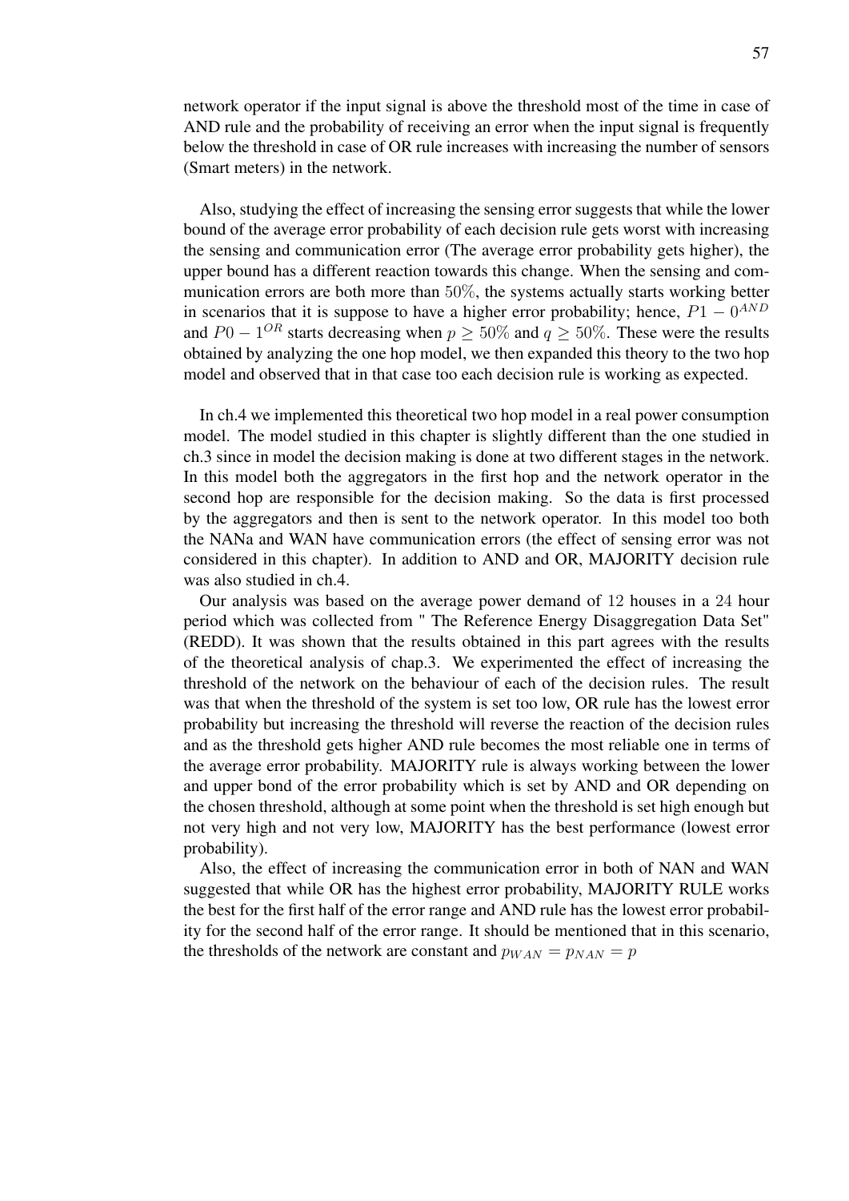network operator if the input signal is above the threshold most of the time in case of AND rule and the probability of receiving an error when the input signal is frequently below the threshold in case of OR rule increases with increasing the number of sensors (Smart meters) in the network.

Also, studying the effect of increasing the sensing error suggests that while the lower bound of the average error probability of each decision rule gets worst with increasing the sensing and communication error (The average error probability gets higher), the upper bound has a different reaction towards this change. When the sensing and communication errors are both more than $50\%$, the systems actually starts working better in scenarios that it is suppose to have a higher error probability; hence, $P1-0^{AND}$ and $P0-1^{OR}$ starts decreasing when $p \geq 50\%$ and $q \geq 50\%$. These were the results obtained by analyzing the one hop model, we then expanded this theory to the two hop model and observed that in that case too each decision rule is working as expected.

In ch.4 we implemented this theoretical two hop model in a real power consumption model. The model studied in this chapter is slightly different than the one studied in ch.3 since in model the decision making is done at two different stages in the network. In this model both the aggregators in the first hop and the network operator in the second hop are responsible for the decision making. So the data is first processed by the aggregators and then is sent to the network operator. In this model too both the NANa and WAN have communication errors (the effect of sensing error was not considered in this chapter). In addition to AND and OR, MAJORITY decision rule was also studied in ch.4.

Our analysis was based on the average power demand of $12$ houses in a $24$ hour period which was collected from " The Reference Energy Disaggregation Data Set" (REDD). It was shown that the results obtained in this part agrees with the results of the theoretical analysis of chap.3. We experimented the effect of increasing the threshold of the network on the behaviour of each of the decision rules. The result was that when the threshold of the system is set too low, OR rule has the lowest error probability but increasing the threshold will reverse the reaction of the decision rules and as the threshold gets higher AND rule becomes the most reliable one in terms of the average error probability. MAJORITY rule is always working between the lower and upper bond of the error probability which is set by AND and OR depending on the chosen threshold, although at some point when the threshold is set high enough but not very high and not very low, MAJORITY has the best performance (lowest error probability).

Also, the effect of increasing the communication error in both of NAN and WAN suggested that while OR has the highest error probability, MAJORITY RULE works the best for the first half of the error range and AND rule has the lowest error probability for the second half of the error range. It should be mentioned that in this scenario, the thresholds of the network are constant and $p_{WAN} = p_{NAN} = p$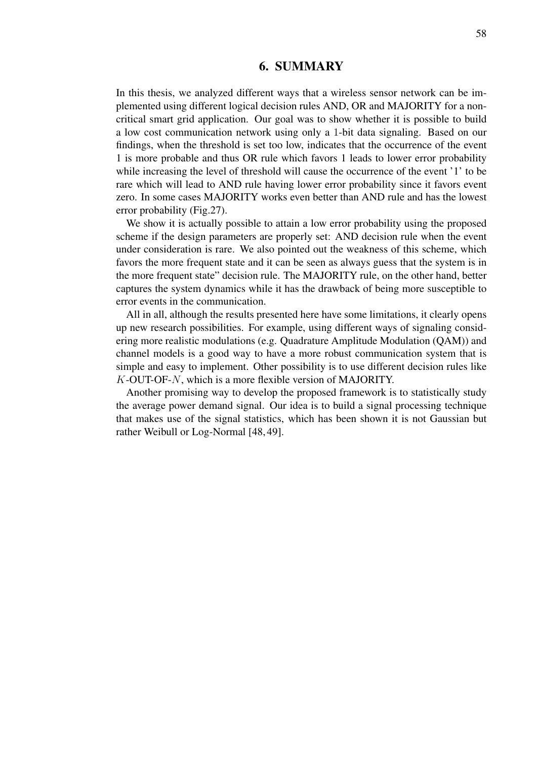# 6. SUMMARY

In this thesis, we analyzed different ways that a wireless sensor network can be implemented using different logical decision rules AND, OR and MAJORITY for a non-critical smart grid application. Our goal was to show whether it is possible to build a low cost communication network using only a 1-bit data signaling. Based on our findings, when the threshold is set too low, indicates that the occurrence of the event 1 is more probable and thus OR rule which favors 1 leads to lower error probability while increasing the level of threshold will cause the occurrence of the event '1' to be rare which will lead to AND rule having lower error probability since it favors event zero. In some cases MAJORITY works even better than AND rule and has the lowest error probability (Fig.27).

We show it is actually possible to attain a low error probability using the proposed scheme if the design parameters are properly set: AND decision rule when the event under consideration is rare. We also pointed out the weakness of this scheme, which favors the more frequent state and it can be seen as always guess that the system is in the more frequent state" decision rule. The MAJORITY rule, on the other hand, better captures the system dynamics while it has the drawback of being more susceptible to error events in the communication.

All in all, although the results presented here have some limitations, it clearly opens up new research possibilities. For example, using different ways of signaling considering more realistic modulations (e.g. Quadrature Amplitude Modulation (QAM)) and channel models is a good way to have a more robust communication system that is simple and easy to implement. Other possibility is to use different decision rules like $K$-OUT-OF-$N$, which is a more flexible version of MAJORITY.

Another promising way to develop the proposed framework is to statistically study the average power demand signal. Our idea is to build a signal processing technique that makes use of the signal statistics, which has been shown it is not Gaussian but rather Weibull or Log-Normal [48, 49].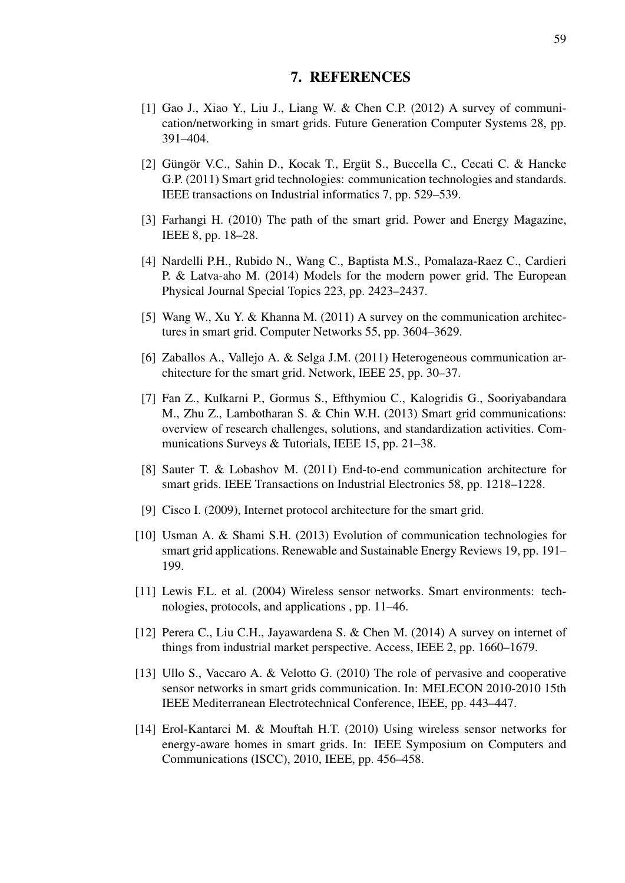# 7. REFERENCES

[1] Gao J., Xiao Y., Liu J., Liang W. & Chen C.P. (2012) A survey of communication/networking in smart grids. Future Generation Computer Systems 28, pp. 391–404.

[2] Güngör V.C., Sahin D., Kocak T., Ergüt S., Buccella C., Cecati C. & Hancke G.P. (2011) Smart grid technologies: communication technologies and standards. IEEE transactions on Industrial informatics 7, pp. 529–539.

[3] Farhangi H. (2010) The path of the smart grid. Power and Energy Magazine, IEEE 8, pp. 18–28.

[4] Nardelli P.H., Rubido N., Wang C., Baptista M.S., Pomalaza-Raez C., Cardieri P. & Latva-aho M. (2014) Models for the modern power grid. The European Physical Journal Special Topics 223, pp. 2423–2437.

[5] Wang W., Xu Y. & Khanna M. (2011) A survey on the communication architectures in smart grid. Computer Networks 55, pp. 3604–3629.

[6] Zaballos A., Vallejo A. & Selga J.M. (2011) Heterogeneous communication architecture for the smart grid. Network, IEEE 25, pp. 30–37.

[7] Fan Z., Kulkarni P., Gormus S., Efthymiou C., Kalogridis G., Sooriyabandara M., Zhu Z., Lambotharan S. & Chin W.H. (2013) Smart grid communications: overview of research challenges, solutions, and standardization activities. Communications Surveys & Tutorials, IEEE 15, pp. 21–38.

[8] Sauter T. & Lobashov M. (2011) End-to-end communication architecture for smart grids. IEEE Transactions on Industrial Electronics 58, pp. 1218–1228.

[9] Cisco I. (2009), Internet protocol architecture for the smart grid.

[10] Usman A. & Shami S.H. (2013) Evolution of communication technologies for smart grid applications. Renewable and Sustainable Energy Reviews 19, pp. 191–199.

[11] Lewis F.L. et al. (2004) Wireless sensor networks. Smart environments: technologies, protocols, and applications , pp. 11–46.

[12] Perera C., Liu C.H., Jayawardena S. & Chen M. (2014) A survey on internet of things from industrial market perspective. Access, IEEE 2, pp. 1660–1679.

[13] Ullo S., Vaccaro A. & Velotto G. (2010) The role of pervasive and cooperative sensor networks in smart grids communication. In: MELECON 2010-2010 15th IEEE Mediterranean Electrotechnical Conference, IEEE, pp. 443–447.

[14] Erol-Kantarci M. & Mouftah H.T. (2010) Using wireless sensor networks for energy-aware homes in smart grids. In: IEEE Symposium on Computers and Communications (ISCC), 2010, IEEE, pp. 456–458.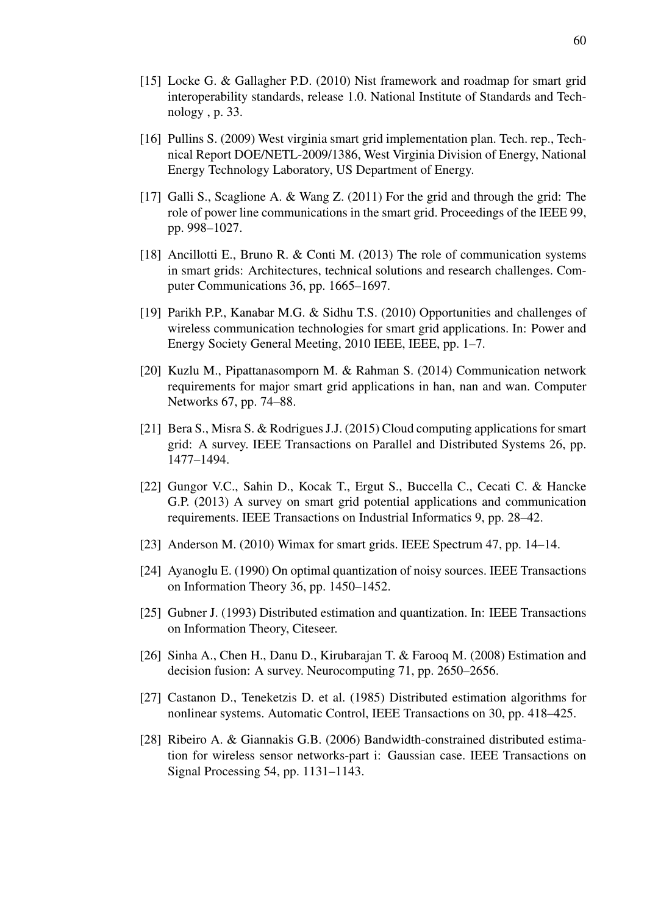[15] Locke G. & Gallagher P.D. (2010) Nist framework and roadmap for smart grid interoperability standards, release 1.0. National Institute of Standards and Technology , p. 33.

[16] Pullins S. (2009) West virginia smart grid implementation plan. Tech. rep., Technical Report DOE/NETL-2009/1386, West Virginia Division of Energy, National Energy Technology Laboratory, US Department of Energy.

[17] Galli S., Scaglione A. & Wang Z. (2011) For the grid and through the grid: The role of power line communications in the smart grid. Proceedings of the IEEE 99, pp. 998–1027.

[18] Ancillotti E., Bruno R. & Conti M. (2013) The role of communication systems in smart grids: Architectures, technical solutions and research challenges. Computer Communications 36, pp. 1665–1697.

[19] Parikh P.P., Kanabar M.G. & Sidhu T.S. (2010) Opportunities and challenges of wireless communication technologies for smart grid applications. In: Power and Energy Society General Meeting, 2010 IEEE, IEEE, pp. 1–7.

[20] Kuzlu M., Pipattanasomporn M. & Rahman S. (2014) Communication network requirements for major smart grid applications in han, nan and wan. Computer Networks 67, pp. 74–88.

[21] Bera S., Misra S. & Rodrigues J.J. (2015) Cloud computing applications for smart grid: A survey. IEEE Transactions on Parallel and Distributed Systems 26, pp. 1477–1494.

[22] Gungor V.C., Sahin D., Kocak T., Ergut S., Buccella C., Cecati C. & Hancke G.P. (2013) A survey on smart grid potential applications and communication requirements. IEEE Transactions on Industrial Informatics 9, pp. 28–42.

[23] Anderson M. (2010) Wimax for smart grids. IEEE Spectrum 47, pp. 14–14.

[24] Ayanoglu E. (1990) On optimal quantization of noisy sources. IEEE Transactions on Information Theory 36, pp. 1450–1452.

[25] Gubner J. (1993) Distributed estimation and quantization. In: IEEE Transactions on Information Theory, Citeseer.

[26] Sinha A., Chen H., Danu D., Kirubarajan T. & Farooq M. (2008) Estimation and decision fusion: A survey. Neurocomputing 71, pp. 2650–2656.

[27] Castanon D., Teneketzis D. et al. (1985) Distributed estimation algorithms for nonlinear systems. Automatic Control, IEEE Transactions on 30, pp. 418–425.

[28] Ribeiro A. & Giannakis G.B. (2006) Bandwidth-constrained distributed estimation for wireless sensor networks-part i: Gaussian case. IEEE Transactions on Signal Processing 54, pp. 1131–1143.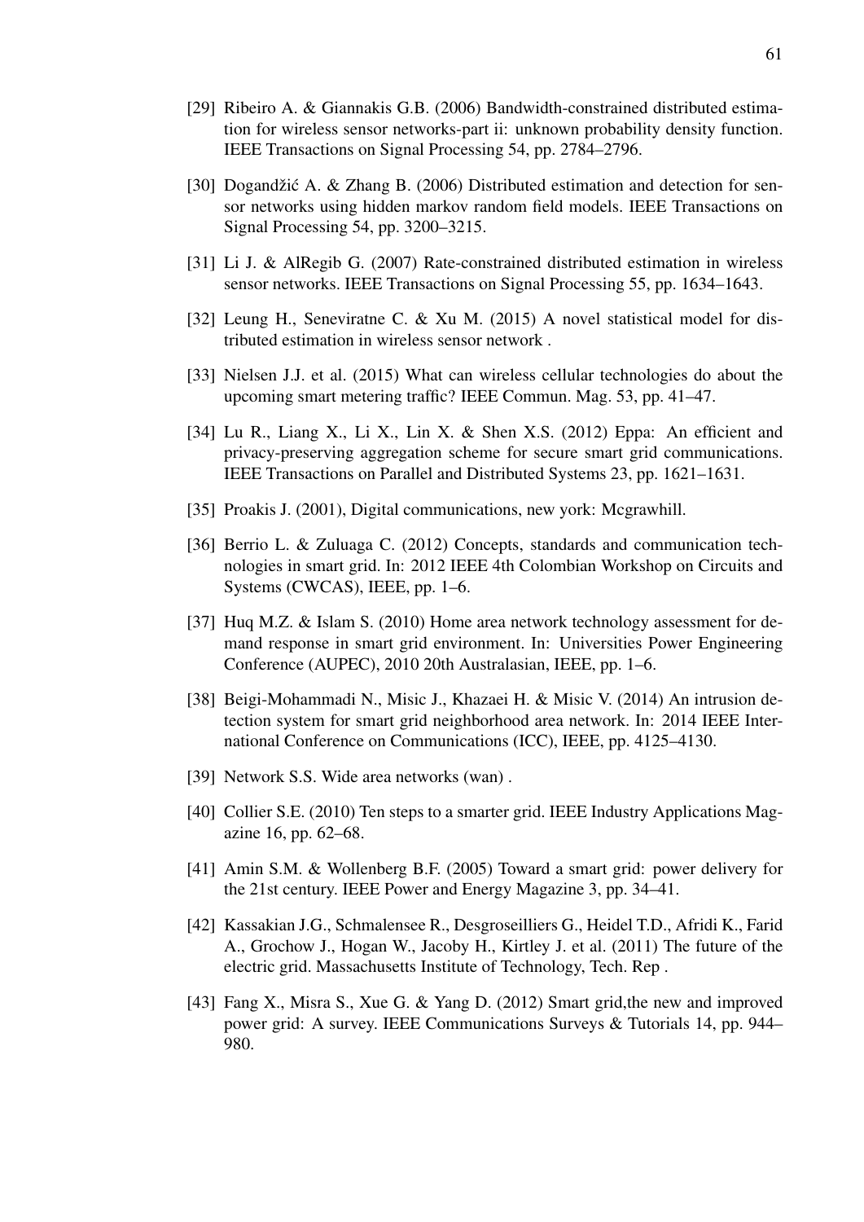[29] Ribeiro A. & Giannakis G.B. (2006) Bandwidth-constrained distributed estimation for wireless sensor networks-part ii: unknown probability density function. IEEE Transactions on Signal Processing 54, pp. 2784–2796.

[30] Dogandžić A. & Zhang B. (2006) Distributed estimation and detection for sensor networks using hidden markov random field models. IEEE Transactions on Signal Processing 54, pp. 3200–3215.

[31] Li J. & AlRegib G. (2007) Rate-constrained distributed estimation in wireless sensor networks. IEEE Transactions on Signal Processing 55, pp. 1634–1643.

[32] Leung H., Seneviratne C. & Xu M. (2015) A novel statistical model for distributed estimation in wireless sensor network .

[33] Nielsen J.J. et al. (2015) What can wireless cellular technologies do about the upcoming smart metering traffic? IEEE Commun. Mag. 53, pp. 41–47.

[34] Lu R., Liang X., Li X., Lin X. & Shen X.S. (2012) Eppa: An efficient and privacy-preserving aggregation scheme for secure smart grid communications. IEEE Transactions on Parallel and Distributed Systems 23, pp. 1621–1631.

[35] Proakis J. (2001), Digital communications, new york: Mcgrawhill.

[36] Berrio L. & Zuluaga C. (2012) Concepts, standards and communication technologies in smart grid. In: 2012 IEEE 4th Colombian Workshop on Circuits and Systems (CWCAS), IEEE, pp. 1–6.

[37] Huq M.Z. & Islam S. (2010) Home area network technology assessment for demand response in smart grid environment. In: Universities Power Engineering Conference (AUPEC), 2010 20th Australasian, IEEE, pp. 1–6.

[38] Beigi-Mohammadi N., Misic J., Khazaei H. & Misic V. (2014) An intrusion detection system for smart grid neighborhood area network. In: 2014 IEEE International Conference on Communications (ICC), IEEE, pp. 4125–4130.

[39] Network S.S. Wide area networks (wan) .

[40] Collier S.E. (2010) Ten steps to a smarter grid. IEEE Industry Applications Magazine 16, pp. 62–68.

[41] Amin S.M. & Wollenberg B.F. (2005) Toward a smart grid: power delivery for the 21st century. IEEE Power and Energy Magazine 3, pp. 34–41.

[42] Kassakian J.G., Schmalensee R., Desgroseilliers G., Heidel T.D., Afridi K., Farid A., Grochow J., Hogan W., Jacoby H., Kirtley J. et al. (2011) The future of the electric grid. Massachusetts Institute of Technology, Tech. Rep .

[43] Fang X., Misra S., Xue G. & Yang D. (2012) Smart grid,the new and improved power grid: A survey. IEEE Communications Surveys & Tutorials 14, pp. 944–980.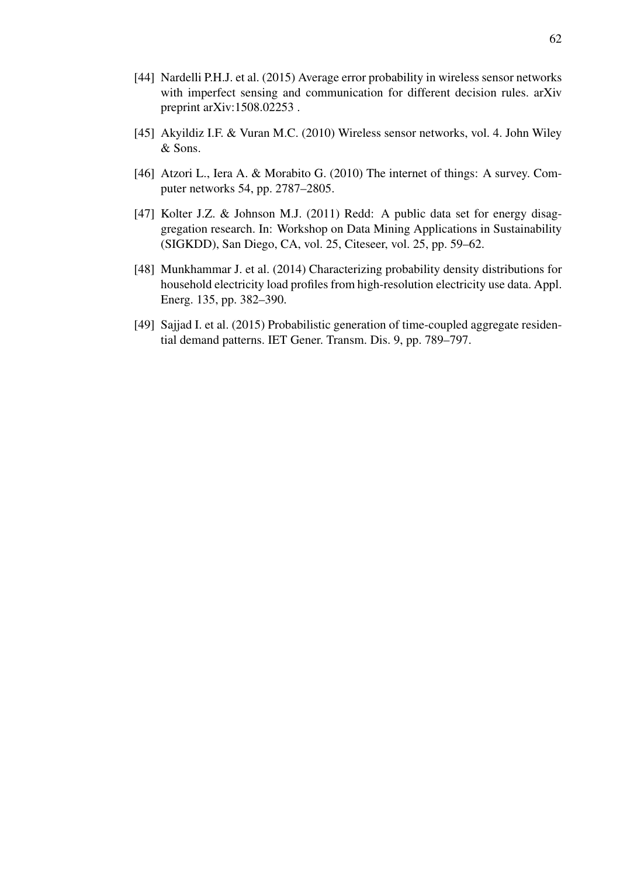[44] Nardelli P.H.J. et al. (2015) Average error probability in wireless sensor networks with imperfect sensing and communication for different decision rules. arXiv preprint arXiv:1508.02253 .

[45] Akyildiz I.F. & Vuran M.C. (2010) Wireless sensor networks, vol. 4. John Wiley & Sons.

[46] Atzori L., Iera A. & Morabito G. (2010) The internet of things: A survey. Computer networks 54, pp. 2787–2805.

[47] Kolter J.Z. & Johnson M.J. (2011) Redd: A public data set for energy disaggregation research. In: Workshop on Data Mining Applications in Sustainability (SIGKDD), San Diego, CA, vol. 25, Citeseer, vol. 25, pp. 59–62.

[48] Munkhammar J. et al. (2014) Characterizing probability density distributions for household electricity load profiles from high-resolution electricity use data. Appl. Energ. 135, pp. 382–390.

[49] Sajjad I. et al. (2015) Probabilistic generation of time-coupled aggregate residential demand patterns. IET Gener. Transm. Dis. 9, pp. 789–797.